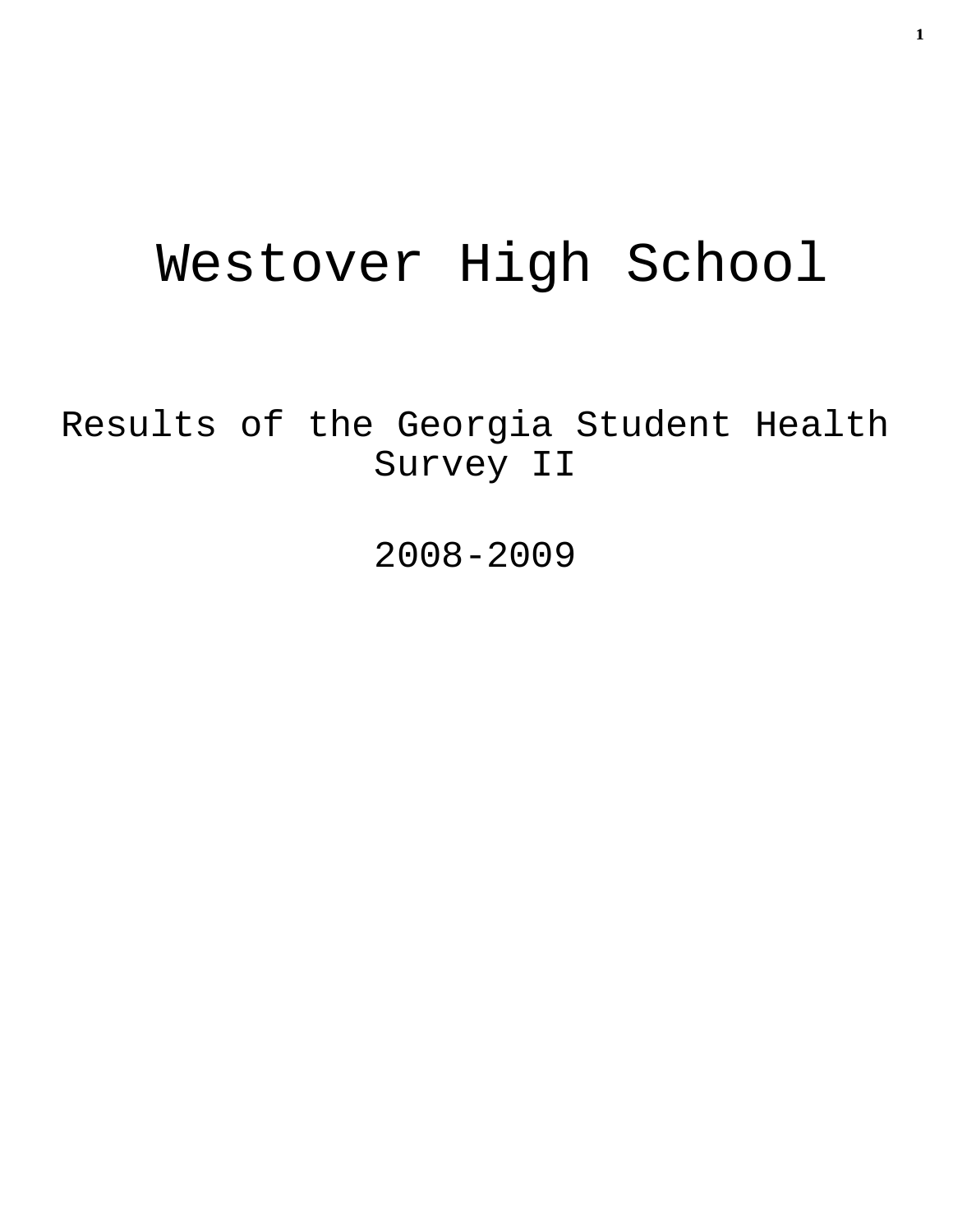# Westover High School

## Results of the Georgia Student Health Survey II

## 2008-2009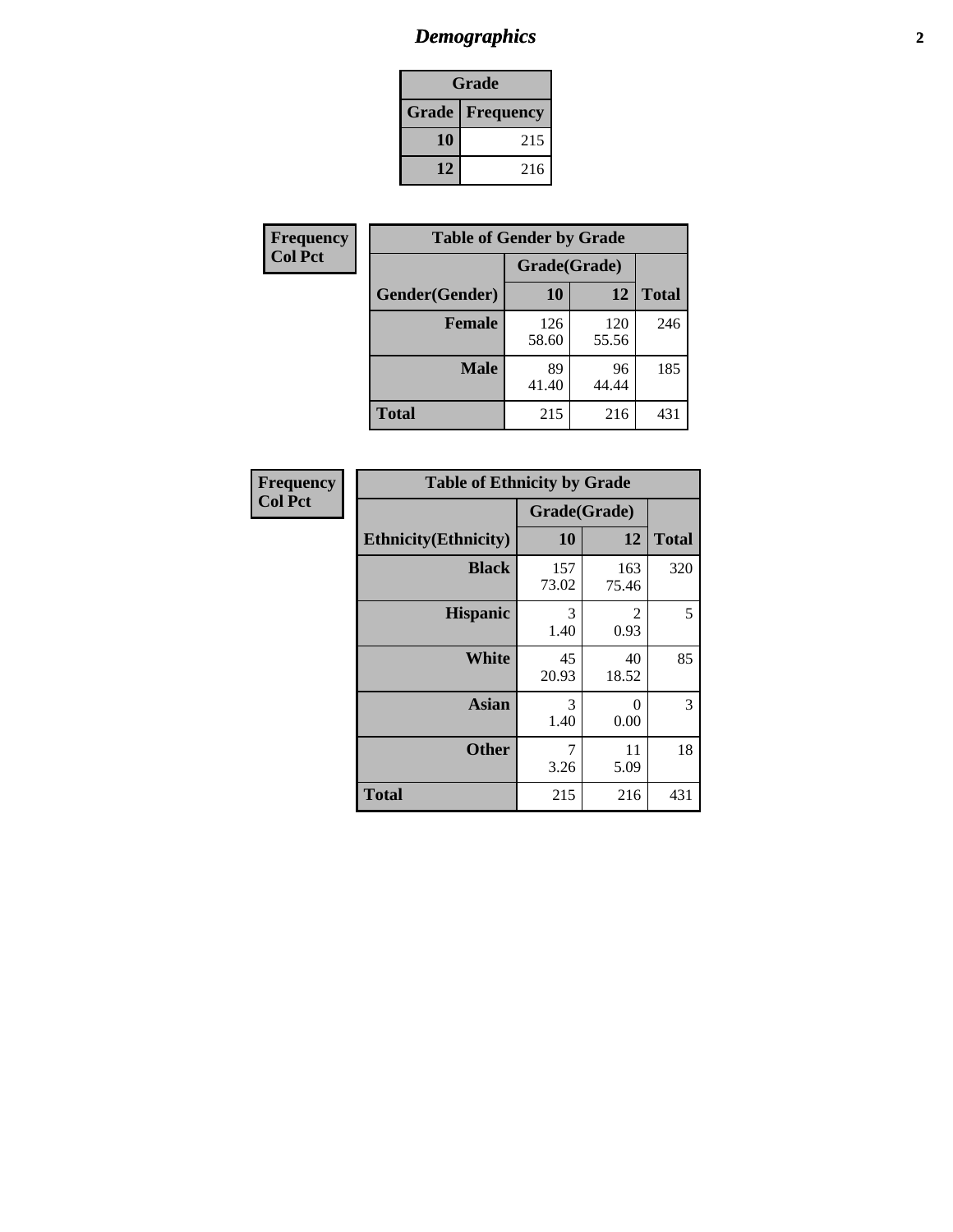# *Demographics*

| Grade | |
|---|---|
| **Grade** | **Frequency** |
| **10** | 215 |
| **12** | 216 |

**Frequency**
**Col Pct**

| Table of Gender by Grade | | | |
|---|---|---|---|
| | Grade(Grade) | | |
| **Gender(Gender)** | **10** | **12** | **Total** |
| **Female** | 126<br>58.60 | 120<br>55.56 | 246 |
| **Male** | 89<br>41.40 | 96<br>44.44 | 185 |
| **Total** | 215 | 216 | 431 |

**Frequency**
**Col Pct**

| Table of Ethnicity by Grade | | | |
|---|---|---|---|
| | Grade(Grade) | | |
| **Ethnicity(Ethnicity)** | **10** | **12** | **Total** |
| **Black** | 157<br>73.02 | 163<br>75.46 | 320 |
| **Hispanic** | 3<br>1.40 | 2<br>0.93 | 5 |
| **White** | 45<br>20.93 | 40<br>18.52 | 85 |
| **Asian** | 3<br>1.40 | 0<br>0.00 | 3 |
| **Other** | 7<br>3.26 | 11<br>5.09 | 18 |
| **Total** | 215 | 216 | 431 |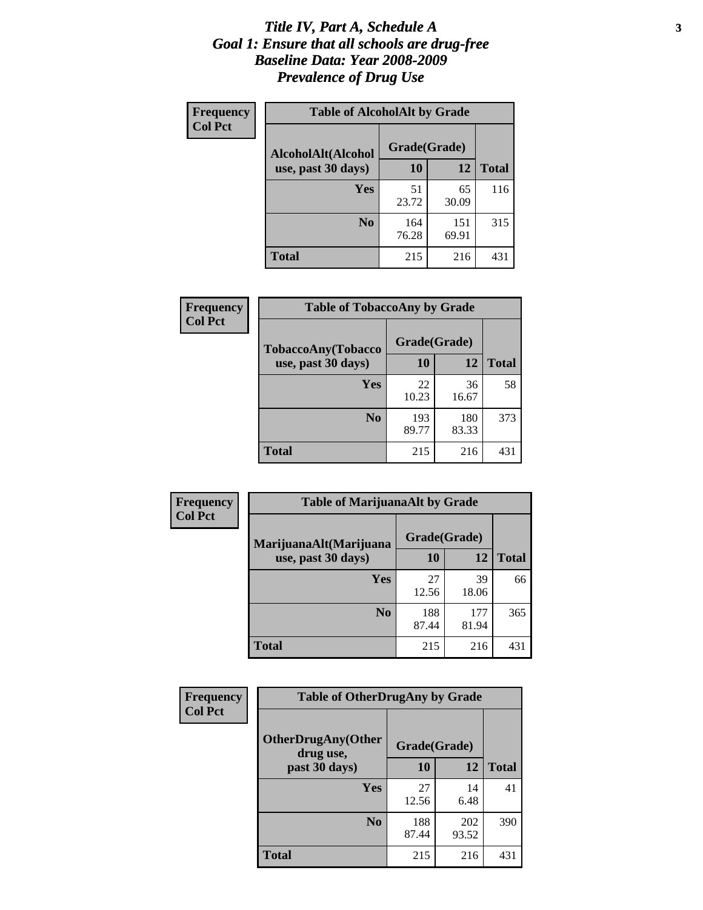# *Title IV, Part A, Schedule A*
# *Goal 1: Ensure that all schools are drug-free*
# *Baseline Data: Year 2008-2009*
# *Prevalence of Drug Use*

**Frequency**
**Col Pct**

**Table of AlcoholAlt by Grade**

| AlcoholAlt(Alcohol use, past 30 days) | Grade(Grade) 10 | 12 | Total |
|---|---|---|---|
| **Yes** | 51<br>23.72 | 65<br>30.09 | 116 |
| **No** | 164<br>76.28 | 151<br>69.91 | 315 |
| **Total** | 215 | 216 | 431 |

**Frequency**
**Col Pct**

**Table of TobaccoAny by Grade**

| TobaccoAny(Tobacco use, past 30 days) | Grade(Grade) 10 | 12 | Total |
|---|---|---|---|
| **Yes** | 22<br>10.23 | 36<br>16.67 | 58 |
| **No** | 193<br>89.77 | 180<br>83.33 | 373 |
| **Total** | 215 | 216 | 431 |

**Frequency**
**Col Pct**

**Table of MarijuanaAlt by Grade**

| MarijuanaAlt(Marijuana use, past 30 days) | Grade(Grade) 10 | 12 | Total |
|---|---|---|---|
| **Yes** | 27<br>12.56 | 39<br>18.06 | 66 |
| **No** | 188<br>87.44 | 177<br>81.94 | 365 |
| **Total** | 215 | 216 | 431 |

**Frequency**
**Col Pct**

**Table of OtherDrugAny by Grade**

| OtherDrugAny(Other drug use, past 30 days) | Grade(Grade) 10 | 12 | Total |
|---|---|---|---|
| **Yes** | 27<br>12.56 | 14<br>6.48 | 41 |
| **No** | 188<br>87.44 | 202<br>93.52 | 390 |
| **Total** | 215 | 216 | 431 |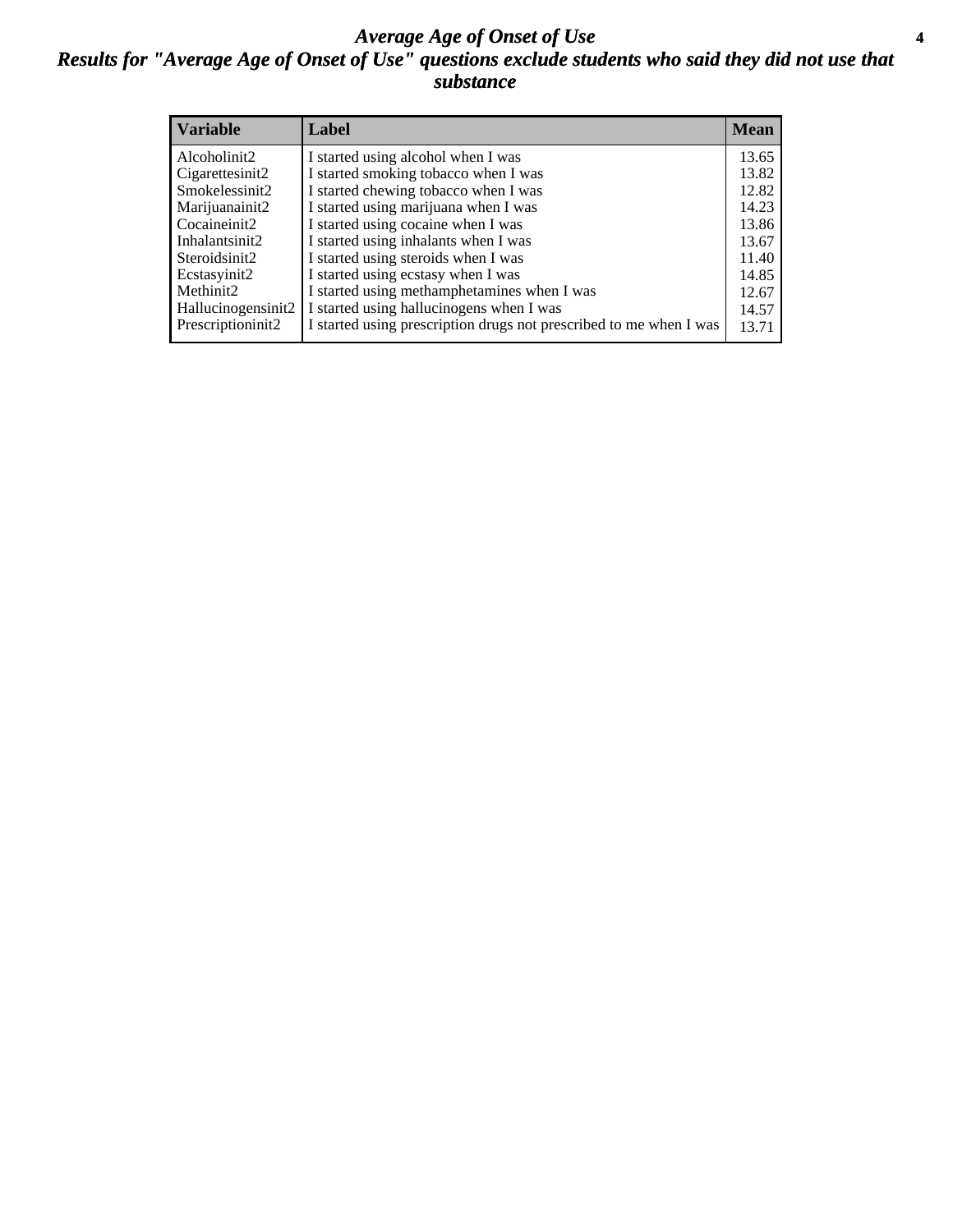# *Average Age of Onset of Use*

## *Results for "Average Age of Onset of Use" questions exclude students who said they did not use that substance*

| Variable | Label | Mean |
|---|---|---|
| Alcoholinit2 | I started using alcohol when I was | 13.65 |
| Cigarettesinit2 | I started smoking tobacco when I was | 13.82 |
| Smokelessinit2 | I started chewing tobacco when I was | 12.82 |
| Marijuanainit2 | I started using marijuana when I was | 14.23 |
| Cocaineinit2 | I started using cocaine when I was | 13.86 |
| Inhalantsinit2 | I started using inhalants when I was | 13.67 |
| Steroidsinit2 | I started using steroids when I was | 11.40 |
| Ecstasyinit2 | I started using ecstasy when I was | 14.85 |
| Methinit2 | I started using methamphetamines when I was | 12.67 |
| Hallucinogensinit2 | I started using hallucinogens when I was | 14.57 |
| Prescriptioninit2 | I started using prescription drugs not prescribed to me when I was | 13.71 |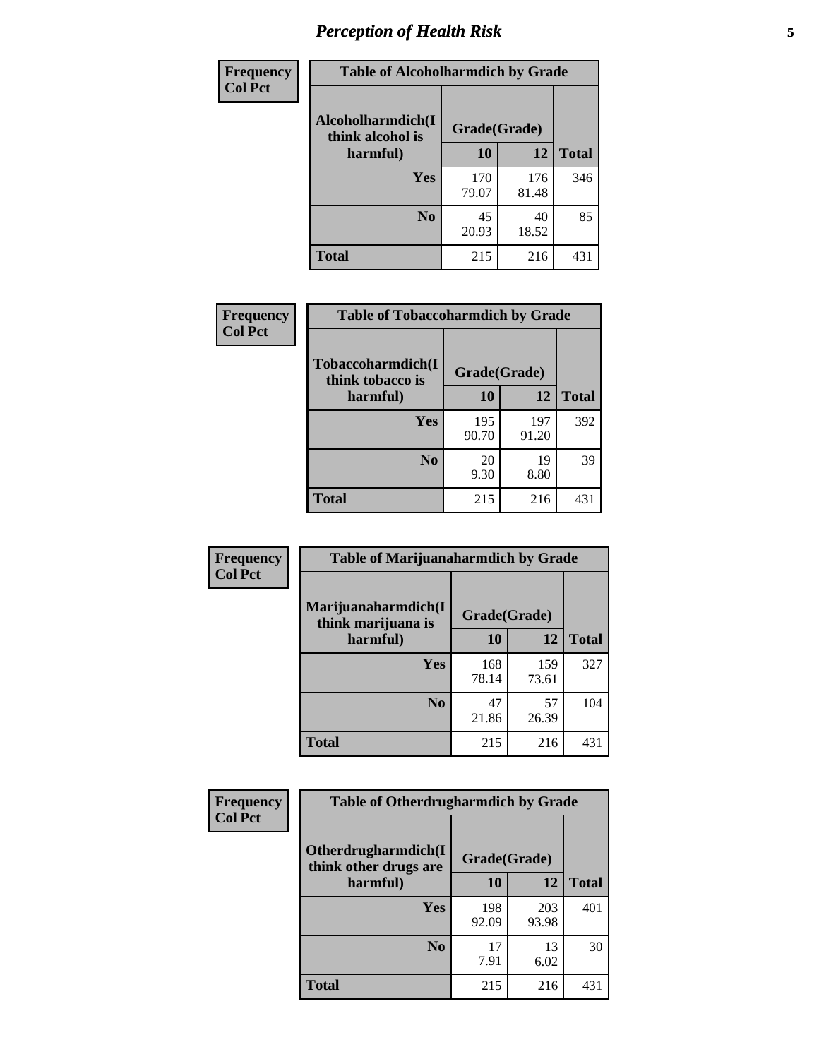# Perception of Health Risk

**Frequency**
**Col Pct**

| Table of Alcoholharmdich by Grade | | | |
|---|---|---|---|
| **Alcoholharmdich(I think alcohol is harmful)** | **Grade(Grade)** | | **Total** |
| | **10** | **12** | |
| **Yes** | 170<br>79.07 | 176<br>81.48 | 346 |
| **No** | 45<br>20.93 | 40<br>18.52 | 85 |
| **Total** | 215 | 216 | 431 |

**Frequency**
**Col Pct**

| Table of Tobaccoharmdich by Grade | | | |
|---|---|---|---|
| **Tobaccoharmdich(I think tobacco is harmful)** | **Grade(Grade)** | | **Total** |
| | **10** | **12** | |
| **Yes** | 195<br>90.70 | 197<br>91.20 | 392 |
| **No** | 20<br>9.30 | 19<br>8.80 | 39 |
| **Total** | 215 | 216 | 431 |

**Frequency**
**Col Pct**

| Table of Marijuanaharmdich by Grade | | | |
|---|---|---|---|
| **Marijuanaharmdich(I think marijuana is harmful)** | **Grade(Grade)** | | **Total** |
| | **10** | **12** | |
| **Yes** | 168<br>78.14 | 159<br>73.61 | 327 |
| **No** | 47<br>21.86 | 57<br>26.39 | 104 |
| **Total** | 215 | 216 | 431 |

**Frequency**
**Col Pct**

| Table of Otherdrugharmdich by Grade | | | |
|---|---|---|---|
| **Otherdrugharmdich(I think other drugs are harmful)** | **Grade(Grade)** | | **Total** |
| | **10** | **12** | |
| **Yes** | 198<br>92.09 | 203<br>93.98 | 401 |
| **No** | 17<br>7.91 | 13<br>6.02 | 30 |
| **Total** | 215 | 216 | 431 |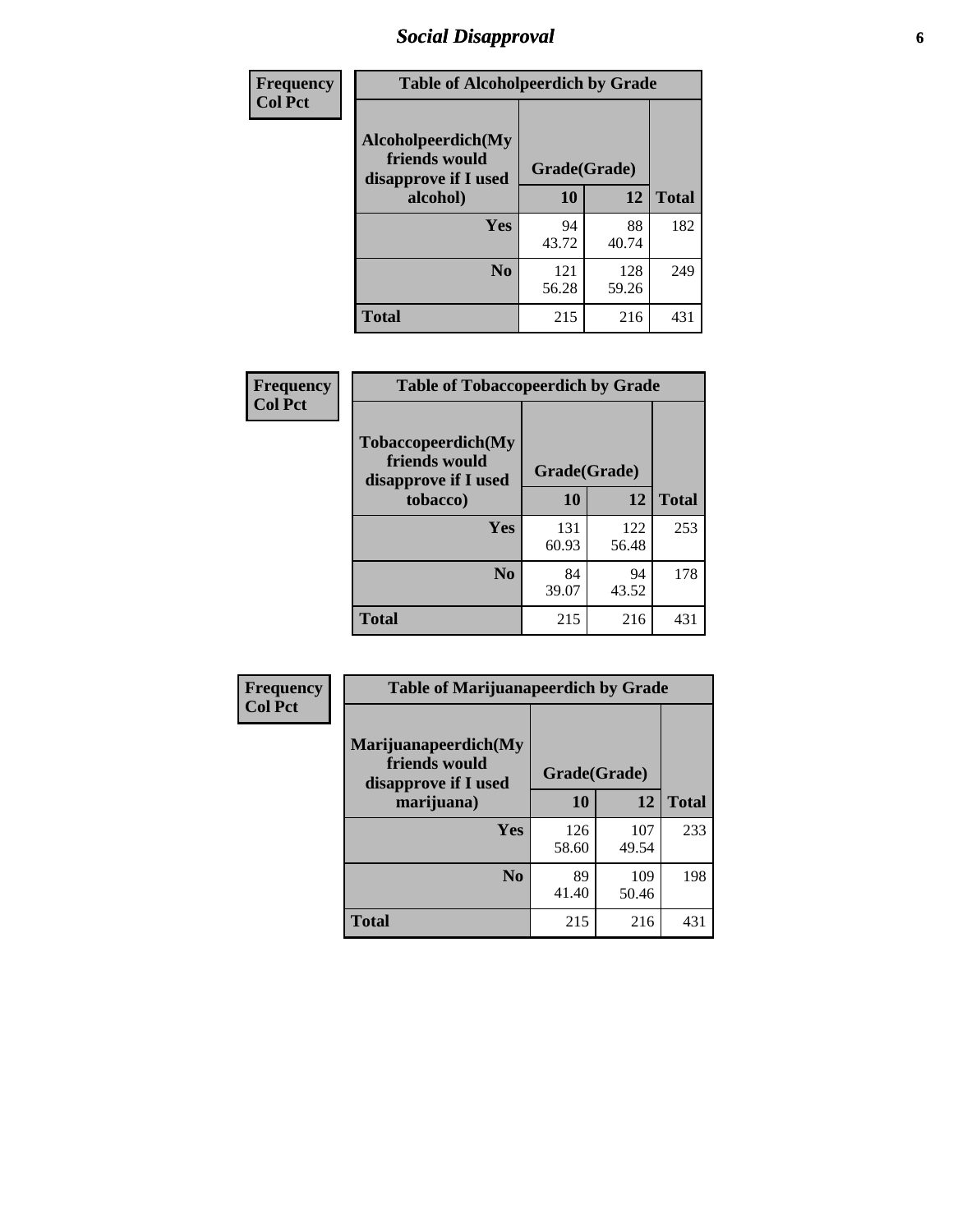## Social Disapproval

| Frequency Col Pct |
|---|

**Table of Alcoholpeerdich by Grade**

| Alcoholpeerdich(My friends would disapprove if I used alcohol) | Grade(Grade) 10 | 12 | Total |
|---|---|---|---|
| Yes | 94<br>43.72 | 88<br>40.74 | 182 |
| No | 121<br>56.28 | 128<br>59.26 | 249 |
| Total | 215 | 216 | 431 |

| Frequency Col Pct |
|---|

**Table of Tobaccopeerdich by Grade**

| Tobaccopeerdich(My friends would disapprove if I used tobacco) | Grade(Grade) 10 | 12 | Total |
|---|---|---|---|
| Yes | 131<br>60.93 | 122<br>56.48 | 253 |
| No | 84<br>39.07 | 94<br>43.52 | 178 |
| Total | 215 | 216 | 431 |

| Frequency Col Pct |
|---|

**Table of Marijuanapeerdich by Grade**

| Marijuanapeerdich(My friends would disapprove if I used marijuana) | Grade(Grade) 10 | 12 | Total |
|---|---|---|---|
| Yes | 126<br>58.60 | 107<br>49.54 | 233 |
| No | 89<br>41.40 | 109<br>50.46 | 198 |
| Total | 215 | 216 | 431 |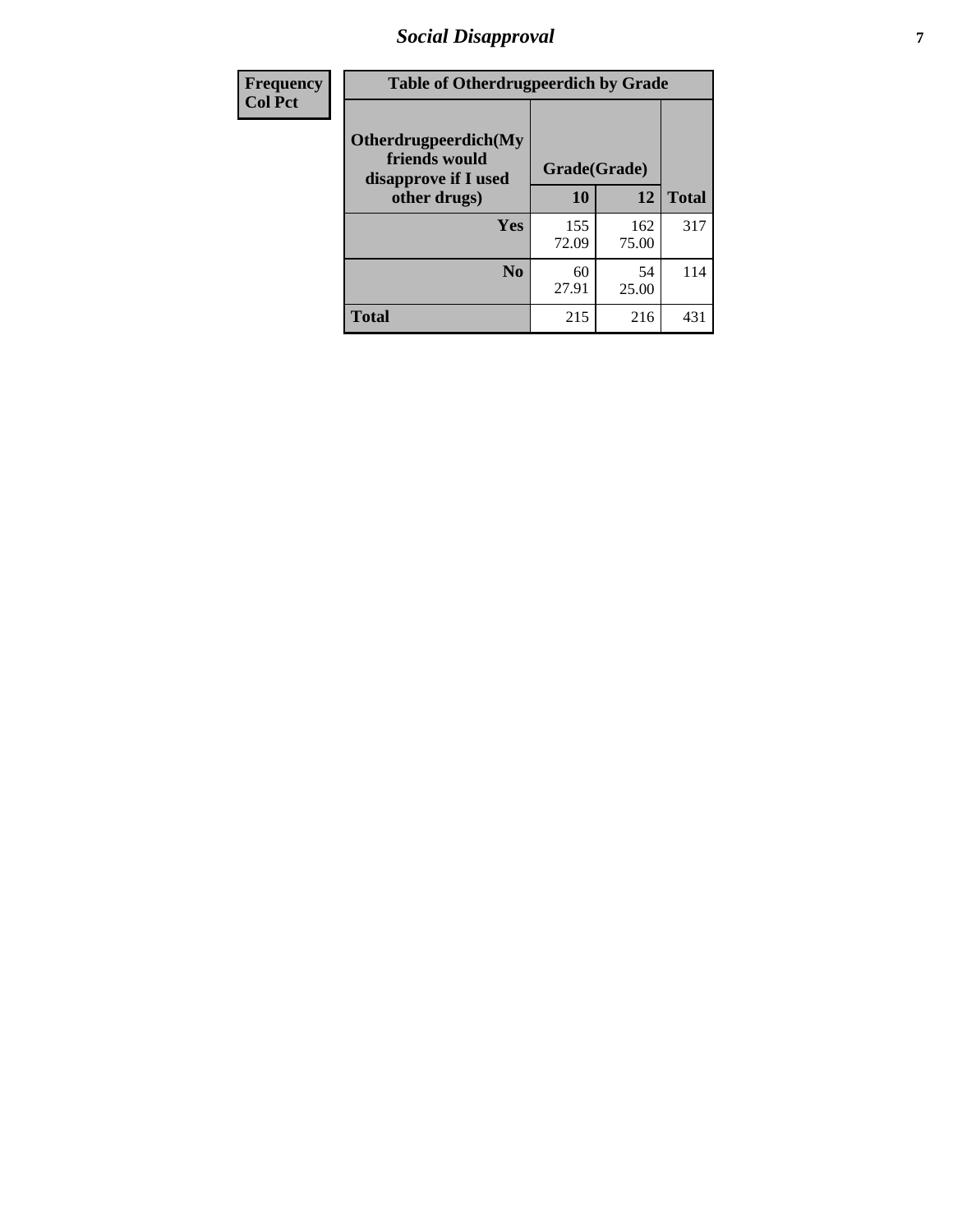| Frequency<br>Col Pct | Table of Otherdrugpeerdich by Grade | | |
|---|---|---|---|
| Otherdrugpeerdich(My friends would disapprove if I used other drugs) | Grade(Grade) | | |
| | 10 | 12 | Total |
| Yes | 155<br>72.09 | 162<br>75.00 | 317 |
| No | 60<br>27.91 | 54<br>25.00 | 114 |
| Total | 215 | 216 | 431 |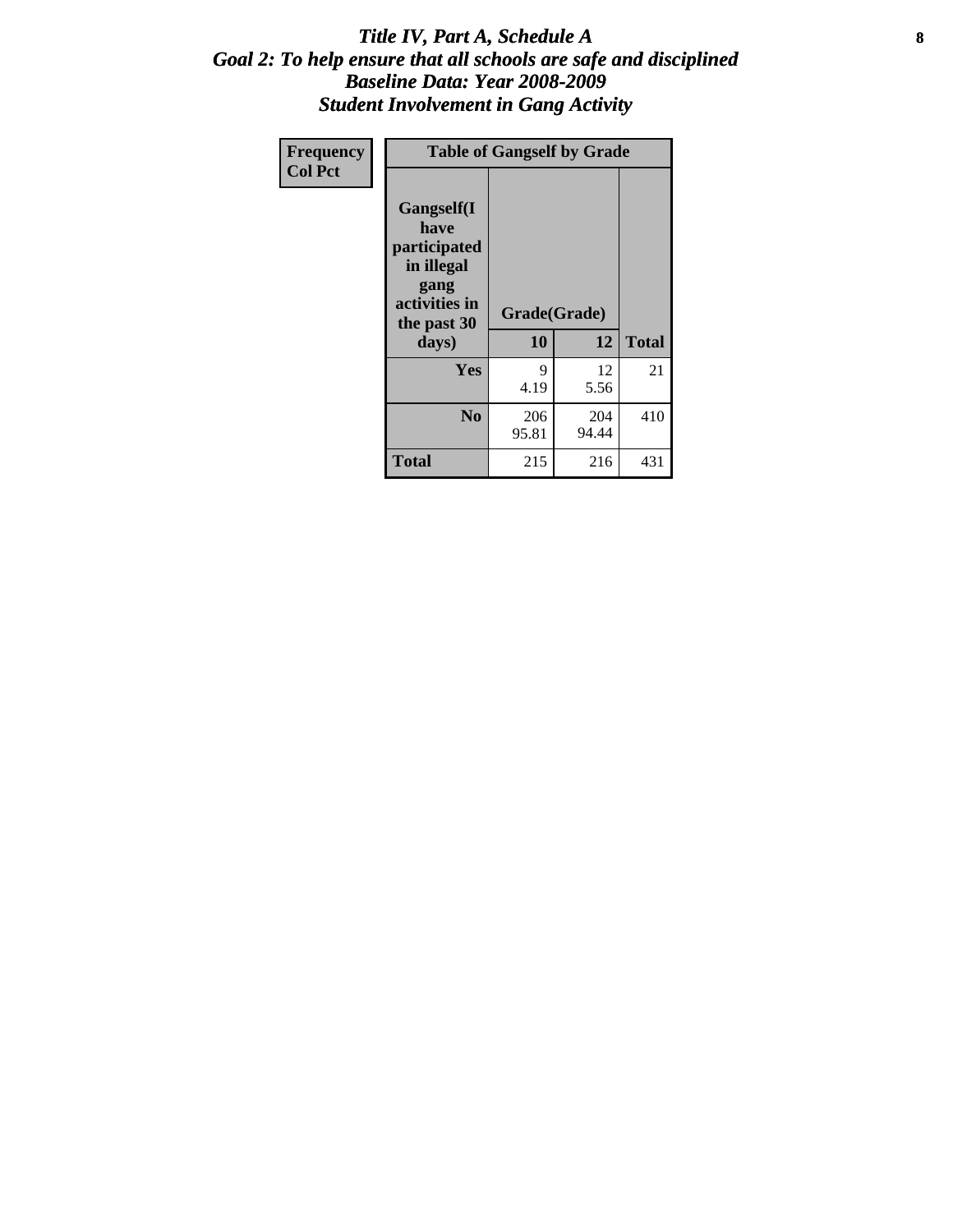# *Title IV, Part A, Schedule A*
## *Goal 2: To help ensure that all schools are safe and disciplined*
## *Baseline Data: Year 2008-2009*
## *Student Involvement in Gang Activity*

| Frequency<br>Col Pct | Table of Gangself by Grade | | |
|---|---|---|---|
| **Gangself(I have participated in illegal gang activities in the past 30 days)** | **Grade(Grade)** | | |
| | **10** | **12** | **Total** |
| **Yes** | 9<br>4.19 | 12<br>5.56 | 21 |
| **No** | 206<br>95.81 | 204<br>94.44 | 410 |
| **Total** | 215 | 216 | 431 |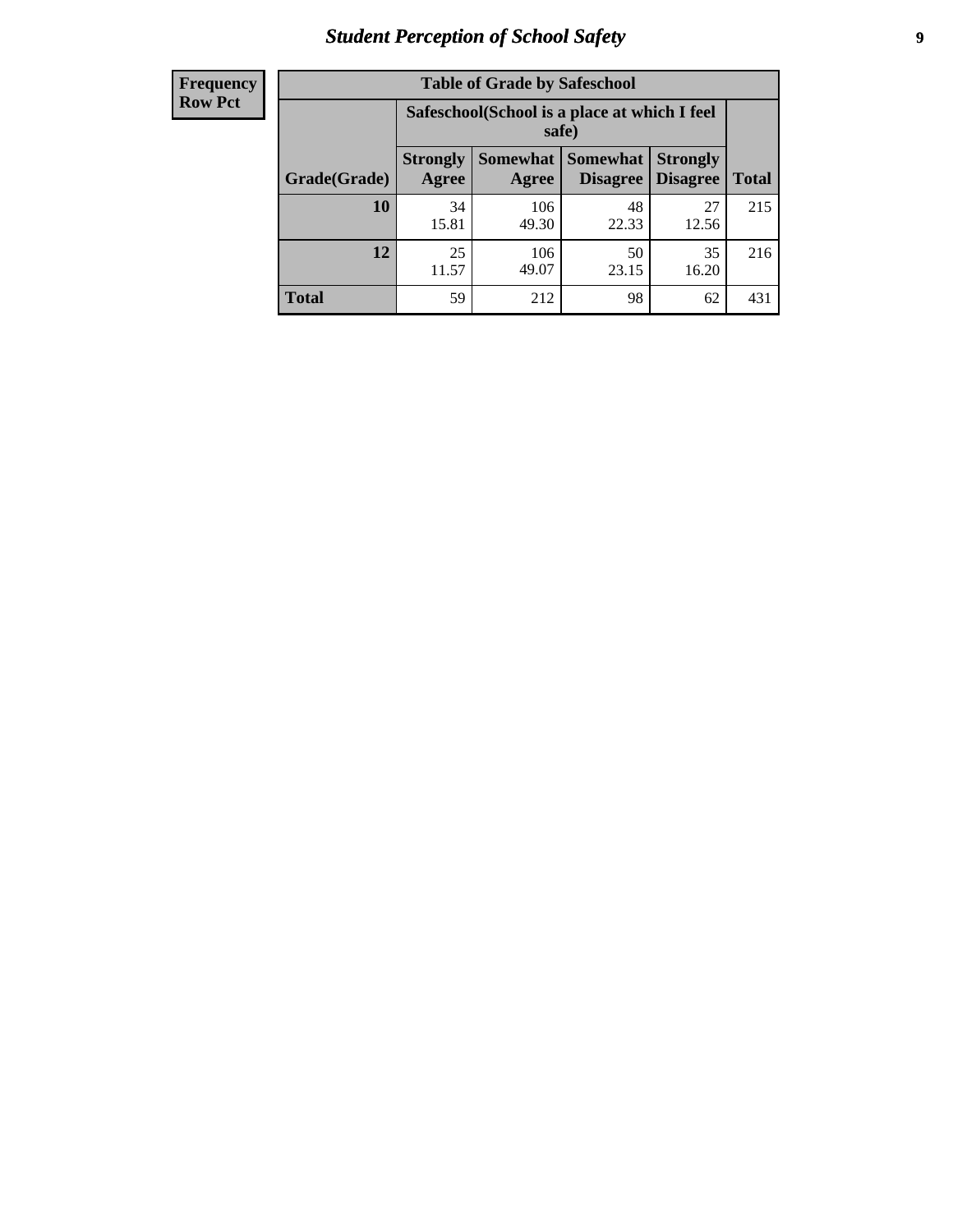# Student Perception of School Safety

| Frequency Row Pct | Table of Grade by Safeschool | | | | |
|---|---|---|---|---|---|
| | Safeschool(School is a place at which I feel safe) | | | | |
| Grade(Grade) | Strongly Agree | Somewhat Agree | Somewhat Disagree | Strongly Disagree | Total |
| 10 | 34<br>15.81 | 106<br>49.30 | 48<br>22.33 | 27<br>12.56 | 215 |
| 12 | 25<br>11.57 | 106<br>49.07 | 50<br>23.15 | 35<br>16.20 | 216 |
| Total | 59 | 212 | 98 | 62 | 431 |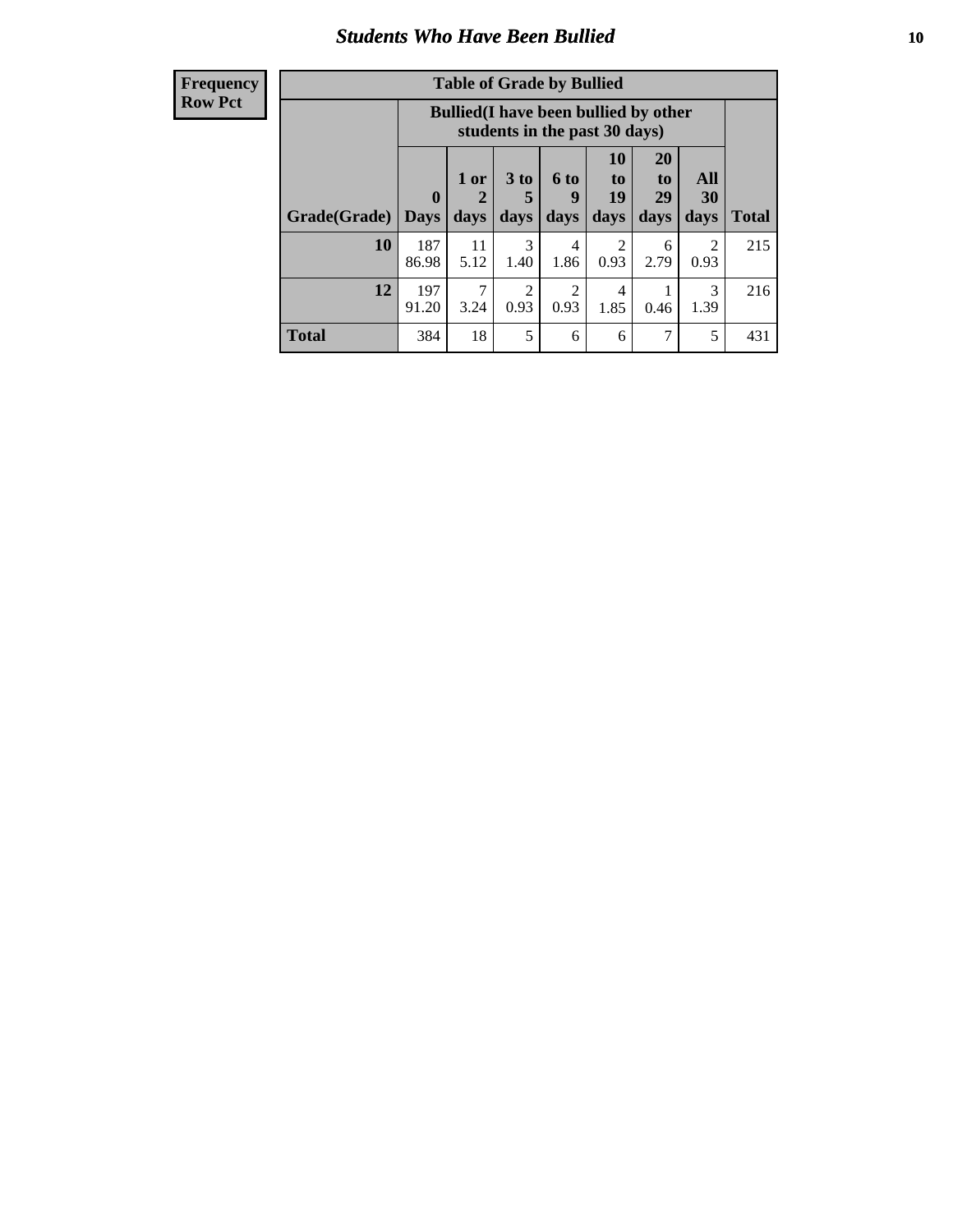## Students Who Have Been Bullied

| Frequency<br>Row Pct |
|---|

**Table of Grade by Bullied**

| Grade(Grade) | Bullied(I have been bullied by other students in the past 30 days) | | | | | | | Total |
|---|---|---|---|---|---|---|---|---|
| | 0 Days | 1 or 2 days | 3 to 5 days | 6 to 9 days | 10 to 19 days | 20 to 29 days | All 30 days | |
| **10** | 187<br>86.98 | 11<br>5.12 | 3<br>1.40 | 4<br>1.86 | 2<br>0.93 | 6<br>2.79 | 2<br>0.93 | 215 |
| **12** | 197<br>91.20 | 7<br>3.24 | 2<br>0.93 | 2<br>0.93 | 4<br>1.85 | 1<br>0.46 | 3<br>1.39 | 216 |
| **Total** | 384 | 18 | 5 | 6 | 6 | 7 | 5 | 431 |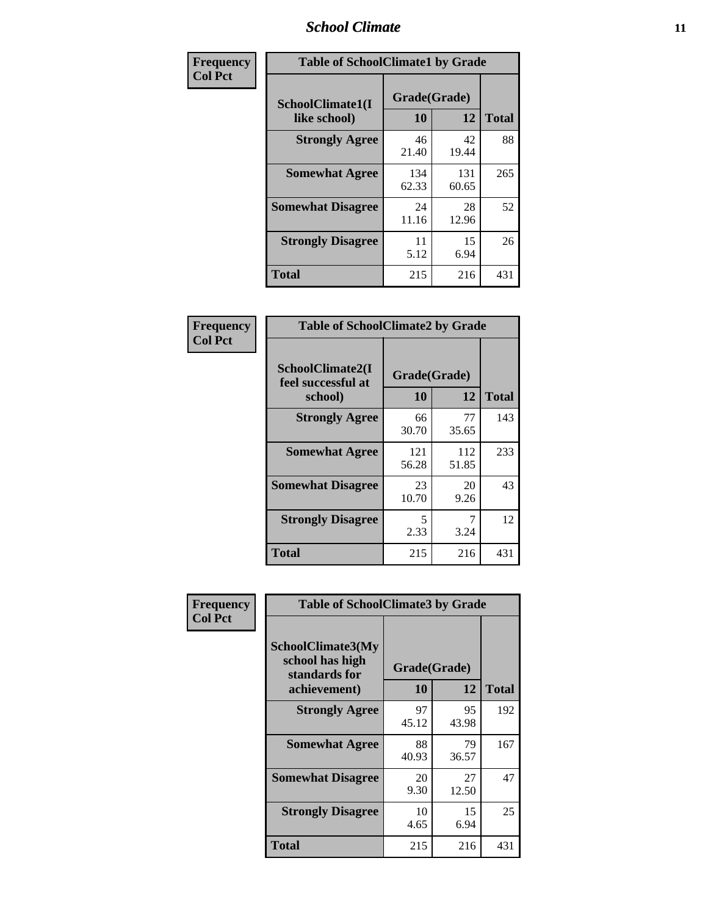# School Climate

**Frequency Col Pct**

| Table of SchoolClimate1 by Grade | | | |
|---|---|---|---|
| SchoolClimate1(I like school) | Grade(Grade) | | Total |
| | 10 | 12 | |
| **Strongly Agree** | 46<br>21.40 | 42<br>19.44 | 88 |
| **Somewhat Agree** | 134<br>62.33 | 131<br>60.65 | 265 |
| **Somewhat Disagree** | 24<br>11.16 | 28<br>12.96 | 52 |
| **Strongly Disagree** | 11<br>5.12 | 15<br>6.94 | 26 |
| **Total** | 215 | 216 | 431 |

**Frequency Col Pct**

| Table of SchoolClimate2 by Grade | | | |
|---|---|---|---|
| SchoolClimate2(I feel successful at school) | Grade(Grade) | | Total |
| | 10 | 12 | |
| **Strongly Agree** | 66<br>30.70 | 77<br>35.65 | 143 |
| **Somewhat Agree** | 121<br>56.28 | 112<br>51.85 | 233 |
| **Somewhat Disagree** | 23<br>10.70 | 20<br>9.26 | 43 |
| **Strongly Disagree** | 5<br>2.33 | 7<br>3.24 | 12 |
| **Total** | 215 | 216 | 431 |

**Frequency Col Pct**

| Table of SchoolClimate3 by Grade | | | |
|---|---|---|---|
| SchoolClimate3(My school has high standards for achievement) | Grade(Grade) | | Total |
| | 10 | 12 | |
| **Strongly Agree** | 97<br>45.12 | 95<br>43.98 | 192 |
| **Somewhat Agree** | 88<br>40.93 | 79<br>36.57 | 167 |
| **Somewhat Disagree** | 20<br>9.30 | 27<br>12.50 | 47 |
| **Strongly Disagree** | 10<br>4.65 | 15<br>6.94 | 25 |
| **Total** | 215 | 216 | 431 |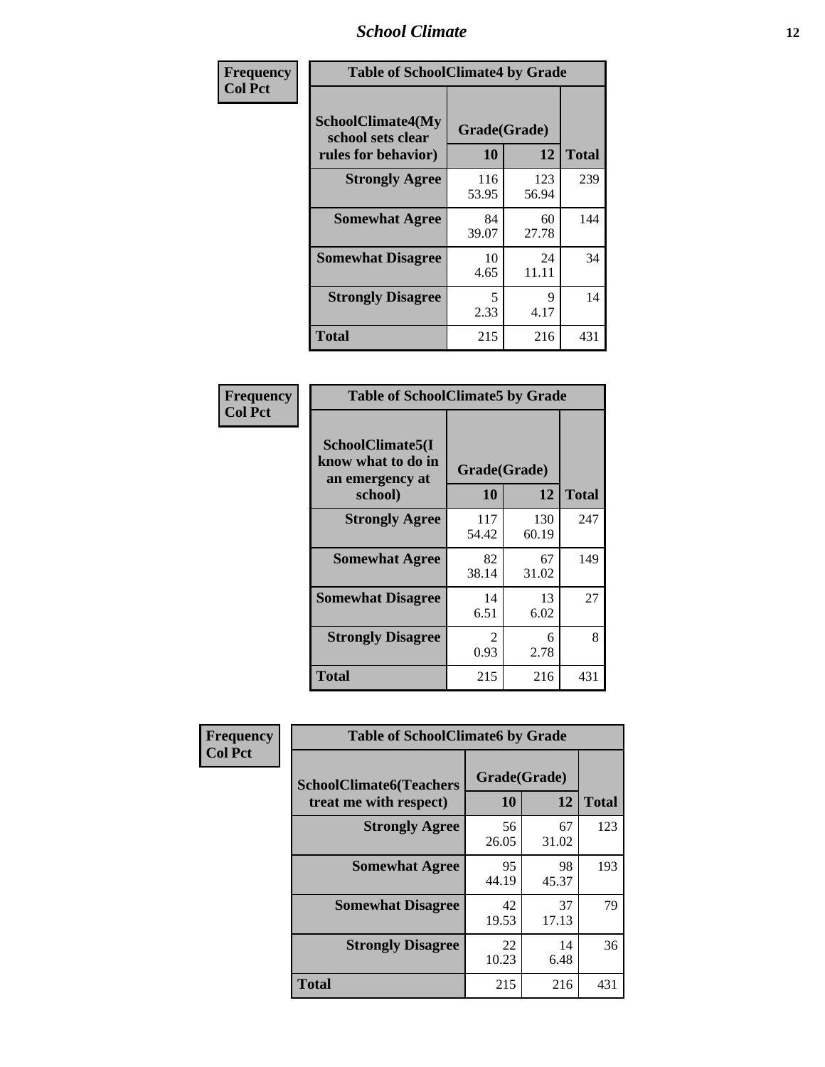| Frequency Col Pct | Table of SchoolClimate4 by Grade | | |
|---|---|---|---|
| SchoolClimate4(My school sets clear rules for behavior) | Grade(Grade) | | |
| | 10 | 12 | Total |
| Strongly Agree | 116<br>53.95 | 123<br>56.94 | 239 |
| Somewhat Agree | 84<br>39.07 | 60<br>27.78 | 144 |
| Somewhat Disagree | 10<br>4.65 | 24<br>11.11 | 34 |
| Strongly Disagree | 5<br>2.33 | 9<br>4.17 | 14 |
| Total | 215 | 216 | 431 |

| Frequency Col Pct | Table of SchoolClimate5 by Grade | | |
|---|---|---|---|
| SchoolClimate5(I know what to do in an emergency at school) | Grade(Grade) | | |
| | 10 | 12 | Total |
| Strongly Agree | 117<br>54.42 | 130<br>60.19 | 247 |
| Somewhat Agree | 82<br>38.14 | 67<br>31.02 | 149 |
| Somewhat Disagree | 14<br>6.51 | 13<br>6.02 | 27 |
| Strongly Disagree | 2<br>0.93 | 6<br>2.78 | 8 |
| Total | 215 | 216 | 431 |

| Frequency Col Pct | Table of SchoolClimate6 by Grade | | |
|---|---|---|---|
| SchoolClimate6(Teachers treat me with respect) | Grade(Grade) | | |
| | 10 | 12 | Total |
| Strongly Agree | 56<br>26.05 | 67<br>31.02 | 123 |
| Somewhat Agree | 95<br>44.19 | 98<br>45.37 | 193 |
| Somewhat Disagree | 42<br>19.53 | 37<br>17.13 | 79 |
| Strongly Disagree | 22<br>10.23 | 14<br>6.48 | 36 |
| Total | 215 | 216 | 431 |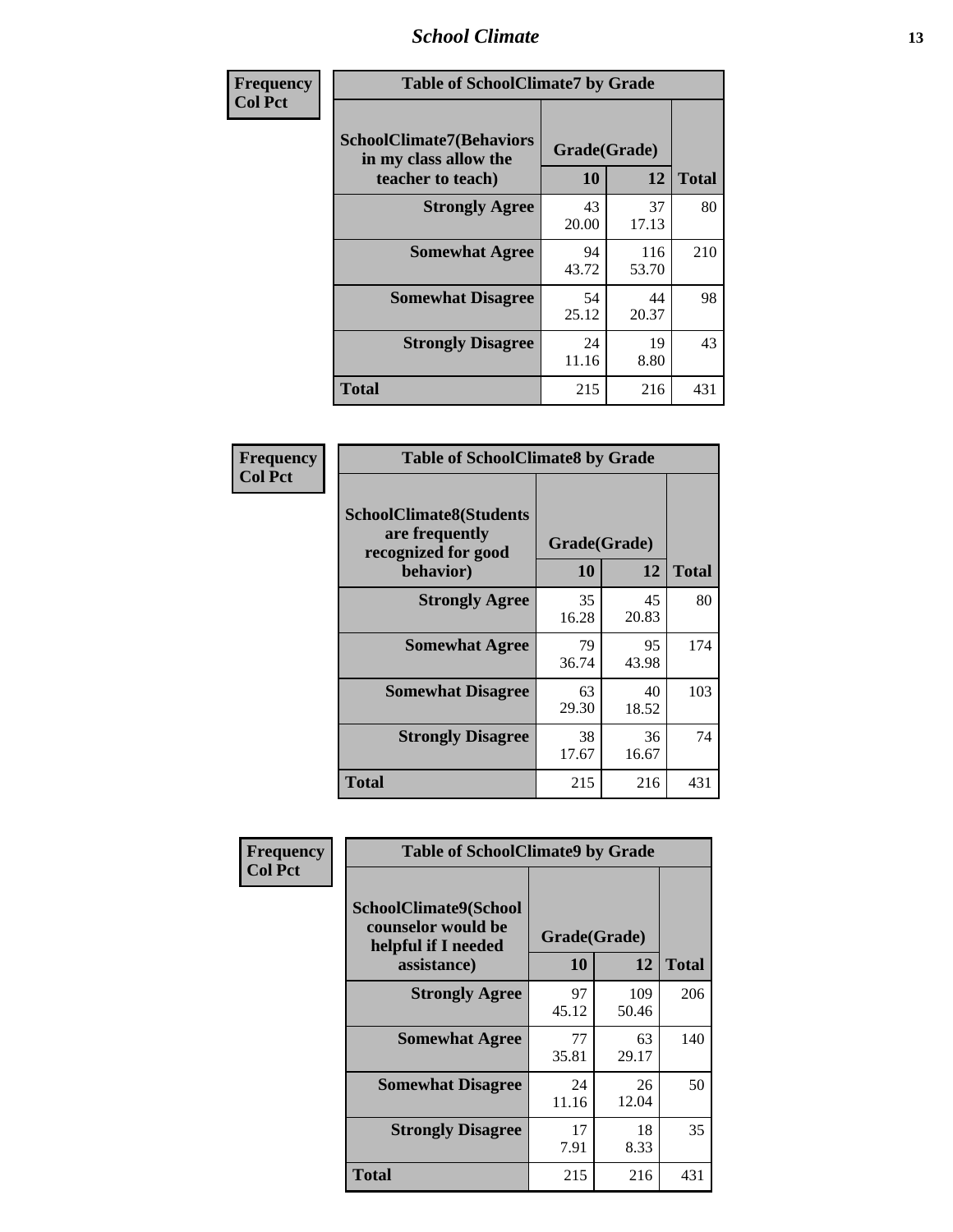| Frequency<br>Col Pct | | | |
|---|---|---|---|

**Table of SchoolClimate7 by Grade**

| SchoolClimate7(Behaviors in my class allow the teacher to teach) | Grade(Grade) | | Total |
|---|---|---|---|
| | 10 | 12 | |
| Strongly Agree | 43<br>20.00 | 37<br>17.13 | 80 |
| Somewhat Agree | 94<br>43.72 | 116<br>53.70 | 210 |
| Somewhat Disagree | 54<br>25.12 | 44<br>20.37 | 98 |
| Strongly Disagree | 24<br>11.16 | 19<br>8.80 | 43 |
| Total | 215 | 216 | 431 |

| Frequency<br>Col Pct | | | |
|---|---|---|---|

**Table of SchoolClimate8 by Grade**

| SchoolClimate8(Students are frequently recognized for good behavior) | Grade(Grade) | | Total |
|---|---|---|---|
| | 10 | 12 | |
| Strongly Agree | 35<br>16.28 | 45<br>20.83 | 80 |
| Somewhat Agree | 79<br>36.74 | 95<br>43.98 | 174 |
| Somewhat Disagree | 63<br>29.30 | 40<br>18.52 | 103 |
| Strongly Disagree | 38<br>17.67 | 36<br>16.67 | 74 |
| Total | 215 | 216 | 431 |

| Frequency<br>Col Pct | | | |
|---|---|---|---|

**Table of SchoolClimate9 by Grade**

| SchoolClimate9(School counselor would be helpful if I needed assistance) | Grade(Grade) | | Total |
|---|---|---|---|
| | 10 | 12 | |
| Strongly Agree | 97<br>45.12 | 109<br>50.46 | 206 |
| Somewhat Agree | 77<br>35.81 | 63<br>29.17 | 140 |
| Somewhat Disagree | 24<br>11.16 | 26<br>12.04 | 50 |
| Strongly Disagree | 17<br>7.91 | 18<br>8.33 | 35 |
| Total | 215 | 216 | 431 |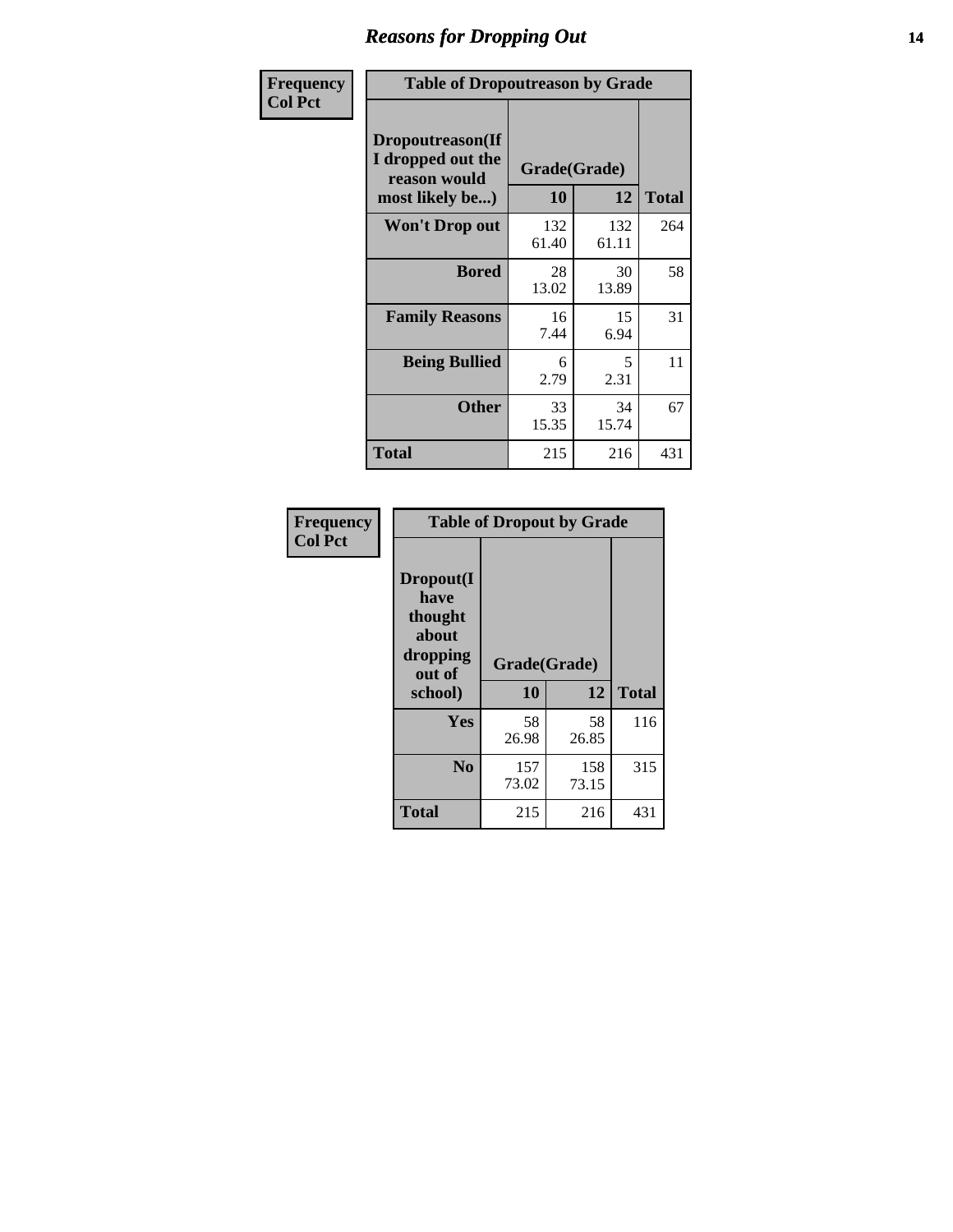## Reasons for Dropping Out

**Frequency**
**Col Pct**

**Table of Dropoutreason by Grade**

| Dropoutreason(If I dropped out the reason would most likely be...) | Grade(Grade) | | Total |
|---|---|---|---|
| | 10 | 12 | |
| **Won't Drop out** | 132<br>61.40 | 132<br>61.11 | 264 |
| **Bored** | 28<br>13.02 | 30<br>13.89 | 58 |
| **Family Reasons** | 16<br>7.44 | 15<br>6.94 | 31 |
| **Being Bullied** | 6<br>2.79 | 5<br>2.31 | 11 |
| **Other** | 33<br>15.35 | 34<br>15.74 | 67 |
| **Total** | 215 | 216 | 431 |

**Frequency**
**Col Pct**

**Table of Dropout by Grade**

| Dropout(I have thought about dropping out of school) | Grade(Grade) | | Total |
|---|---|---|---|
| | 10 | 12 | |
| **Yes** | 58<br>26.98 | 58<br>26.85 | 116 |
| **No** | 157<br>73.02 | 158<br>73.15 | 315 |
| **Total** | 215 | 216 | 431 |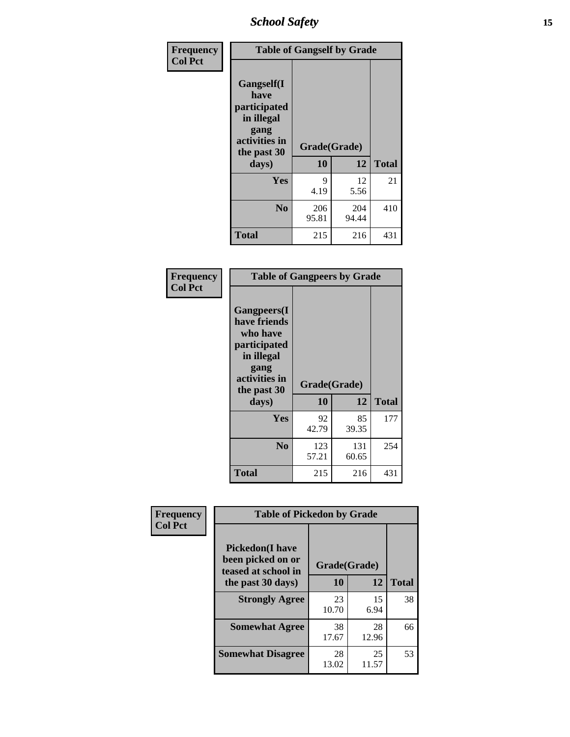| Frequency<br>Col Pct | Table of Gangself by Grade | | |
|---|---|---|---|
| Gangself(I have participated in illegal gang activities in the past 30 days) | Grade(Grade) | | |
| | 10 | 12 | Total |
| Yes | 9<br>4.19 | 12<br>5.56 | 21 |
| No | 206<br>95.81 | 204<br>94.44 | 410 |
| Total | 215 | 216 | 431 |

| Frequency<br>Col Pct | Table of Gangpeers by Grade | | |
|---|---|---|---|
| Gangpeers(I have friends who have participated in illegal gang activities in the past 30 days) | Grade(Grade) | | |
| | 10 | 12 | Total |
| Yes | 92<br>42.79 | 85<br>39.35 | 177 |
| No | 123<br>57.21 | 131<br>60.65 | 254 |
| Total | 215 | 216 | 431 |

| Frequency<br>Col Pct | Table of Pickedon by Grade | | |
|---|---|---|---|
| Pickedon(I have been picked on or teased at school in the past 30 days) | Grade(Grade) | | |
| | 10 | 12 | Total |
| Strongly Agree | 23<br>10.70 | 15<br>6.94 | 38 |
| Somewhat Agree | 38<br>17.67 | 28<br>12.96 | 66 |
| Somewhat Disagree | 28<br>13.02 | 25<br>11.57 | 53 |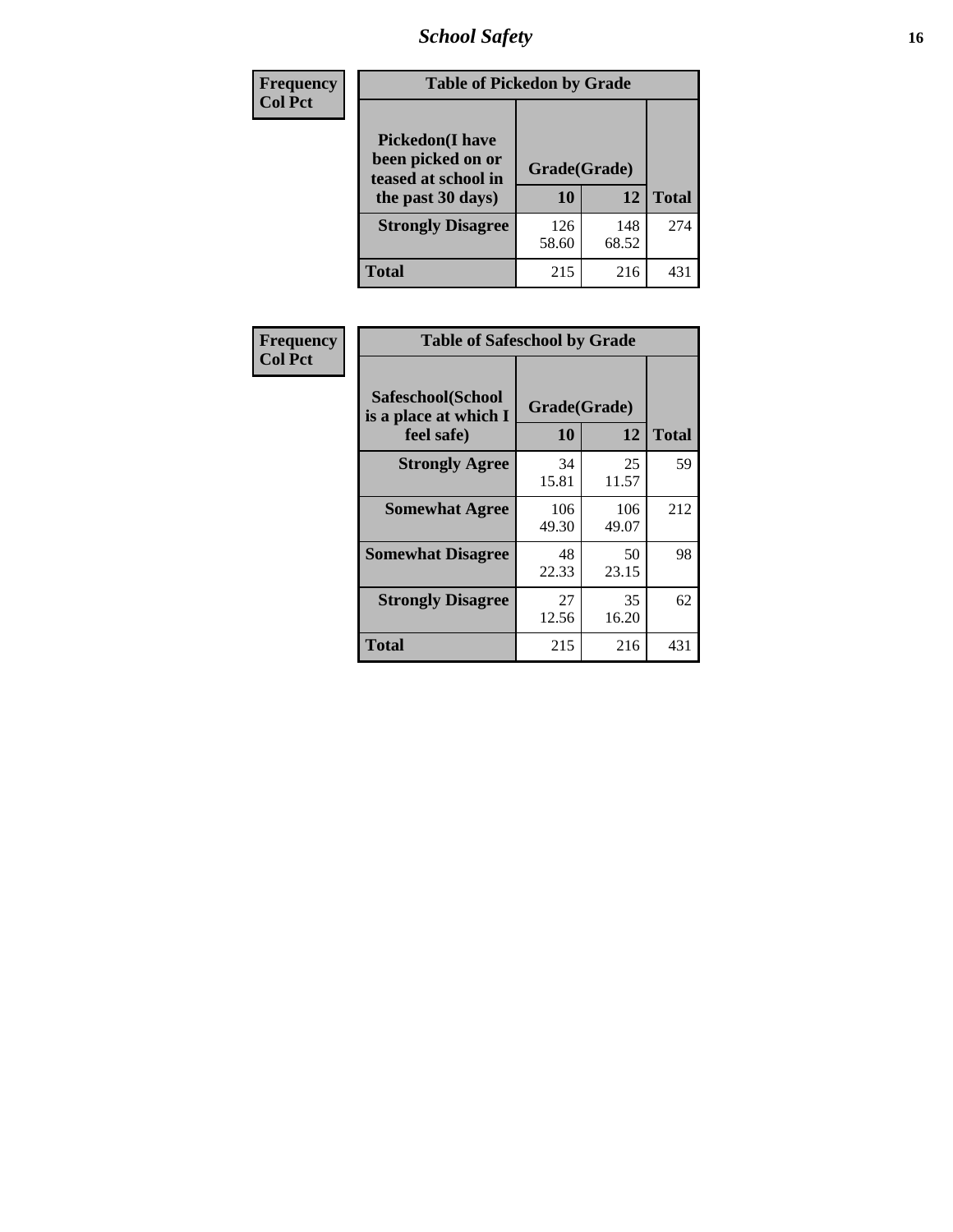Frequency
Col Pct

| Pickedon(I have been picked on or teased at school in the past 30 days) | Grade(Grade) 10 | 12 | Total |
|---|---|---|---|
| **Strongly Disagree** | 126<br>58.60 | 148<br>68.52 | 274 |
| **Total** | 215 | 216 | 431 |

**Table of Pickedon by Grade**

Frequency
Col Pct

**Table of Safeschool by Grade**

| Safeschool(School is a place at which I feel safe) | Grade(Grade) 10 | 12 | Total |
|---|---|---|---|
| **Strongly Agree** | 34<br>15.81 | 25<br>11.57 | 59 |
| **Somewhat Agree** | 106<br>49.30 | 106<br>49.07 | 212 |
| **Somewhat Disagree** | 48<br>22.33 | 50<br>23.15 | 98 |
| **Strongly Disagree** | 27<br>12.56 | 35<br>16.20 | 62 |
| **Total** | 215 | 216 | 431 |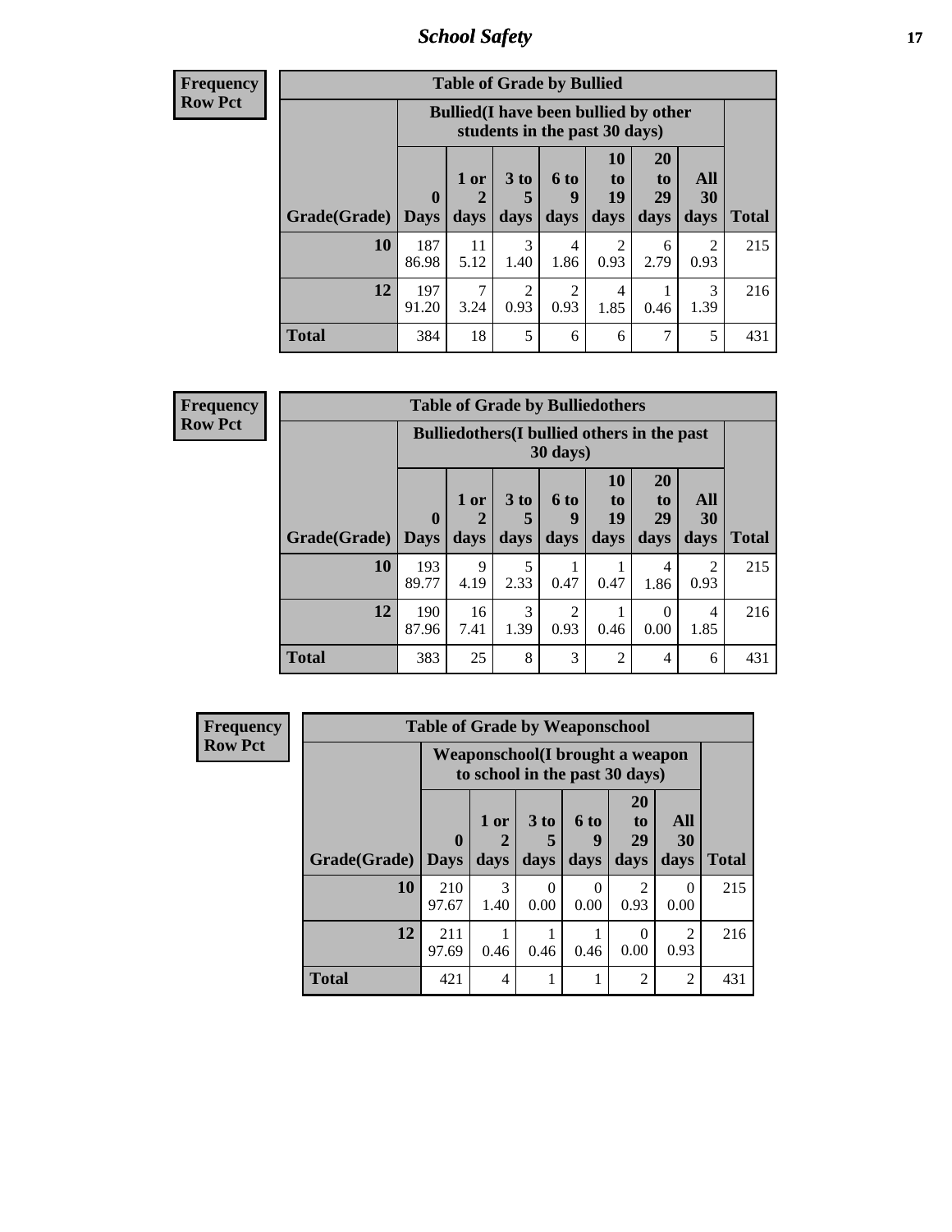## School Safety

**Frequency**
**Row Pct**

| Table of Grade by Bullied | | | | | | | | |
|---|---|---|---|---|---|---|---|---|
| | Bullied(I have been bullied by other students in the past 30 days) | | | | | | | |
| Grade(Grade) | 0 Days | 1 or 2 days | 3 to 5 days | 6 to 9 days | 10 to 19 days | 20 to 29 days | All 30 days | Total |
| **10** | 187<br>86.98 | 11<br>5.12 | 3<br>1.40 | 4<br>1.86 | 2<br>0.93 | 6<br>2.79 | 2<br>0.93 | 215 |
| **12** | 197<br>91.20 | 7<br>3.24 | 2<br>0.93 | 2<br>0.93 | 4<br>1.85 | 1<br>0.46 | 3<br>1.39 | 216 |
| **Total** | 384 | 18 | 5 | 6 | 6 | 7 | 5 | 431 |

**Frequency**
**Row Pct**

| Table of Grade by Bulliedothers | | | | | | | | |
|---|---|---|---|---|---|---|---|---|
| | Bulliedothers(I bullied others in the past 30 days) | | | | | | | |
| Grade(Grade) | 0 Days | 1 or 2 days | 3 to 5 days | 6 to 9 days | 10 to 19 days | 20 to 29 days | All 30 days | Total |
| **10** | 193<br>89.77 | 9<br>4.19 | 5<br>2.33 | 1<br>0.47 | 1<br>0.47 | 4<br>1.86 | 2<br>0.93 | 215 |
| **12** | 190<br>87.96 | 16<br>7.41 | 3<br>1.39 | 2<br>0.93 | 1<br>0.46 | 0<br>0.00 | 4<br>1.85 | 216 |
| **Total** | 383 | 25 | 8 | 3 | 2 | 4 | 6 | 431 |

**Frequency**
**Row Pct**

| Table of Grade by Weaponschool | | | | | | | |
|---|---|---|---|---|---|---|---|
| | Weaponschool(I brought a weapon to school in the past 30 days) | | | | | | |
| Grade(Grade) | 0 Days | 1 or 2 days | 3 to 5 days | 6 to 9 days | 20 to 29 days | All 30 days | Total |
| **10** | 210<br>97.67 | 3<br>1.40 | 0<br>0.00 | 0<br>0.00 | 2<br>0.93 | 0<br>0.00 | 215 |
| **12** | 211<br>97.69 | 1<br>0.46 | 1<br>0.46 | 1<br>0.46 | 0<br>0.00 | 2<br>0.93 | 216 |
| **Total** | 421 | 4 | 1 | 1 | 2 | 2 | 431 |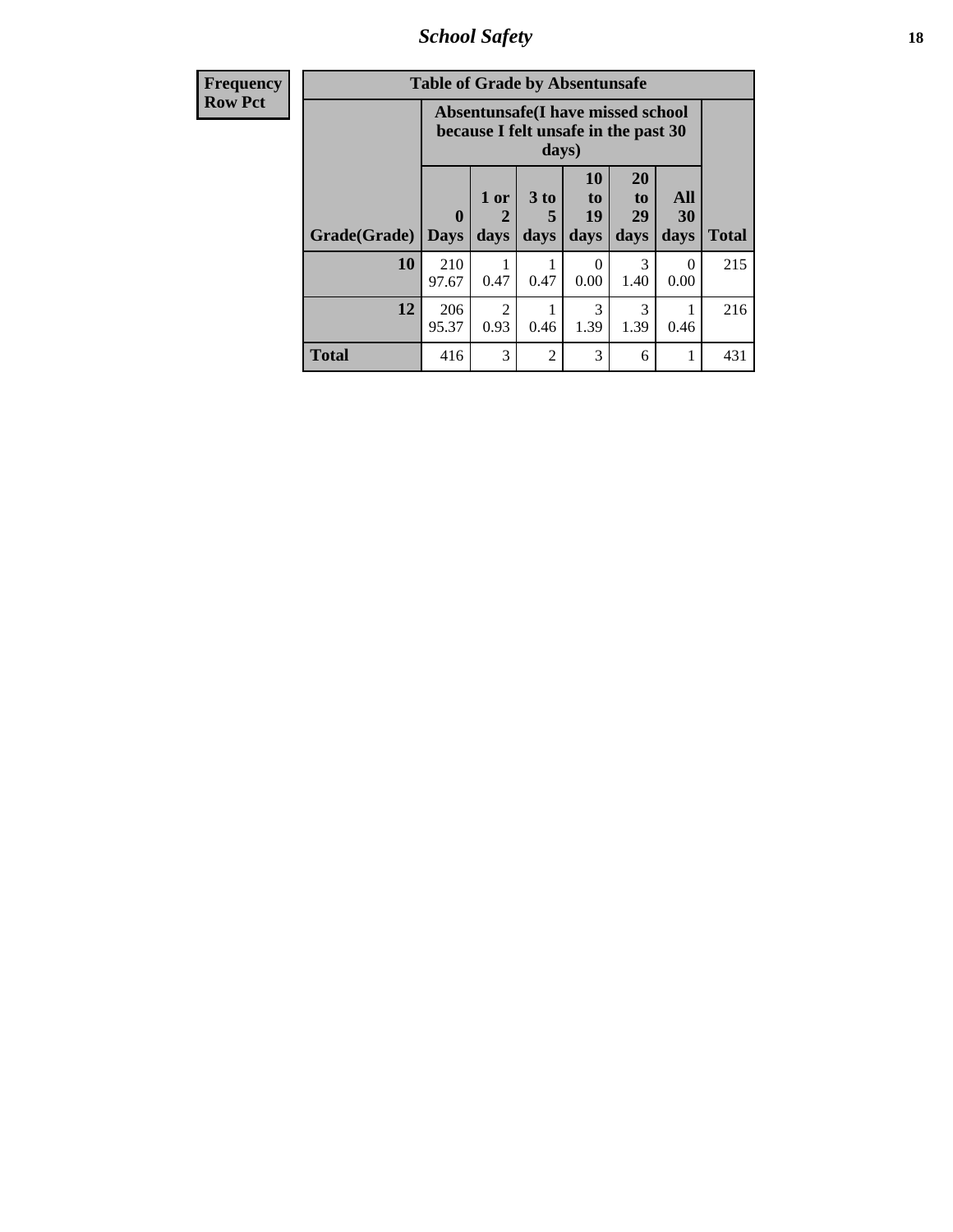| Frequency Row Pct | Table of Grade by Absentunsafe | | | | | | |
|---|---|---|---|---|---|---|---|
| | Absentunsafe(I have missed school because I felt unsafe in the past 30 days) | | | | | | |
| Grade(Grade) | 0 Days | 1 or 2 days | 3 to 5 days | 10 to 19 days | 20 to 29 days | All 30 days | Total |
| 10 | 210 97.67 | 1 0.47 | 1 0.47 | 0 0.00 | 3 1.40 | 0 0.00 | 215 |
| 12 | 206 95.37 | 2 0.93 | 1 0.46 | 3 1.39 | 3 1.39 | 1 0.46 | 216 |
| Total | 416 | 3 | 2 | 3 | 6 | 1 | 431 |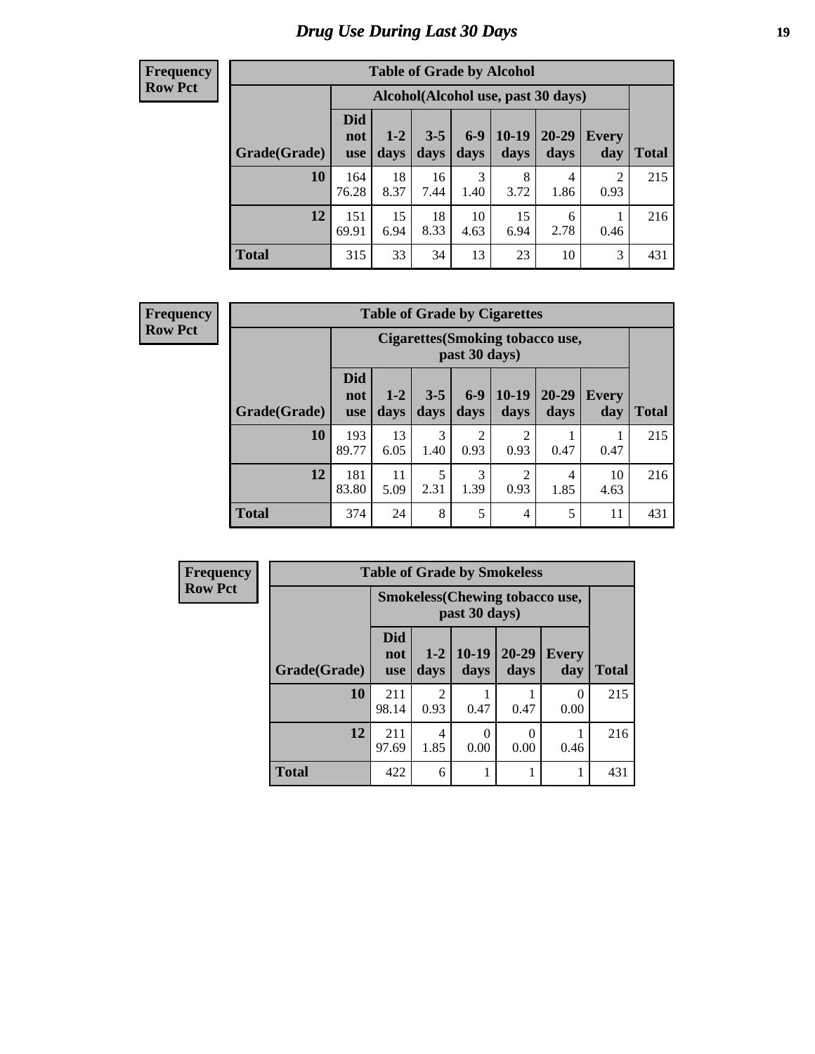# Drug Use During Last 30 Days

**Frequency**
**Row Pct**

| Table of Grade by Alcohol | | | | | | | | |
|---|---|---|---|---|---|---|---|---|
| | Alcohol(Alcohol use, past 30 days) | | | | | | | |
| Grade(Grade) | Did not use | 1-2 days | 3-5 days | 6-9 days | 10-19 days | 20-29 days | Every day | Total |
| **10** | 164<br>76.28 | 18<br>8.37 | 16<br>7.44 | 3<br>1.40 | 8<br>3.72 | 4<br>1.86 | 2<br>0.93 | 215 |
| **12** | 151<br>69.91 | 15<br>6.94 | 18<br>8.33 | 10<br>4.63 | 15<br>6.94 | 6<br>2.78 | 1<br>0.46 | 216 |
| **Total** | 315 | 33 | 34 | 13 | 23 | 10 | 3 | 431 |

**Frequency**
**Row Pct**

| Table of Grade by Cigarettes | | | | | | | | |
|---|---|---|---|---|---|---|---|---|
| | Cigarettes(Smoking tobacco use, past 30 days) | | | | | | | |
| Grade(Grade) | Did not use | 1-2 days | 3-5 days | 6-9 days | 10-19 days | 20-29 days | Every day | Total |
| **10** | 193<br>89.77 | 13<br>6.05 | 3<br>1.40 | 2<br>0.93 | 2<br>0.93 | 1<br>0.47 | 1<br>0.47 | 215 |
| **12** | 181<br>83.80 | 11<br>5.09 | 5<br>2.31 | 3<br>1.39 | 2<br>0.93 | 4<br>1.85 | 10<br>4.63 | 216 |
| **Total** | 374 | 24 | 8 | 5 | 4 | 5 | 11 | 431 |

**Frequency**
**Row Pct**

| Table of Grade by Smokeless | | | | | | |
|---|---|---|---|---|---|---|
| | Smokeless(Chewing tobacco use, past 30 days) | | | | | |
| Grade(Grade) | Did not use | 1-2 days | 10-19 days | 20-29 days | Every day | Total |
| **10** | 211<br>98.14 | 2<br>0.93 | 1<br>0.47 | 1<br>0.47 | 0<br>0.00 | 215 |
| **12** | 211<br>97.69 | 4<br>1.85 | 0<br>0.00 | 0<br>0.00 | 1<br>0.46 | 216 |
| **Total** | 422 | 6 | 1 | 1 | 1 | 431 |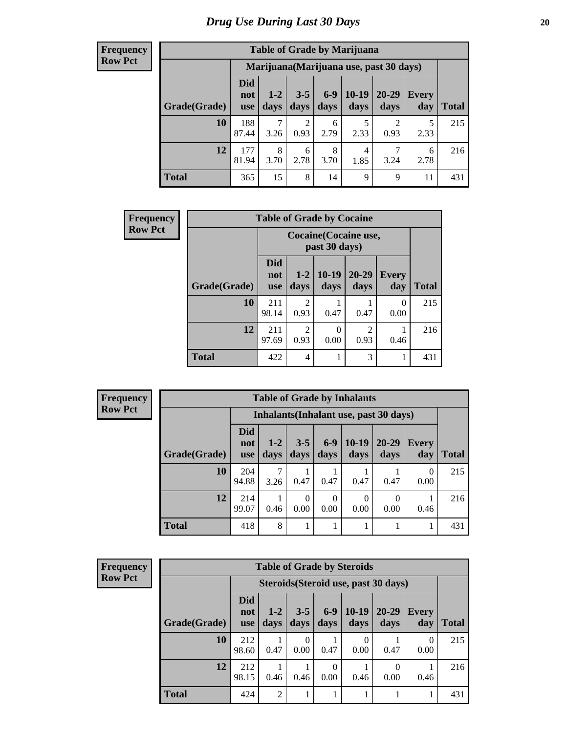# Drug Use During Last 30 Days

**Frequency**
**Row Pct**

| Table of Grade by Marijuana | | | | | | | | |
|---|---|---|---|---|---|---|---|---|
| | Marijuana(Marijuana use, past 30 days) | | | | | | | |
| Grade(Grade) | Did not use | 1-2 days | 3-5 days | 6-9 days | 10-19 days | 20-29 days | Every day | Total |
| 10 | 188<br>87.44 | 7<br>3.26 | 2<br>0.93 | 6<br>2.79 | 5<br>2.33 | 2<br>0.93 | 5<br>2.33 | 215 |
| 12 | 177<br>81.94 | 8<br>3.70 | 6<br>2.78 | 8<br>3.70 | 4<br>1.85 | 7<br>3.24 | 6<br>2.78 | 216 |
| Total | 365 | 15 | 8 | 14 | 9 | 9 | 11 | 431 |

**Frequency**
**Row Pct**

| Table of Grade by Cocaine | | | | | | |
|---|---|---|---|---|---|---|
| | Cocaine(Cocaine use, past 30 days) | | | | | |
| Grade(Grade) | Did not use | 1-2 days | 10-19 days | 20-29 days | Every day | Total |
| 10 | 211<br>98.14 | 2<br>0.93 | 1<br>0.47 | 1<br>0.47 | 0<br>0.00 | 215 |
| 12 | 211<br>97.69 | 2<br>0.93 | 0<br>0.00 | 2<br>0.93 | 1<br>0.46 | 216 |
| Total | 422 | 4 | 1 | 3 | 1 | 431 |

**Frequency**
**Row Pct**

| Table of Grade by Inhalants | | | | | | | | |
|---|---|---|---|---|---|---|---|---|
| | Inhalants(Inhalant use, past 30 days) | | | | | | | |
| Grade(Grade) | Did not use | 1-2 days | 3-5 days | 6-9 days | 10-19 days | 20-29 days | Every day | Total |
| 10 | 204<br>94.88 | 7<br>3.26 | 1<br>0.47 | 1<br>0.47 | 1<br>0.47 | 1<br>0.47 | 0<br>0.00 | 215 |
| 12 | 214<br>99.07 | 1<br>0.46 | 0<br>0.00 | 0<br>0.00 | 0<br>0.00 | 0<br>0.00 | 1<br>0.46 | 216 |
| Total | 418 | 8 | 1 | 1 | 1 | 1 | 1 | 431 |

**Frequency**
**Row Pct**

| Table of Grade by Steroids | | | | | | | | |
|---|---|---|---|---|---|---|---|---|
| | Steroids(Steroid use, past 30 days) | | | | | | | |
| Grade(Grade) | Did not use | 1-2 days | 3-5 days | 6-9 days | 10-19 days | 20-29 days | Every day | Total |
| 10 | 212<br>98.60 | 1<br>0.47 | 0<br>0.00 | 1<br>0.47 | 0<br>0.00 | 1<br>0.47 | 0<br>0.00 | 215 |
| 12 | 212<br>98.15 | 1<br>0.46 | 1<br>0.46 | 0<br>0.00 | 1<br>0.46 | 0<br>0.00 | 1<br>0.46 | 216 |
| Total | 424 | 2 | 1 | 1 | 1 | 1 | 1 | 431 |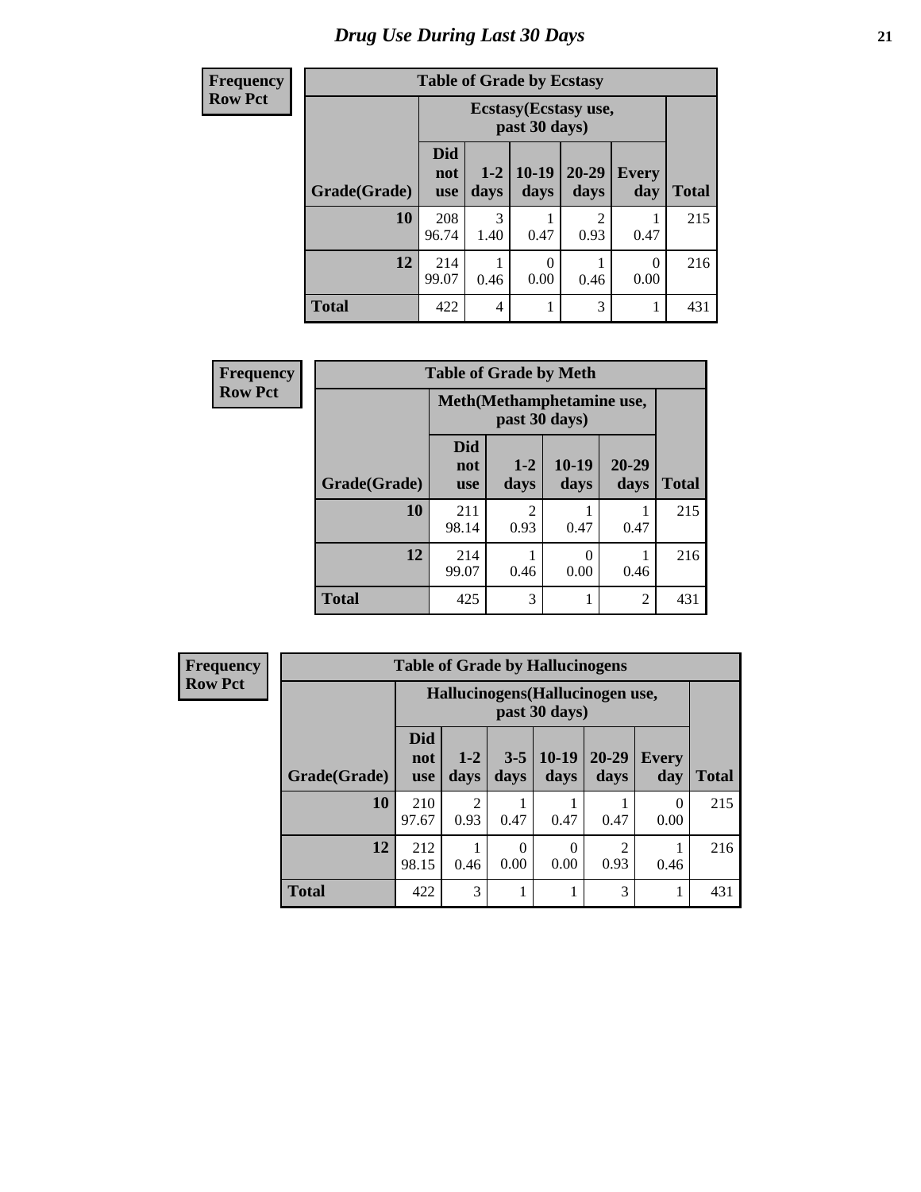# Drug Use During Last 30 Days

**Frequency**
**Row Pct**

**Table of Grade by Ecstasy**

| Grade(Grade) | Ecstasy(Ecstasy use, past 30 days) | | | | | Total |
|---|---|---|---|---|---|---|
| | Did not use | 1-2 days | 10-19 days | 20-29 days | Every day | |
| **10** | 208<br>96.74 | 3<br>1.40 | 1<br>0.47 | 2<br>0.93 | 1<br>0.47 | 215 |
| **12** | 214<br>99.07 | 1<br>0.46 | 0<br>0.00 | 1<br>0.46 | 0<br>0.00 | 216 |
| **Total** | 422 | 4 | 1 | 3 | 1 | 431 |

**Frequency**
**Row Pct**

**Table of Grade by Meth**

| Grade(Grade) | Meth(Methamphetamine use, past 30 days) | | | | Total |
|---|---|---|---|---|---|
| | Did not use | 1-2 days | 10-19 days | 20-29 days | |
| **10** | 211<br>98.14 | 2<br>0.93 | 1<br>0.47 | 1<br>0.47 | 215 |
| **12** | 214<br>99.07 | 1<br>0.46 | 0<br>0.00 | 1<br>0.46 | 216 |
| **Total** | 425 | 3 | 1 | 2 | 431 |

**Frequency**
**Row Pct**

**Table of Grade by Hallucinogens**

| Grade(Grade) | Hallucinogens(Hallucinogen use, past 30 days) | | | | | | Total |
|---|---|---|---|---|---|---|---|
| | Did not use | 1-2 days | 3-5 days | 10-19 days | 20-29 days | Every day | |
| **10** | 210<br>97.67 | 2<br>0.93 | 1<br>0.47 | 1<br>0.47 | 1<br>0.47 | 0<br>0.00 | 215 |
| **12** | 212<br>98.15 | 1<br>0.46 | 0<br>0.00 | 0<br>0.00 | 2<br>0.93 | 1<br>0.46 | 216 |
| **Total** | 422 | 3 | 1 | 1 | 3 | 1 | 431 |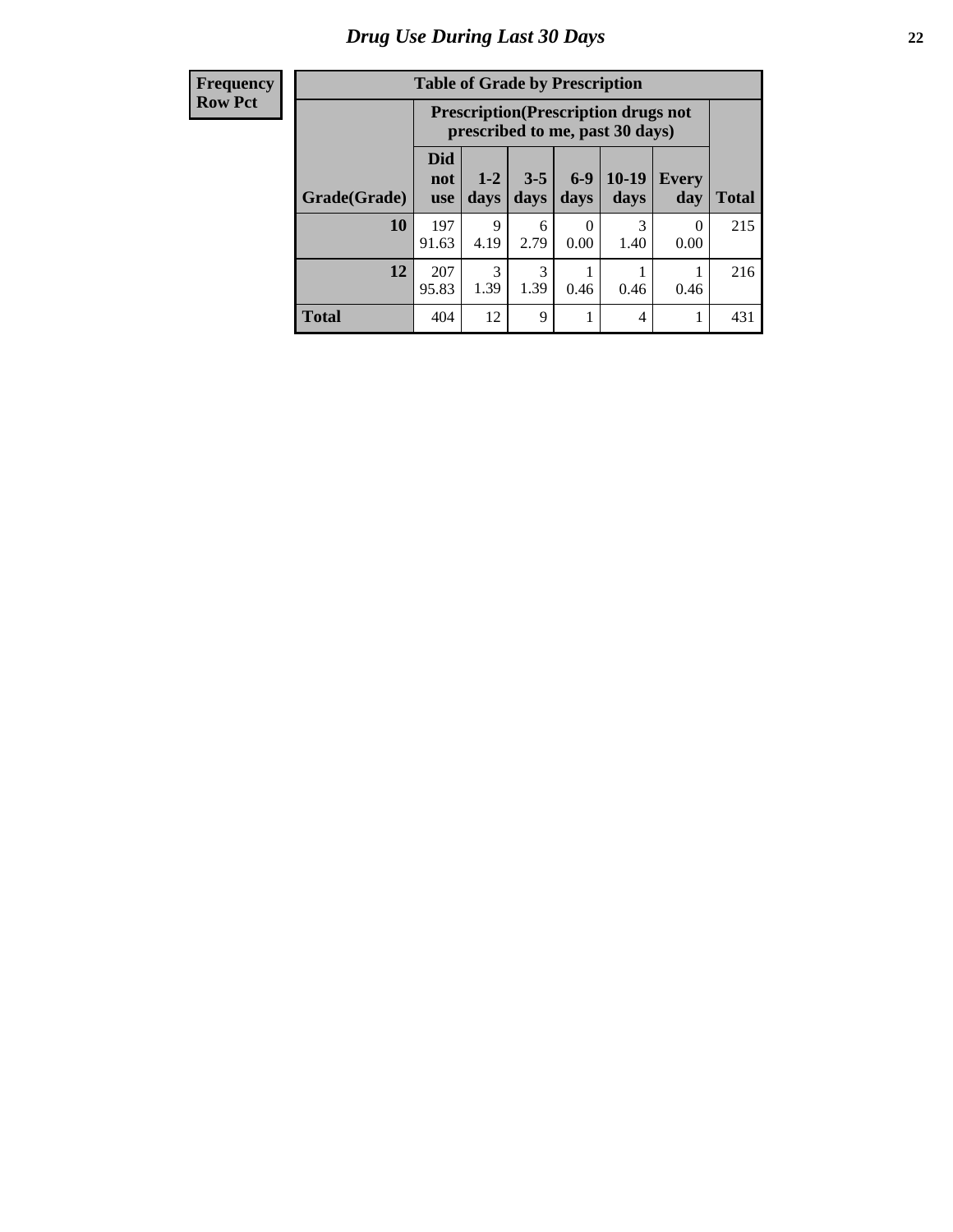# Drug Use During Last 30 Days

| Frequency<br>Row Pct |
|---|

**Table of Grade by Prescription**

| Grade(Grade) | Prescription(Prescription drugs not prescribed to me, past 30 days) | | | | | | Total |
|---|---|---|---|---|---|---|---|
| | Did not use | 1-2 days | 3-5 days | 6-9 days | 10-19 days | Every day | |
| **10** | 197<br>91.63 | 9<br>4.19 | 6<br>2.79 | 0<br>0.00 | 3<br>1.40 | 0<br>0.00 | 215 |
| **12** | 207<br>95.83 | 3<br>1.39 | 3<br>1.39 | 1<br>0.46 | 1<br>0.46 | 1<br>0.46 | 216 |
| **Total** | 404 | 12 | 9 | 1 | 4 | 1 | 431 |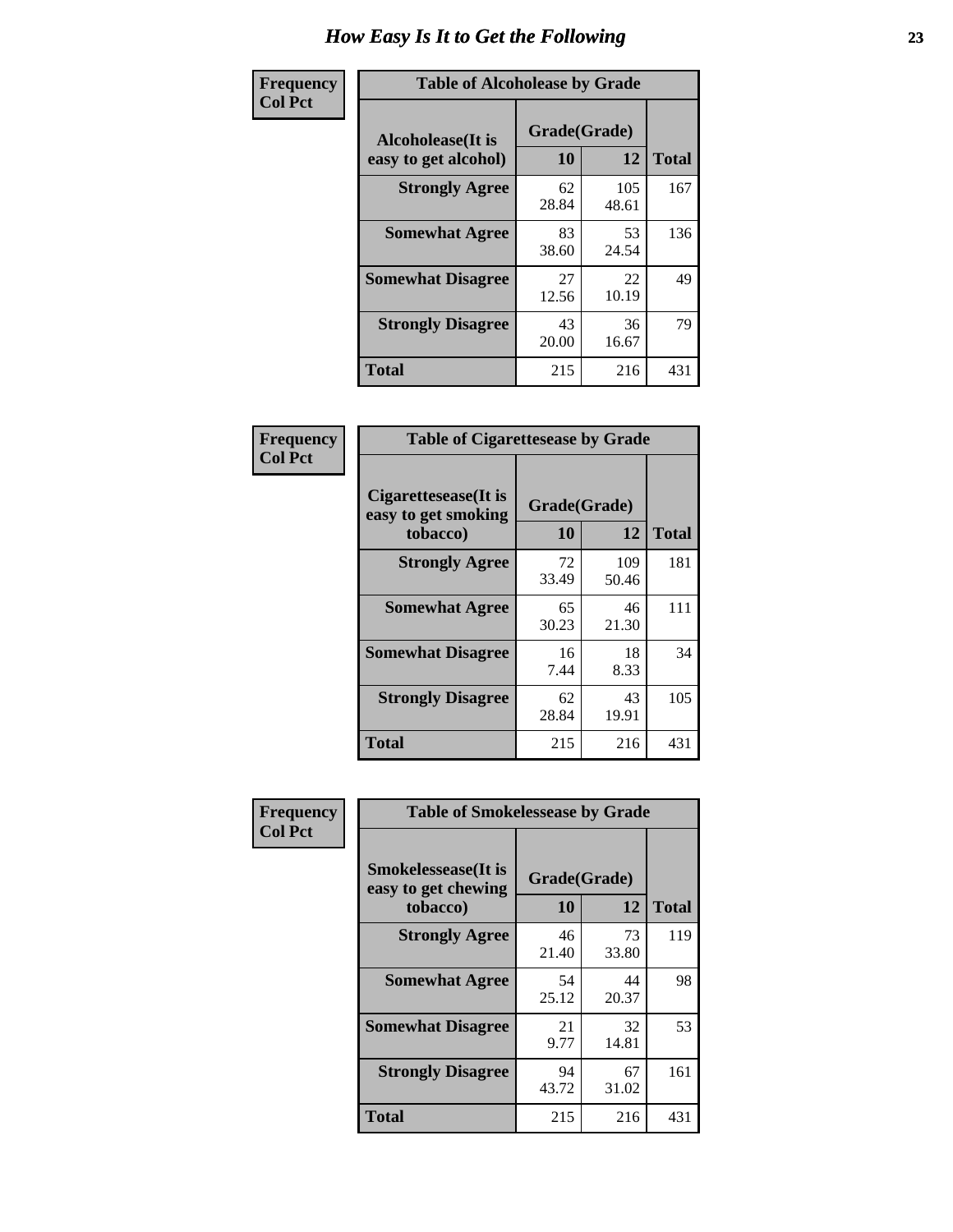# How Easy Is It to Get the Following

**Frequency**
**Col Pct**

**Table of Alcoholease by Grade**

| Alcoholease(It is easy to get alcohol) | Grade(Grade) | | Total |
|---|---|---|---|
| | 10 | 12 | |
| Strongly Agree | 62<br>28.84 | 105<br>48.61 | 167 |
| Somewhat Agree | 83<br>38.60 | 53<br>24.54 | 136 |
| Somewhat Disagree | 27<br>12.56 | 22<br>10.19 | 49 |
| Strongly Disagree | 43<br>20.00 | 36<br>16.67 | 79 |
| Total | 215 | 216 | 431 |

**Frequency**
**Col Pct**

**Table of Cigarettesease by Grade**

| Cigarettesease(It is easy to get smoking tobacco) | Grade(Grade) | | Total |
|---|---|---|---|
| | 10 | 12 | |
| Strongly Agree | 72<br>33.49 | 109<br>50.46 | 181 |
| Somewhat Agree | 65<br>30.23 | 46<br>21.30 | 111 |
| Somewhat Disagree | 16<br>7.44 | 18<br>8.33 | 34 |
| Strongly Disagree | 62<br>28.84 | 43<br>19.91 | 105 |
| Total | 215 | 216 | 431 |

**Frequency**
**Col Pct**

**Table of Smokelessease by Grade**

| Smokelessease(It is easy to get chewing tobacco) | Grade(Grade) | | Total |
|---|---|---|---|
| | 10 | 12 | |
| Strongly Agree | 46<br>21.40 | 73<br>33.80 | 119 |
| Somewhat Agree | 54<br>25.12 | 44<br>20.37 | 98 |
| Somewhat Disagree | 21<br>9.77 | 32<br>14.81 | 53 |
| Strongly Disagree | 94<br>43.72 | 67<br>31.02 | 161 |
| Total | 215 | 216 | 431 |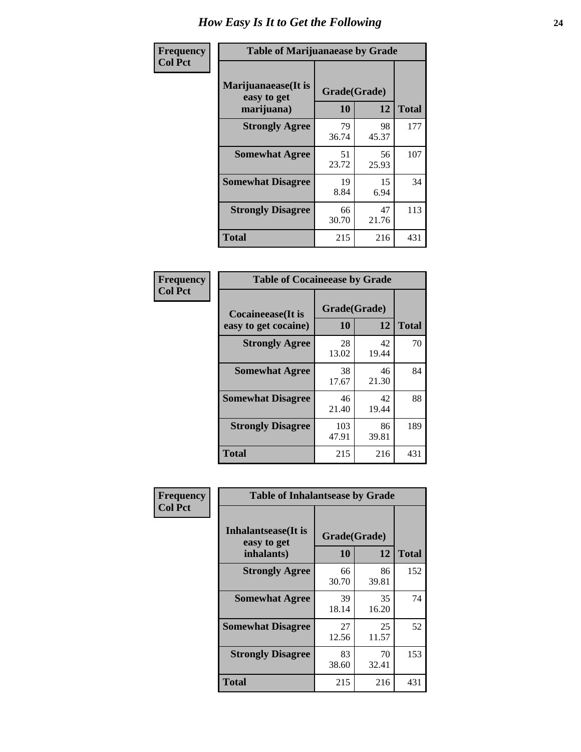# How Easy Is It to Get the Following

**Frequency**
**Col Pct**

| Table of Marijuanaease by Grade | | | |
|---|---|---|---|
| **Marijuanaease(It is easy to get marijuana)** | **Grade(Grade)** | | **Total** |
| | **10** | **12** | |
| **Strongly Agree** | 79<br>36.74 | 98<br>45.37 | 177 |
| **Somewhat Agree** | 51<br>23.72 | 56<br>25.93 | 107 |
| **Somewhat Disagree** | 19<br>8.84 | 15<br>6.94 | 34 |
| **Strongly Disagree** | 66<br>30.70 | 47<br>21.76 | 113 |
| **Total** | 215 | 216 | 431 |

**Frequency**
**Col Pct**

| Table of Cocaineease by Grade | | | |
|---|---|---|---|
| **Cocaineease(It is easy to get cocaine)** | **Grade(Grade)** | | **Total** |
| | **10** | **12** | |
| **Strongly Agree** | 28<br>13.02 | 42<br>19.44 | 70 |
| **Somewhat Agree** | 38<br>17.67 | 46<br>21.30 | 84 |
| **Somewhat Disagree** | 46<br>21.40 | 42<br>19.44 | 88 |
| **Strongly Disagree** | 103<br>47.91 | 86<br>39.81 | 189 |
| **Total** | 215 | 216 | 431 |

**Frequency**
**Col Pct**

| Table of Inhalantsease by Grade | | | |
|---|---|---|---|
| **Inhalantsease(It is easy to get inhalants)** | **Grade(Grade)** | | **Total** |
| | **10** | **12** | |
| **Strongly Agree** | 66<br>30.70 | 86<br>39.81 | 152 |
| **Somewhat Agree** | 39<br>18.14 | 35<br>16.20 | 74 |
| **Somewhat Disagree** | 27<br>12.56 | 25<br>11.57 | 52 |
| **Strongly Disagree** | 83<br>38.60 | 70<br>32.41 | 153 |
| **Total** | 215 | 216 | 431 |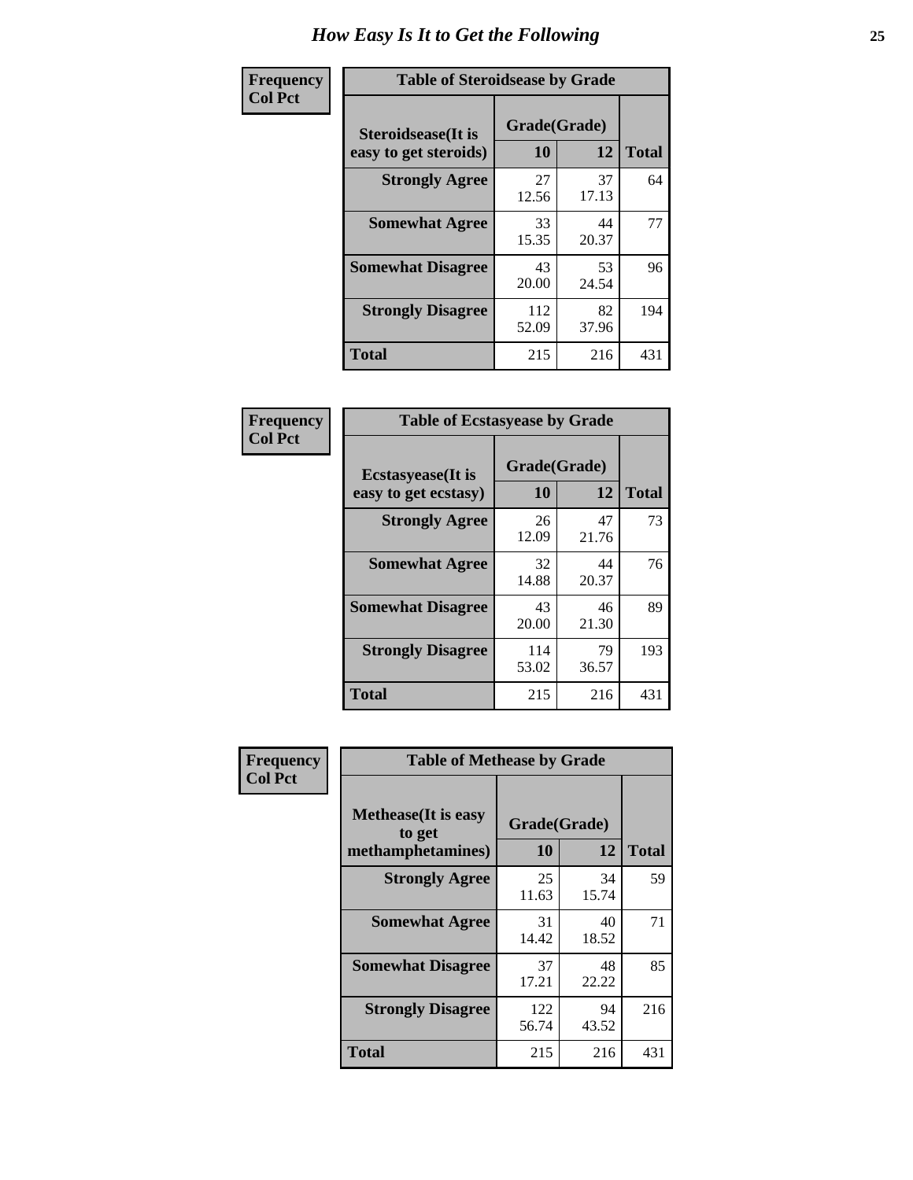# How Easy Is It to Get the Following

**Frequency**
**Col Pct**

**Table of Steroidsease by Grade**

| Steroidsease(It is easy to get steroids) | Grade(Grade) 10 | 12 | Total |
|---|---|---|---|
| **Strongly Agree** | 27<br>12.56 | 37<br>17.13 | 64 |
| **Somewhat Agree** | 33<br>15.35 | 44<br>20.37 | 77 |
| **Somewhat Disagree** | 43<br>20.00 | 53<br>24.54 | 96 |
| **Strongly Disagree** | 112<br>52.09 | 82<br>37.96 | 194 |
| **Total** | 215 | 216 | 431 |

**Frequency**
**Col Pct**

**Table of Ecstasyease by Grade**

| Ecstasyease(It is easy to get ecstasy) | Grade(Grade) 10 | 12 | Total |
|---|---|---|---|
| **Strongly Agree** | 26<br>12.09 | 47<br>21.76 | 73 |
| **Somewhat Agree** | 32<br>14.88 | 44<br>20.37 | 76 |
| **Somewhat Disagree** | 43<br>20.00 | 46<br>21.30 | 89 |
| **Strongly Disagree** | 114<br>53.02 | 79<br>36.57 | 193 |
| **Total** | 215 | 216 | 431 |

**Frequency**
**Col Pct**

**Table of Methease by Grade**

| Methease(It is easy to get methamphetamines) | Grade(Grade) 10 | 12 | Total |
|---|---|---|---|
| **Strongly Agree** | 25<br>11.63 | 34<br>15.74 | 59 |
| **Somewhat Agree** | 31<br>14.42 | 40<br>18.52 | 71 |
| **Somewhat Disagree** | 37<br>17.21 | 48<br>22.22 | 85 |
| **Strongly Disagree** | 122<br>56.74 | 94<br>43.52 | 216 |
| **Total** | 215 | 216 | 431 |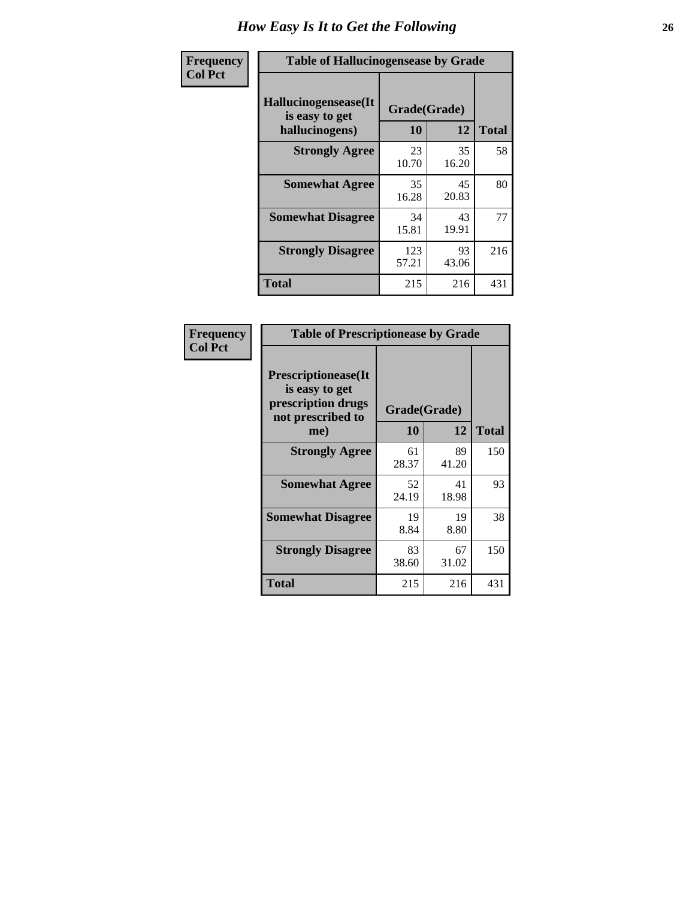# How Easy Is It to Get the Following

**Frequency**
**Col Pct**

| Table of Hallucinogensease by Grade | | | |
|---|---|---|---|
| **Hallucinogensease(It is easy to get hallucinogens)** | **Grade(Grade)** | | |
| | **10** | **12** | **Total** |
| **Strongly Agree** | 23<br>10.70 | 35<br>16.20 | 58 |
| **Somewhat Agree** | 35<br>16.28 | 45<br>20.83 | 80 |
| **Somewhat Disagree** | 34<br>15.81 | 43<br>19.91 | 77 |
| **Strongly Disagree** | 123<br>57.21 | 93<br>43.06 | 216 |
| **Total** | 215 | 216 | 431 |

**Frequency**
**Col Pct**

| Table of Prescriptionease by Grade | | | |
|---|---|---|---|
| **Prescriptionease(It is easy to get prescription drugs not prescribed to me)** | **Grade(Grade)** | | |
| | **10** | **12** | **Total** |
| **Strongly Agree** | 61<br>28.37 | 89<br>41.20 | 150 |
| **Somewhat Agree** | 52<br>24.19 | 41<br>18.98 | 93 |
| **Somewhat Disagree** | 19<br>8.84 | 19<br>8.80 | 38 |
| **Strongly Disagree** | 83<br>38.60 | 67<br>31.02 | 150 |
| **Total** | 215 | 216 | 431 |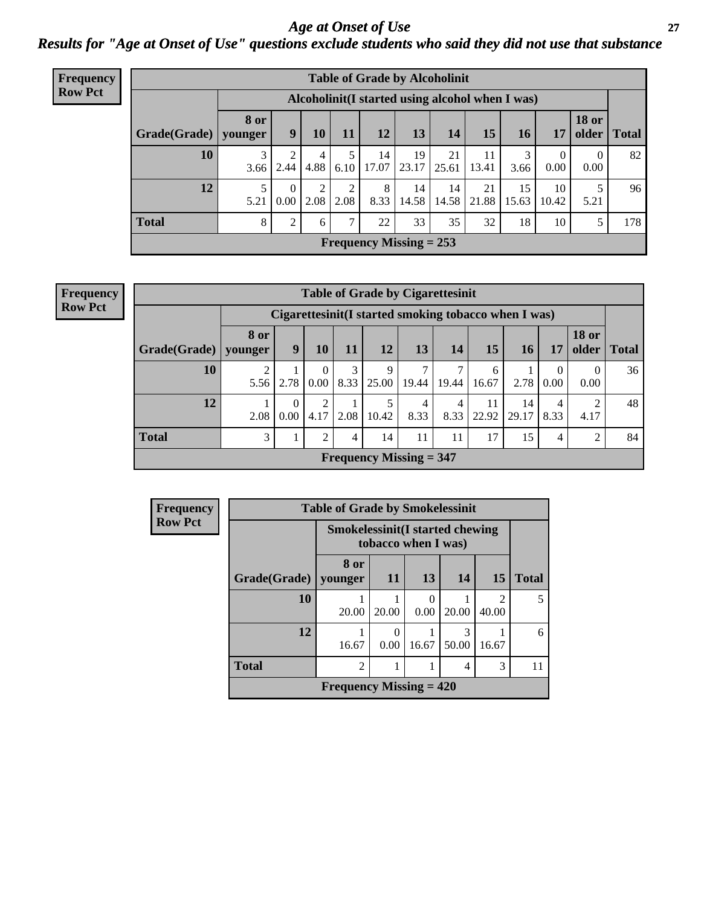# Age at Onset of Use

## Results for "Age at Onset of Use" questions exclude students who said they did not use that substance

**Frequency**
**Row Pct**

| Table of Grade by Alcoholinit | | | | | | | | | | | | |
|---|---|---|---|---|---|---|---|---|---|---|---|---|
| | Alcoholinit(I started using alcohol when I was) | | | | | | | | | | | |
| Grade(Grade) | 8 or younger | 9 | 10 | 11 | 12 | 13 | 14 | 15 | 16 | 17 | 18 or older | Total |
| 10 | 3<br>3.66 | 2<br>2.44 | 4<br>4.88 | 5<br>6.10 | 14<br>17.07 | 19<br>23.17 | 21<br>25.61 | 11<br>13.41 | 3<br>3.66 | 0<br>0.00 | 0<br>0.00 | 82 |
| 12 | 5<br>5.21 | 0<br>0.00 | 2<br>2.08 | 2<br>2.08 | 8<br>8.33 | 14<br>14.58 | 14<br>14.58 | 21<br>21.88 | 15<br>15.63 | 10<br>10.42 | 5<br>5.21 | 96 |
| Total | 8 | 2 | 6 | 7 | 22 | 33 | 35 | 32 | 18 | 10 | 5 | 178 |
| Frequency Missing = 253 | | | | | | | | | | | | |

**Frequency**
**Row Pct**

| Table of Grade by Cigarettesinit | | | | | | | | | | | | |
|---|---|---|---|---|---|---|---|---|---|---|---|---|
| | Cigarettesinit(I started smoking tobacco when I was) | | | | | | | | | | | |
| Grade(Grade) | 8 or younger | 9 | 10 | 11 | 12 | 13 | 14 | 15 | 16 | 17 | 18 or older | Total |
| 10 | 2<br>5.56 | 1<br>2.78 | 0<br>0.00 | 3<br>8.33 | 9<br>25.00 | 7<br>19.44 | 7<br>19.44 | 6<br>16.67 | 1<br>2.78 | 0<br>0.00 | 0<br>0.00 | 36 |
| 12 | 1<br>2.08 | 0<br>0.00 | 2<br>4.17 | 1<br>2.08 | 5<br>10.42 | 4<br>8.33 | 4<br>8.33 | 11<br>22.92 | 14<br>29.17 | 4<br>8.33 | 2<br>4.17 | 48 |
| Total | 3 | 1 | 2 | 4 | 14 | 11 | 11 | 17 | 15 | 4 | 2 | 84 |
| Frequency Missing = 347 | | | | | | | | | | | | |

**Frequency**
**Row Pct**

| Table of Grade by Smokelessinit | | | | | | |
|---|---|---|---|---|---|---|
| | Smokelessinit(I started chewing tobacco when I was) | | | | | |
| Grade(Grade) | 8 or younger | 11 | 13 | 14 | 15 | Total |
| 10 | 1<br>20.00 | 1<br>20.00 | 0<br>0.00 | 1<br>20.00 | 2<br>40.00 | 5 |
| 12 | 1<br>16.67 | 0<br>0.00 | 1<br>16.67 | 3<br>50.00 | 1<br>16.67 | 6 |
| Total | 2 | 1 | 1 | 4 | 3 | 11 |
| Frequency Missing = 420 | | | | | | |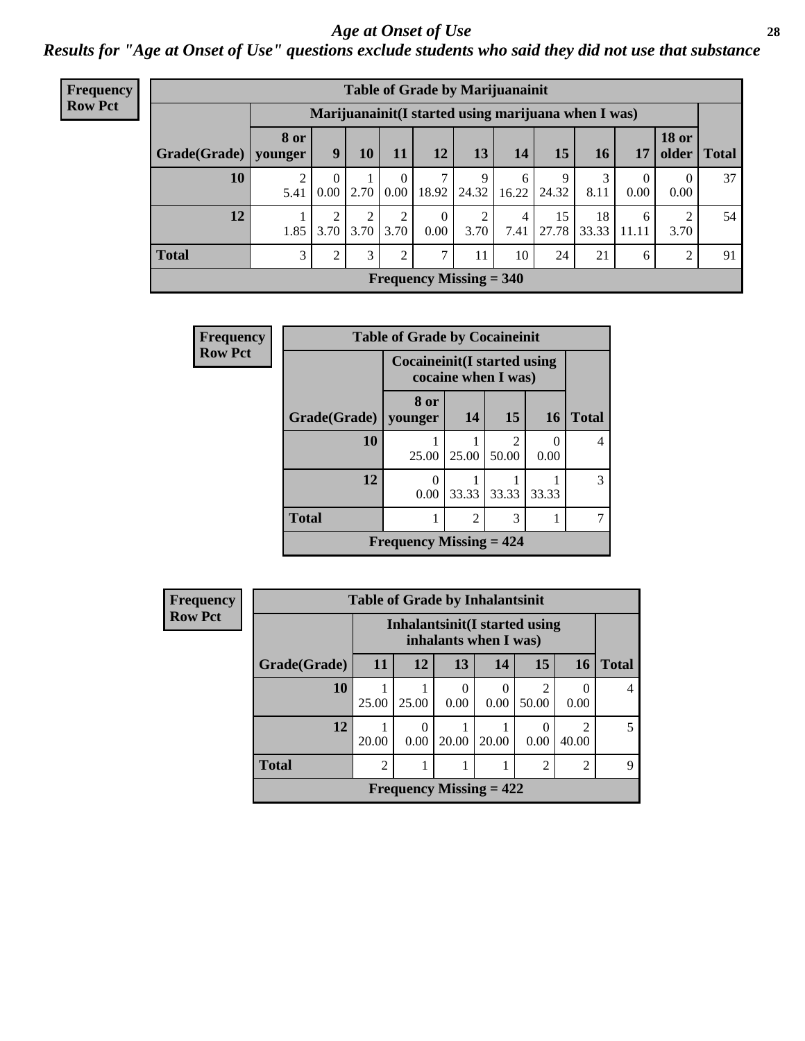# Age at Onset of Use

## Results for "Age at Onset of Use" questions exclude students who said they did not use that substance

**Frequency Row Pct**

**Table of Grade by Marijuanainit**

| | Marijuanainit(I started using marijuana when I was) | | | | | | | | | | | |
|---|---|---|---|---|---|---|---|---|---|---|---|---|
| Grade(Grade) | 8 or younger | 9 | 10 | 11 | 12 | 13 | 14 | 15 | 16 | 17 | 18 or older | Total |
| 10 | 2<br>5.41 | 0<br>0.00 | 1<br>2.70 | 0<br>0.00 | 7<br>18.92 | 9<br>24.32 | 6<br>16.22 | 9<br>24.32 | 3<br>8.11 | 0<br>0.00 | 0<br>0.00 | 37 |
| 12 | 1<br>1.85 | 2<br>3.70 | 2<br>3.70 | 2<br>3.70 | 0<br>0.00 | 2<br>3.70 | 4<br>7.41 | 15<br>27.78 | 18<br>33.33 | 6<br>11.11 | 2<br>3.70 | 54 |
| Total | 3 | 2 | 3 | 2 | 7 | 11 | 10 | 24 | 21 | 6 | 2 | 91 |

Frequency Missing = 340

**Frequency Row Pct**

**Table of Grade by Cocaineinit**

| | Cocaineinit(I started using cocaine when I was) | | | | |
|---|---|---|---|---|---|
| Grade(Grade) | 8 or younger | 14 | 15 | 16 | Total |
| 10 | 1<br>25.00 | 1<br>25.00 | 2<br>50.00 | 0<br>0.00 | 4 |
| 12 | 0<br>0.00 | 1<br>33.33 | 1<br>33.33 | 1<br>33.33 | 3 |
| Total | 1 | 2 | 3 | 1 | 7 |

Frequency Missing = 424

**Frequency Row Pct**

**Table of Grade by Inhalantsinit**

| | Inhalantsinit(I started using inhalants when I was) | | | | | | |
|---|---|---|---|---|---|---|---|
| Grade(Grade) | 11 | 12 | 13 | 14 | 15 | 16 | Total |
| 10 | 1<br>25.00 | 1<br>25.00 | 0<br>0.00 | 0<br>0.00 | 2<br>50.00 | 0<br>0.00 | 4 |
| 12 | 1<br>20.00 | 0<br>0.00 | 1<br>20.00 | 1<br>20.00 | 0<br>0.00 | 2<br>40.00 | 5 |
| Total | 2 | 1 | 1 | 1 | 2 | 2 | 9 |

Frequency Missing = 422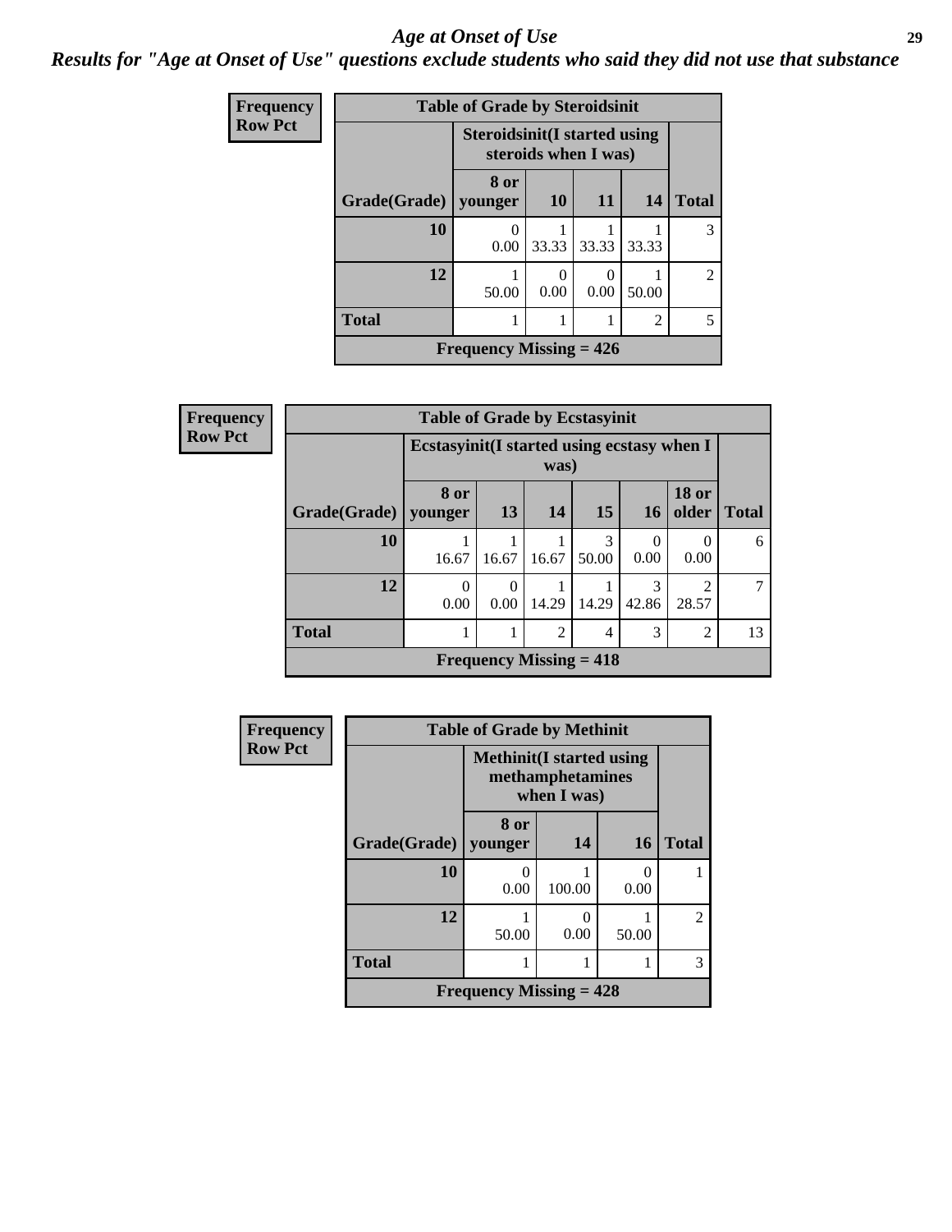# Age at Onset of Use

*Results for "Age at Onset of Use" questions exclude students who said they did not use that substance*

**Frequency / Row Pct**

**Table of Grade by Steroidsinit**

| Grade(Grade) | Steroidsinit(I started using steroids when I was) 8 or younger | 10 | 11 | 14 | Total |
|---|---|---|---|---|---|
| 10 | 0<br>0.00 | 1<br>33.33 | 1<br>33.33 | 1<br>33.33 | 3 |
| 12 | 1<br>50.00 | 0<br>0.00 | 0<br>0.00 | 1<br>50.00 | 2 |
| Total | 1 | 1 | 1 | 2 | 5 |

Frequency Missing = 426

**Frequency / Row Pct**

**Table of Grade by Ecstasyinit**

| Grade(Grade) | Ecstasyinit(I started using ecstasy when I was) 8 or younger | 13 | 14 | 15 | 16 | 18 or older | Total |
|---|---|---|---|---|---|---|---|
| 10 | 1<br>16.67 | 1<br>16.67 | 1<br>16.67 | 3<br>50.00 | 0<br>0.00 | 0<br>0.00 | 6 |
| 12 | 0<br>0.00 | 0<br>0.00 | 1<br>14.29 | 1<br>14.29 | 3<br>42.86 | 2<br>28.57 | 7 |
| Total | 1 | 1 | 2 | 4 | 3 | 2 | 13 |

Frequency Missing = 418

**Frequency / Row Pct**

**Table of Grade by Methinit**

| Grade(Grade) | Methinit(I started using methamphetamines when I was) 8 or younger | 14 | 16 | Total |
|---|---|---|---|---|
| 10 | 0<br>0.00 | 1<br>100.00 | 0<br>0.00 | 1 |
| 12 | 1<br>50.00 | 0<br>0.00 | 1<br>50.00 | 2 |
| Total | 1 | 1 | 1 | 3 |

Frequency Missing = 428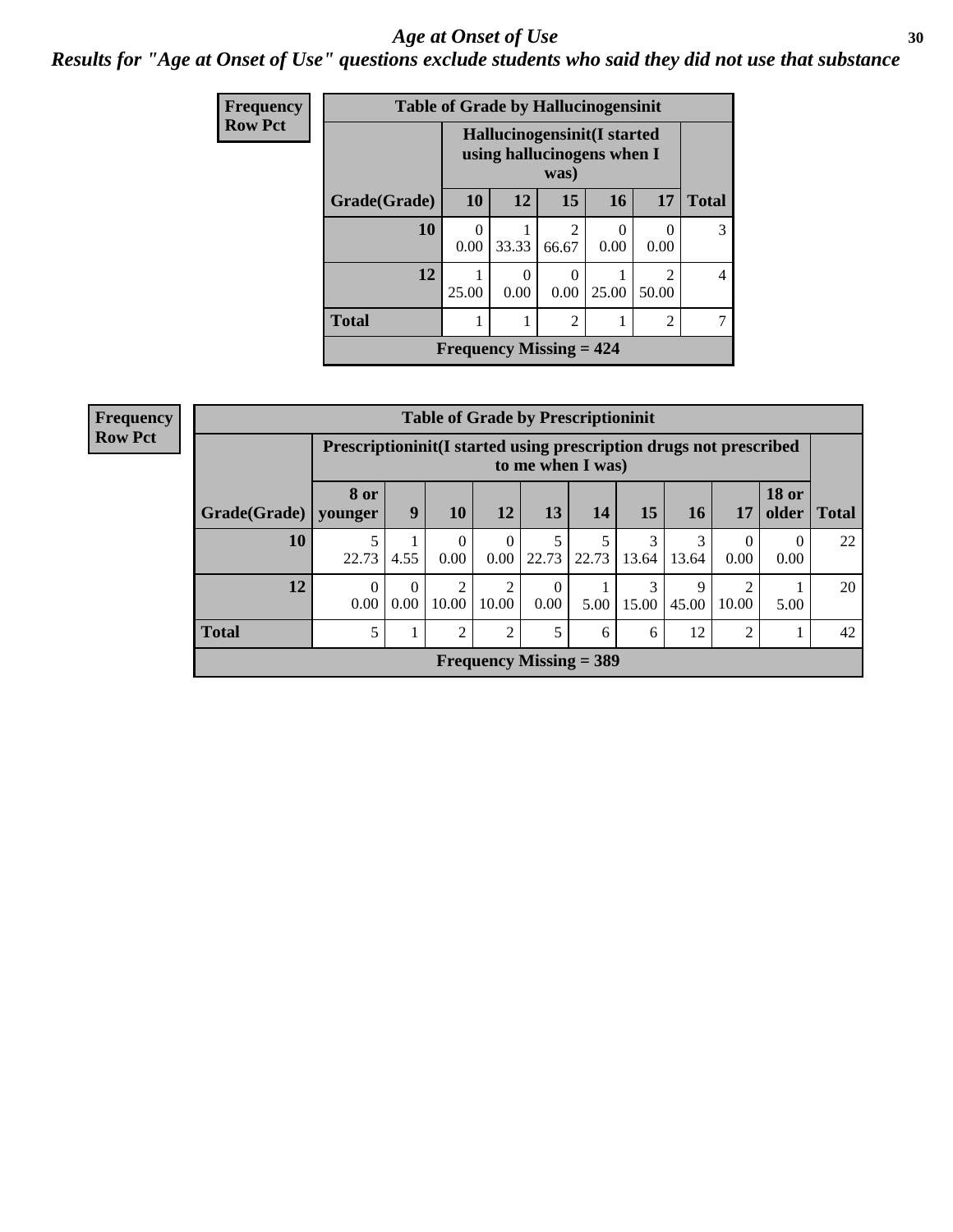## Age at Onset of Use

### Results for "Age at Onset of Use" questions exclude students who said they did not use that substance

**Frequency**
**Row Pct**

**Table of Grade by Hallucinogensinit**

| Grade(Grade) | Hallucinogensinit(I started using hallucinogens when I was) 10 | 12 | 15 | 16 | 17 | Total |
|---|---|---|---|---|---|---|
| 10 | 0<br>0.00 | 1<br>33.33 | 2<br>66.67 | 0<br>0.00 | 0<br>0.00 | 3 |
| 12 | 1<br>25.00 | 0<br>0.00 | 0<br>0.00 | 1<br>25.00 | 2<br>50.00 | 4 |
| Total | 1 | 1 | 2 | 1 | 2 | 7 |

Frequency Missing = 424

**Frequency**
**Row Pct**

**Table of Grade by Prescriptioninit**

| Grade(Grade) | Prescriptioninit(I started using prescription drugs not prescribed to me when I was) 8 or younger | 9 | 10 | 12 | 13 | 14 | 15 | 16 | 17 | 18 or older | Total |
|---|---|---|---|---|---|---|---|---|---|---|---|
| 10 | 5<br>22.73 | 1<br>4.55 | 0<br>0.00 | 0<br>0.00 | 5<br>22.73 | 5<br>22.73 | 3<br>13.64 | 3<br>13.64 | 0<br>0.00 | 0<br>0.00 | 22 |
| 12 | 0<br>0.00 | 0<br>0.00 | 2<br>10.00 | 2<br>10.00 | 0<br>0.00 | 1<br>5.00 | 3<br>15.00 | 9<br>45.00 | 2<br>10.00 | 1<br>5.00 | 20 |
| Total | 5 | 1 | 2 | 2 | 5 | 6 | 6 | 12 | 2 | 1 | 42 |

Frequency Missing = 389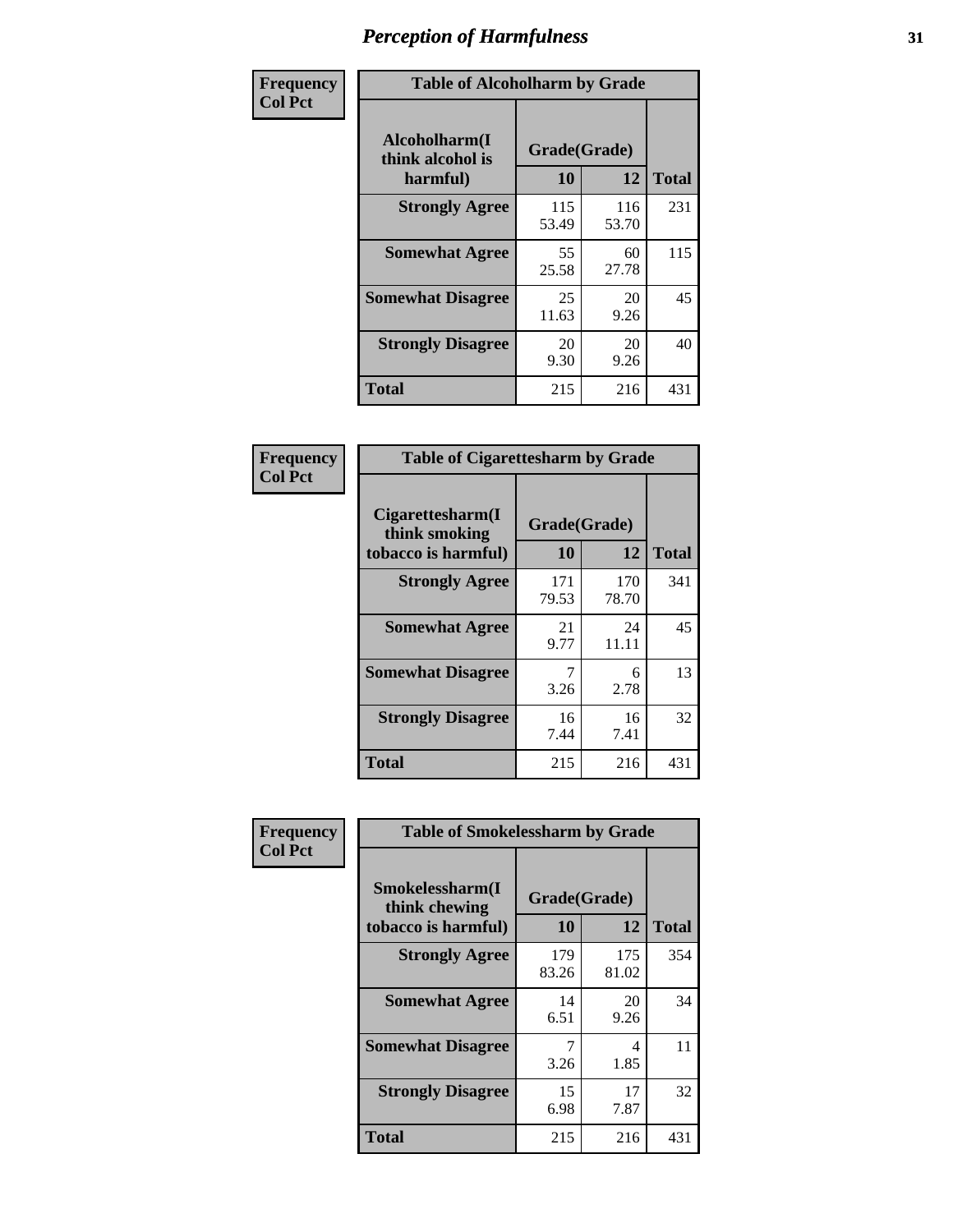# Perception of Harmfulness

**Frequency Col Pct**

**Table of Alcoholharm by Grade**

| Alcoholharm(I think alcohol is harmful) | Grade(Grade) | | Total |
|---|---|---|---|
| | 10 | 12 | |
| **Strongly Agree** | 115<br>53.49 | 116<br>53.70 | 231 |
| **Somewhat Agree** | 55<br>25.58 | 60<br>27.78 | 115 |
| **Somewhat Disagree** | 25<br>11.63 | 20<br>9.26 | 45 |
| **Strongly Disagree** | 20<br>9.30 | 20<br>9.26 | 40 |
| **Total** | 215 | 216 | 431 |

**Frequency Col Pct**

**Table of Cigarettesharm by Grade**

| Cigarettesharm(I think smoking tobacco is harmful) | Grade(Grade) | | Total |
|---|---|---|---|
| | 10 | 12 | |
| **Strongly Agree** | 171<br>79.53 | 170<br>78.70 | 341 |
| **Somewhat Agree** | 21<br>9.77 | 24<br>11.11 | 45 |
| **Somewhat Disagree** | 7<br>3.26 | 6<br>2.78 | 13 |
| **Strongly Disagree** | 16<br>7.44 | 16<br>7.41 | 32 |
| **Total** | 215 | 216 | 431 |

**Frequency Col Pct**

**Table of Smokelessharm by Grade**

| Smokelessharm(I think chewing tobacco is harmful) | Grade(Grade) | | Total |
|---|---|---|---|
| | 10 | 12 | |
| **Strongly Agree** | 179<br>83.26 | 175<br>81.02 | 354 |
| **Somewhat Agree** | 14<br>6.51 | 20<br>9.26 | 34 |
| **Somewhat Disagree** | 7<br>3.26 | 4<br>1.85 | 11 |
| **Strongly Disagree** | 15<br>6.98 | 17<br>7.87 | 32 |
| **Total** | 215 | 216 | 431 |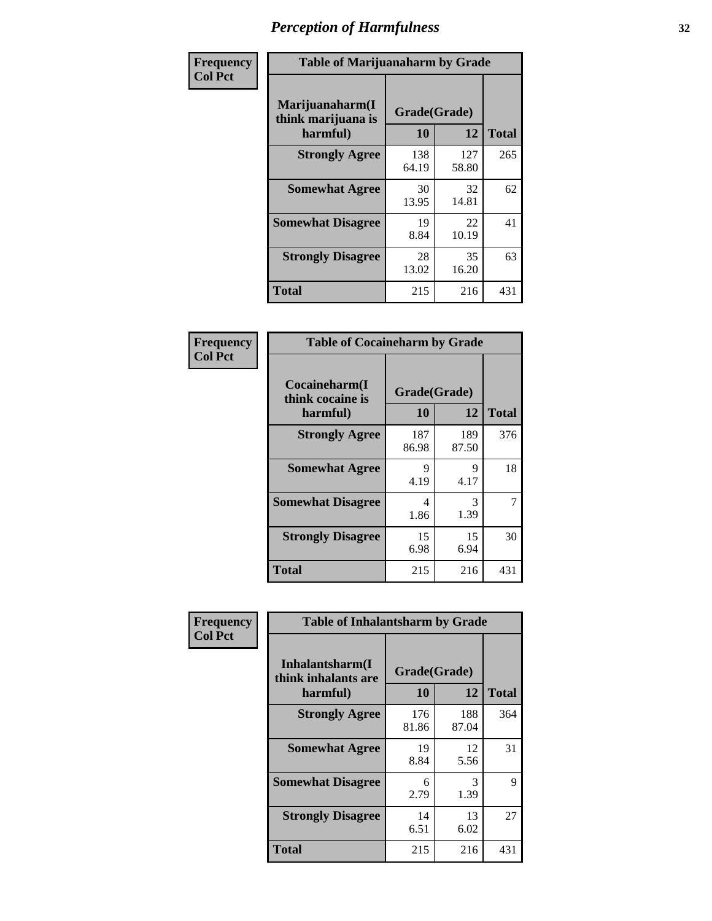# Perception of Harmfulness

**Frequency**
**Col Pct**

| Table of Marijuanaharm by Grade | | | |
|---|---|---|---|
| **Marijuanaharm(I think marijuana is harmful)** | **Grade(Grade)** | | **Total** |
| | **10** | **12** | |
| **Strongly Agree** | 138<br>64.19 | 127<br>58.80 | 265 |
| **Somewhat Agree** | 30<br>13.95 | 32<br>14.81 | 62 |
| **Somewhat Disagree** | 19<br>8.84 | 22<br>10.19 | 41 |
| **Strongly Disagree** | 28<br>13.02 | 35<br>16.20 | 63 |
| **Total** | 215 | 216 | 431 |

**Frequency**
**Col Pct**

| Table of Cocaineharm by Grade | | | |
|---|---|---|---|
| **Cocaineharm(I think cocaine is harmful)** | **Grade(Grade)** | | **Total** |
| | **10** | **12** | |
| **Strongly Agree** | 187<br>86.98 | 189<br>87.50 | 376 |
| **Somewhat Agree** | 9<br>4.19 | 9<br>4.17 | 18 |
| **Somewhat Disagree** | 4<br>1.86 | 3<br>1.39 | 7 |
| **Strongly Disagree** | 15<br>6.98 | 15<br>6.94 | 30 |
| **Total** | 215 | 216 | 431 |

**Frequency**
**Col Pct**

| Table of Inhalantsharm by Grade | | | |
|---|---|---|---|
| **Inhalantsharm(I think inhalants are harmful)** | **Grade(Grade)** | | **Total** |
| | **10** | **12** | |
| **Strongly Agree** | 176<br>81.86 | 188<br>87.04 | 364 |
| **Somewhat Agree** | 19<br>8.84 | 12<br>5.56 | 31 |
| **Somewhat Disagree** | 6<br>2.79 | 3<br>1.39 | 9 |
| **Strongly Disagree** | 14<br>6.51 | 13<br>6.02 | 27 |
| **Total** | 215 | 216 | 431 |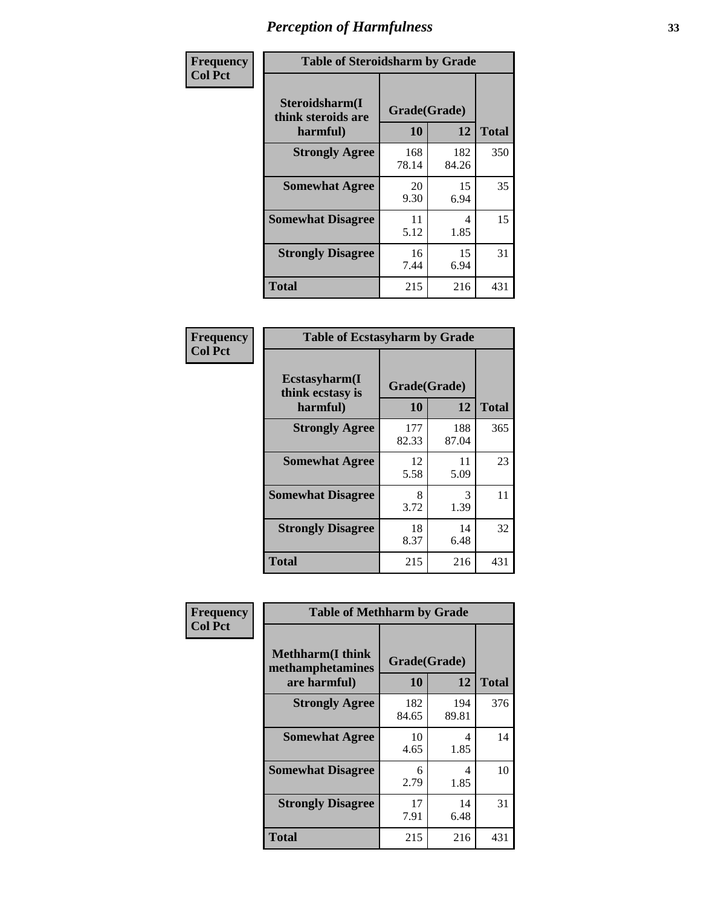# Perception of Harmfulness

**Frequency**
**Col Pct**

| Table of Steroidsharm by Grade | | | |
|---|---|---|---|
| **Steroidsharm(I think steroids are harmful)** | **Grade(Grade)** | | **Total** |
| | **10** | **12** | |
| **Strongly Agree** | 168<br>78.14 | 182<br>84.26 | 350 |
| **Somewhat Agree** | 20<br>9.30 | 15<br>6.94 | 35 |
| **Somewhat Disagree** | 11<br>5.12 | 4<br>1.85 | 15 |
| **Strongly Disagree** | 16<br>7.44 | 15<br>6.94 | 31 |
| **Total** | 215 | 216 | 431 |

**Frequency**
**Col Pct**

| Table of Ecstasyharm by Grade | | | |
|---|---|---|---|
| **Ecstasyharm(I think ecstasy is harmful)** | **Grade(Grade)** | | **Total** |
| | **10** | **12** | |
| **Strongly Agree** | 177<br>82.33 | 188<br>87.04 | 365 |
| **Somewhat Agree** | 12<br>5.58 | 11<br>5.09 | 23 |
| **Somewhat Disagree** | 8<br>3.72 | 3<br>1.39 | 11 |
| **Strongly Disagree** | 18<br>8.37 | 14<br>6.48 | 32 |
| **Total** | 215 | 216 | 431 |

**Frequency**
**Col Pct**

| Table of Methharm by Grade | | | |
|---|---|---|---|
| **Methharm(I think methamphetamines are harmful)** | **Grade(Grade)** | | **Total** |
| | **10** | **12** | |
| **Strongly Agree** | 182<br>84.65 | 194<br>89.81 | 376 |
| **Somewhat Agree** | 10<br>4.65 | 4<br>1.85 | 14 |
| **Somewhat Disagree** | 6<br>2.79 | 4<br>1.85 | 10 |
| **Strongly Disagree** | 17<br>7.91 | 14<br>6.48 | 31 |
| **Total** | 215 | 216 | 431 |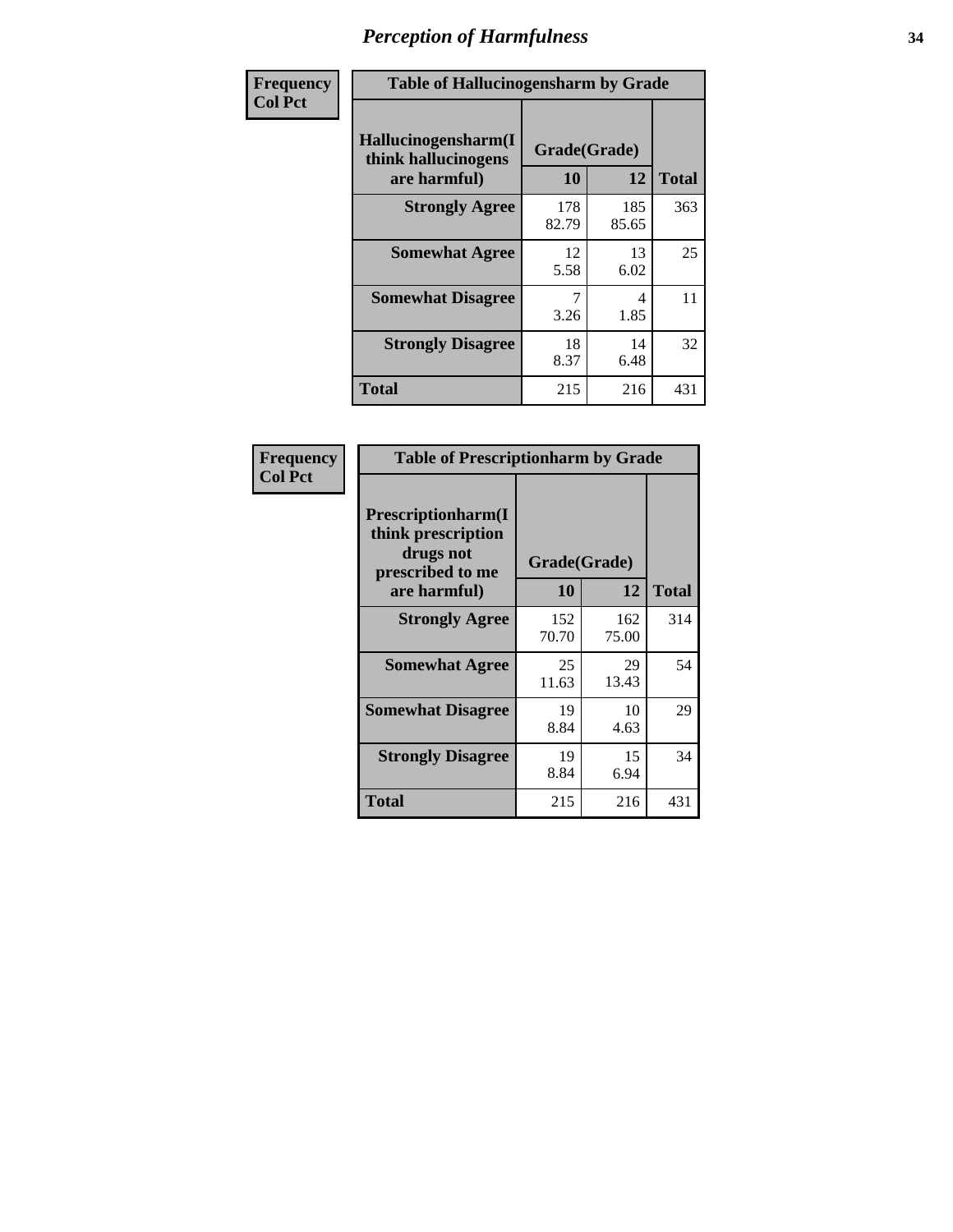# Perception of Harmfulness

| Frequency Col Pct | Table of Hallucinogensharm by Grade | | |
|---|---|---|---|
| Hallucinogensharm(I think hallucinogens are harmful) | Grade(Grade) | | |
| | 10 | 12 | Total |
| Strongly Agree | 178<br>82.79 | 185<br>85.65 | 363 |
| Somewhat Agree | 12<br>5.58 | 13<br>6.02 | 25 |
| Somewhat Disagree | 7<br>3.26 | 4<br>1.85 | 11 |
| Strongly Disagree | 18<br>8.37 | 14<br>6.48 | 32 |
| Total | 215 | 216 | 431 |

| Frequency Col Pct | Table of Prescriptionharm by Grade | | |
|---|---|---|---|
| Prescriptionharm(I think prescription drugs not prescribed to me are harmful) | Grade(Grade) | | |
| | 10 | 12 | Total |
| Strongly Agree | 152<br>70.70 | 162<br>75.00 | 314 |
| Somewhat Agree | 25<br>11.63 | 29<br>13.43 | 54 |
| Somewhat Disagree | 19<br>8.84 | 10<br>4.63 | 29 |
| Strongly Disagree | 19<br>8.84 | 15<br>6.94 | 34 |
| Total | 215 | 216 | 431 |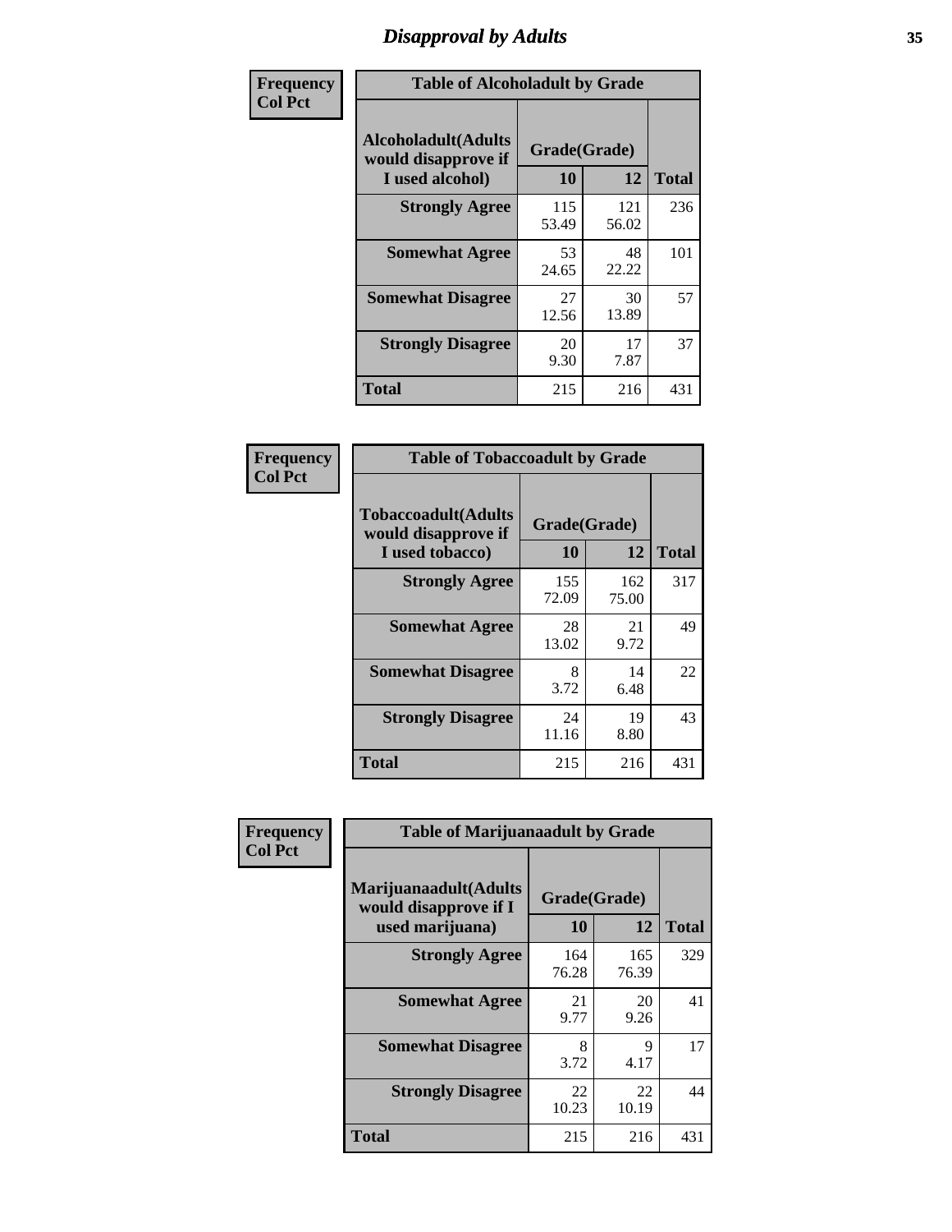# Disapproval by Adults

**Frequency**
**Col Pct**

| Table of Alcoholadult by Grade | | | |
|---|---|---|---|
| Alcoholadult(Adults would disapprove if I used alcohol) | Grade(Grade) | | Total |
| | 10 | 12 | |
| **Strongly Agree** | 115<br>53.49 | 121<br>56.02 | 236 |
| **Somewhat Agree** | 53<br>24.65 | 48<br>22.22 | 101 |
| **Somewhat Disagree** | 27<br>12.56 | 30<br>13.89 | 57 |
| **Strongly Disagree** | 20<br>9.30 | 17<br>7.87 | 37 |
| **Total** | 215 | 216 | 431 |

**Frequency**
**Col Pct**

| Table of Tobaccoadult by Grade | | | |
|---|---|---|---|
| Tobaccoadult(Adults would disapprove if I used tobacco) | Grade(Grade) | | Total |
| | 10 | 12 | |
| **Strongly Agree** | 155<br>72.09 | 162<br>75.00 | 317 |
| **Somewhat Agree** | 28<br>13.02 | 21<br>9.72 | 49 |
| **Somewhat Disagree** | 8<br>3.72 | 14<br>6.48 | 22 |
| **Strongly Disagree** | 24<br>11.16 | 19<br>8.80 | 43 |
| **Total** | 215 | 216 | 431 |

**Frequency**
**Col Pct**

| Table of Marijuanaadult by Grade | | | |
|---|---|---|---|
| Marijuanaadult(Adults would disapprove if I used marijuana) | Grade(Grade) | | Total |
| | 10 | 12 | |
| **Strongly Agree** | 164<br>76.28 | 165<br>76.39 | 329 |
| **Somewhat Agree** | 21<br>9.77 | 20<br>9.26 | 41 |
| **Somewhat Disagree** | 8<br>3.72 | 9<br>4.17 | 17 |
| **Strongly Disagree** | 22<br>10.23 | 22<br>10.19 | 44 |
| **Total** | 215 | 216 | 431 |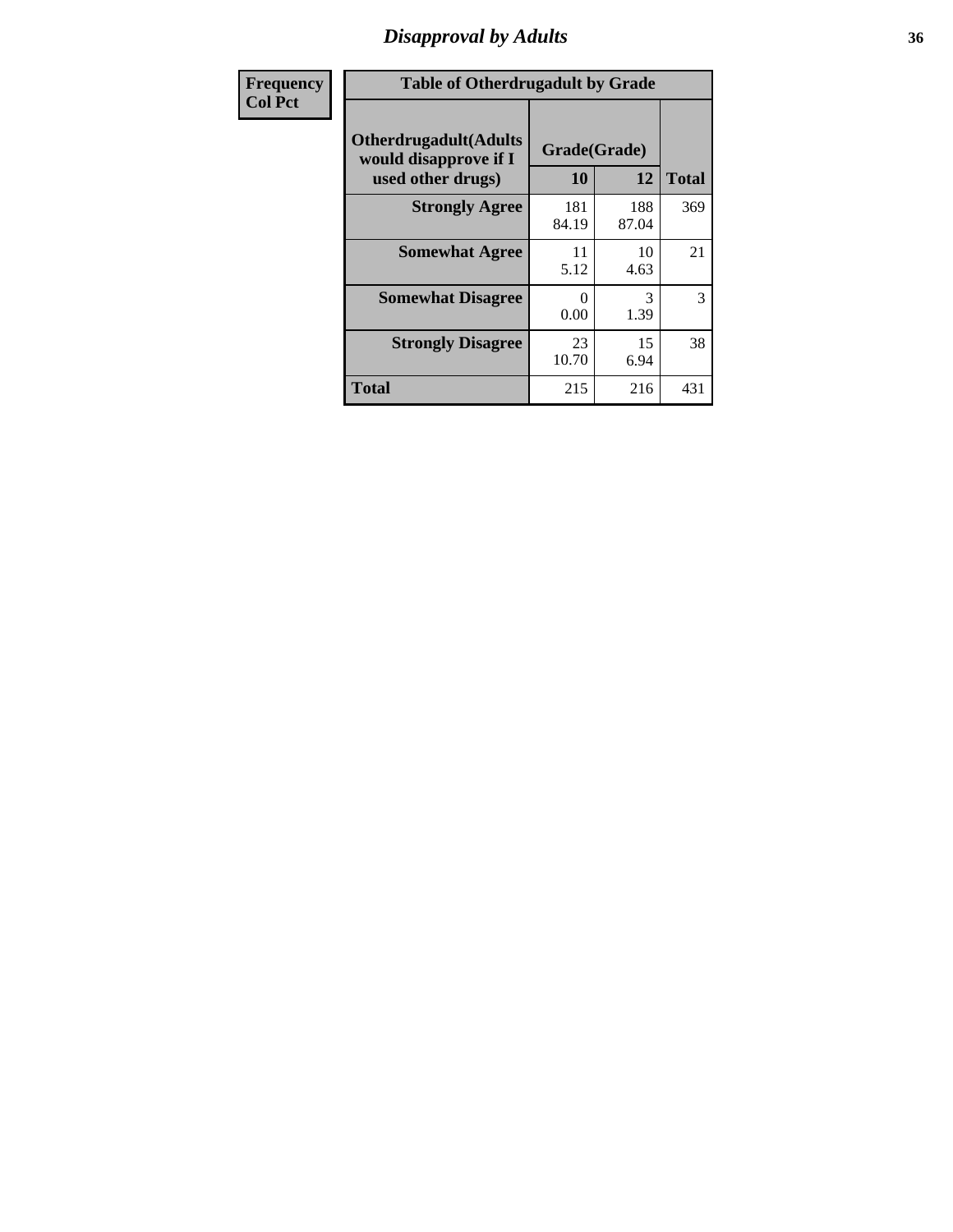# *Disapproval by Adults*

| Frequency<br>Col Pct |
|---|

| Table of Otherdrugadult by Grade | | | |
|---|---|---|---|
| Otherdrugadult(Adults would disapprove if I used other drugs) | Grade(Grade) | | |
| | 10 | 12 | Total |
| **Strongly Agree** | 181<br>84.19 | 188<br>87.04 | 369 |
| **Somewhat Agree** | 11<br>5.12 | 10<br>4.63 | 21 |
| **Somewhat Disagree** | 0<br>0.00 | 3<br>1.39 | 3 |
| **Strongly Disagree** | 23<br>10.70 | 15<br>6.94 | 38 |
| **Total** | 215 | 216 | 431 |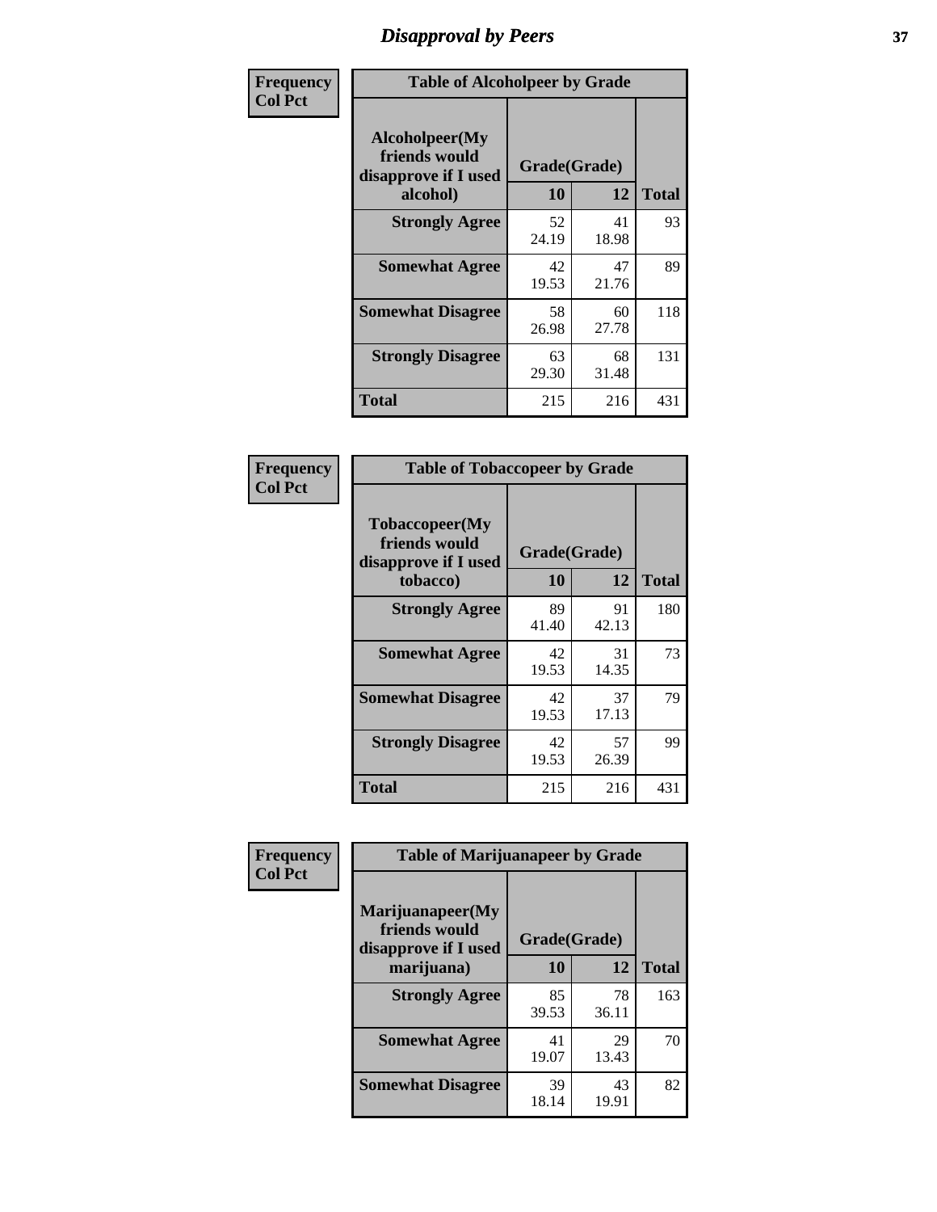# Disapproval by Peers

| Frequency<br>Col Pct | Table of Alcoholpeer by Grade | | |
|---|---|---|---|
| Alcoholpeer(My friends would disapprove if I used alcohol) | Grade(Grade) | | |
| | 10 | 12 | Total |
| Strongly Agree | 52<br>24.19 | 41<br>18.98 | 93 |
| Somewhat Agree | 42<br>19.53 | 47<br>21.76 | 89 |
| Somewhat Disagree | 58<br>26.98 | 60<br>27.78 | 118 |
| Strongly Disagree | 63<br>29.30 | 68<br>31.48 | 131 |
| Total | 215 | 216 | 431 |

| Frequency<br>Col Pct | Table of Tobaccopeer by Grade | | |
|---|---|---|---|
| Tobaccopeer(My friends would disapprove if I used tobacco) | Grade(Grade) | | |
| | 10 | 12 | Total |
| Strongly Agree | 89<br>41.40 | 91<br>42.13 | 180 |
| Somewhat Agree | 42<br>19.53 | 31<br>14.35 | 73 |
| Somewhat Disagree | 42<br>19.53 | 37<br>17.13 | 79 |
| Strongly Disagree | 42<br>19.53 | 57<br>26.39 | 99 |
| Total | 215 | 216 | 431 |

| Frequency<br>Col Pct | Table of Marijuanapeer by Grade | | |
|---|---|---|---|
| Marijuanapeer(My friends would disapprove if I used marijuana) | Grade(Grade) | | |
| | 10 | 12 | Total |
| Strongly Agree | 85<br>39.53 | 78<br>36.11 | 163 |
| Somewhat Agree | 41<br>19.07 | 29<br>13.43 | 70 |
| Somewhat Disagree | 39<br>18.14 | 43<br>19.91 | 82 |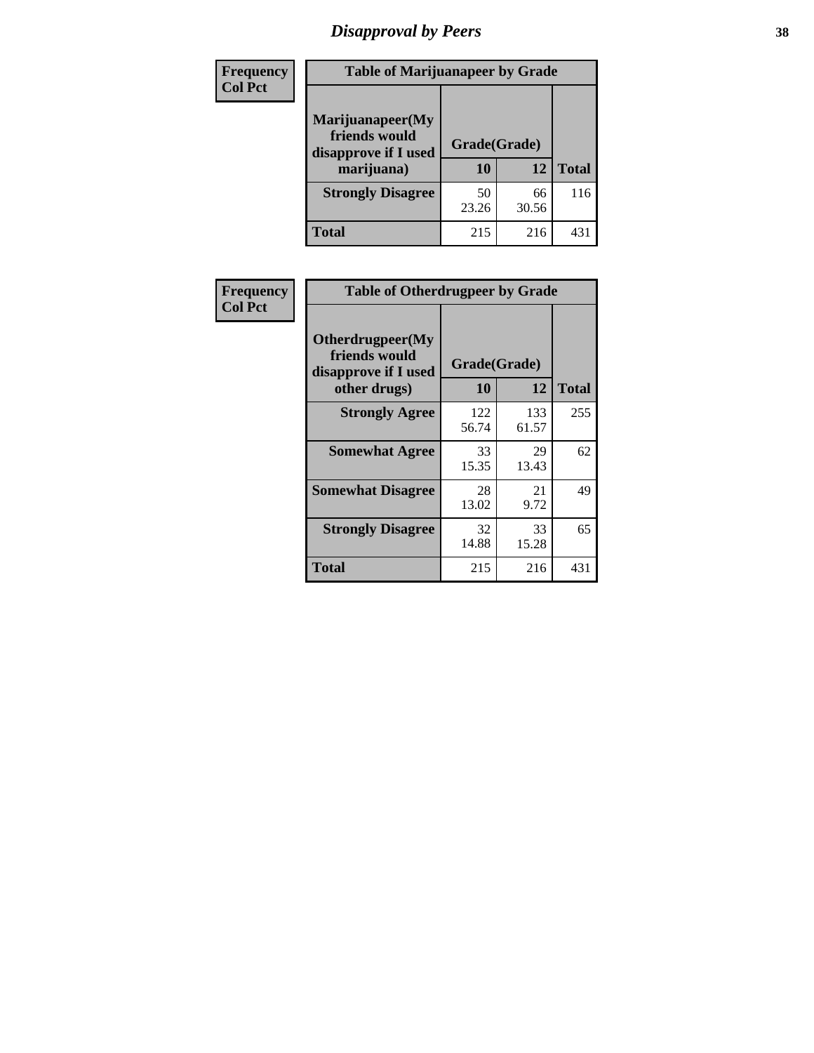# Disapproval by Peers

| Frequency<br>Col Pct | | | |
|---|---|---|---|

**Table of Marijuanapeer by Grade**

| Marijuanapeer(My friends would disapprove if I used marijuana) | Grade(Grade) 10 | 12 | Total |
|---|---|---|---|
| **Strongly Disagree** | 50<br>23.26 | 66<br>30.56 | 116 |
| **Total** | 215 | 216 | 431 |

| Frequency<br>Col Pct | | | |
|---|---|---|---|

**Table of Otherdrugpeer by Grade**

| Otherdrugpeer(My friends would disapprove if I used other drugs) | Grade(Grade) 10 | 12 | Total |
|---|---|---|---|
| **Strongly Agree** | 122<br>56.74 | 133<br>61.57 | 255 |
| **Somewhat Agree** | 33<br>15.35 | 29<br>13.43 | 62 |
| **Somewhat Disagree** | 28<br>13.02 | 21<br>9.72 | 49 |
| **Strongly Disagree** | 32<br>14.88 | 33<br>15.28 | 65 |
| **Total** | 215 | 216 | 431 |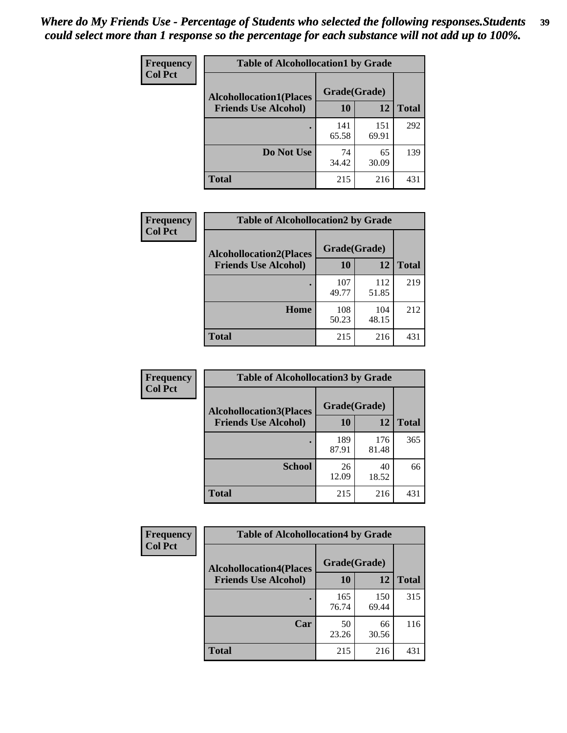*Where do My Friends Use - Percentage of Students who selected the following responses.Students could select more than 1 response so the percentage for each substance will not add up to 100%.*

**Frequency**
**Col Pct**

| Table of Alcohollocation1 by Grade | | | |
|---|---|---|---|
| **Alcohollocation1(Places Friends Use Alcohol)** | **Grade(Grade)** | | **Total** |
| | **10** | **12** | |
| **.** | 141<br>65.58 | 151<br>69.91 | 292 |
| **Do Not Use** | 74<br>34.42 | 65<br>30.09 | 139 |
| **Total** | 215 | 216 | 431 |

**Frequency**
**Col Pct**

| Table of Alcohollocation2 by Grade | | | |
|---|---|---|---|
| **Alcohollocation2(Places Friends Use Alcohol)** | **Grade(Grade)** | | **Total** |
| | **10** | **12** | |
| **.** | 107<br>49.77 | 112<br>51.85 | 219 |
| **Home** | 108<br>50.23 | 104<br>48.15 | 212 |
| **Total** | 215 | 216 | 431 |

**Frequency**
**Col Pct**

| Table of Alcohollocation3 by Grade | | | |
|---|---|---|---|
| **Alcohollocation3(Places Friends Use Alcohol)** | **Grade(Grade)** | | **Total** |
| | **10** | **12** | |
| **.** | 189<br>87.91 | 176<br>81.48 | 365 |
| **School** | 26<br>12.09 | 40<br>18.52 | 66 |
| **Total** | 215 | 216 | 431 |

**Frequency**
**Col Pct**

| Table of Alcohollocation4 by Grade | | | |
|---|---|---|---|
| **Alcohollocation4(Places Friends Use Alcohol)** | **Grade(Grade)** | | **Total** |
| | **10** | **12** | |
| **.** | 165<br>76.74 | 150<br>69.44 | 315 |
| **Car** | 50<br>23.26 | 66<br>30.56 | 116 |
| **Total** | 215 | 216 | 431 |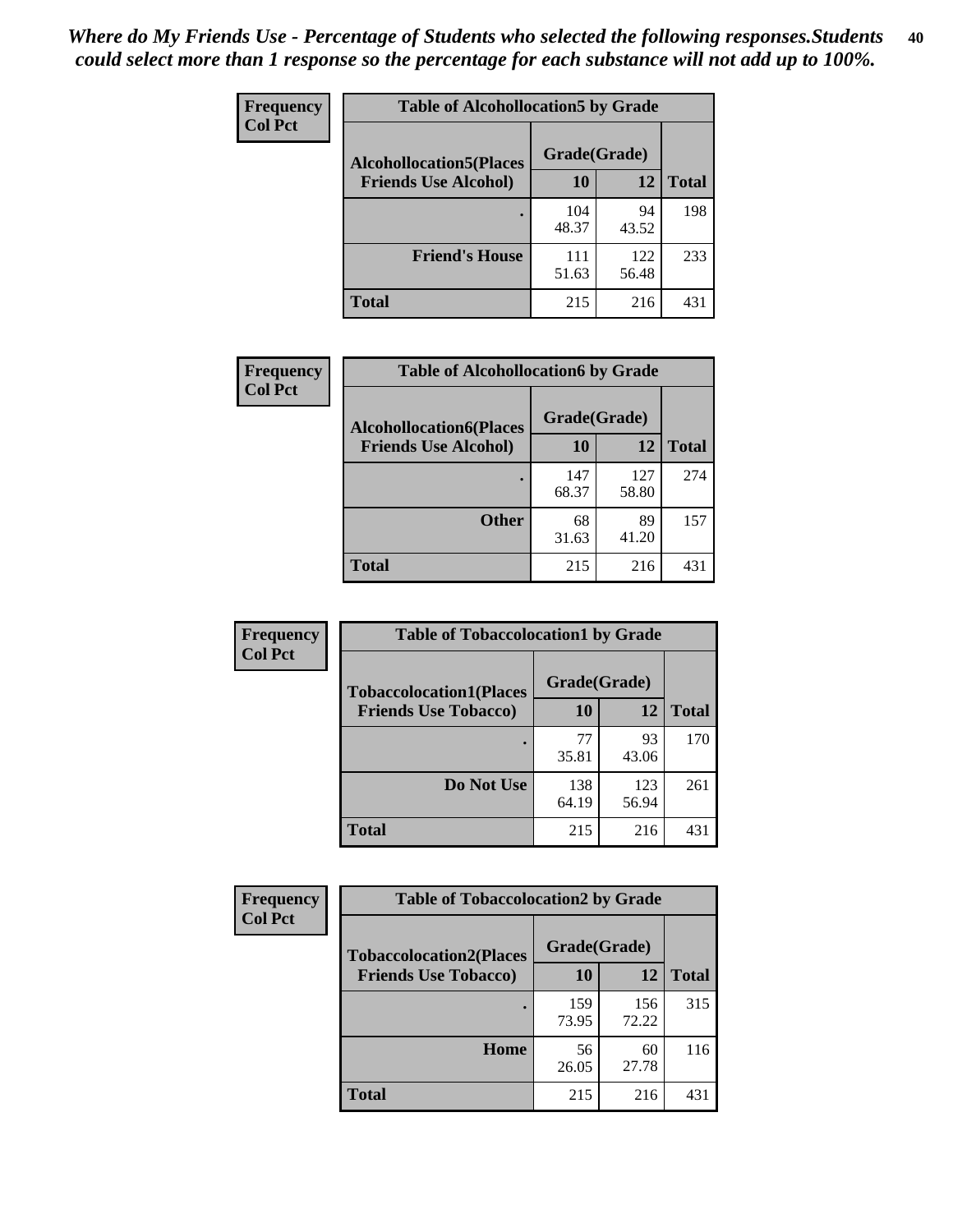*Where do My Friends Use - Percentage of Students who selected the following responses.Students could select more than 1 response so the percentage for each substance will not add up to 100%.*

**Frequency**
**Col Pct**

| Table of Alcohollocation5 by Grade | | | |
|---|---|---|---|
| **Alcohollocation5(Places Friends Use Alcohol)** | **Grade(Grade)** | | |
| | **10** | **12** | **Total** |
| **.** | 104<br>48.37 | 94<br>43.52 | 198 |
| **Friend's House** | 111<br>51.63 | 122<br>56.48 | 233 |
| **Total** | 215 | 216 | 431 |

**Frequency**
**Col Pct**

| Table of Alcohollocation6 by Grade | | | |
|---|---|---|---|
| **Alcohollocation6(Places Friends Use Alcohol)** | **Grade(Grade)** | | |
| | **10** | **12** | **Total** |
| **.** | 147<br>68.37 | 127<br>58.80 | 274 |
| **Other** | 68<br>31.63 | 89<br>41.20 | 157 |
| **Total** | 215 | 216 | 431 |

**Frequency**
**Col Pct**

| Table of Tobaccolocation1 by Grade | | | |
|---|---|---|---|
| **Tobaccolocation1(Places Friends Use Tobacco)** | **Grade(Grade)** | | |
| | **10** | **12** | **Total** |
| **.** | 77<br>35.81 | 93<br>43.06 | 170 |
| **Do Not Use** | 138<br>64.19 | 123<br>56.94 | 261 |
| **Total** | 215 | 216 | 431 |

**Frequency**
**Col Pct**

| Table of Tobaccolocation2 by Grade | | | |
|---|---|---|---|
| **Tobaccolocation2(Places Friends Use Tobacco)** | **Grade(Grade)** | | |
| | **10** | **12** | **Total** |
| **.** | 159<br>73.95 | 156<br>72.22 | 315 |
| **Home** | 56<br>26.05 | 60<br>27.78 | 116 |
| **Total** | 215 | 216 | 431 |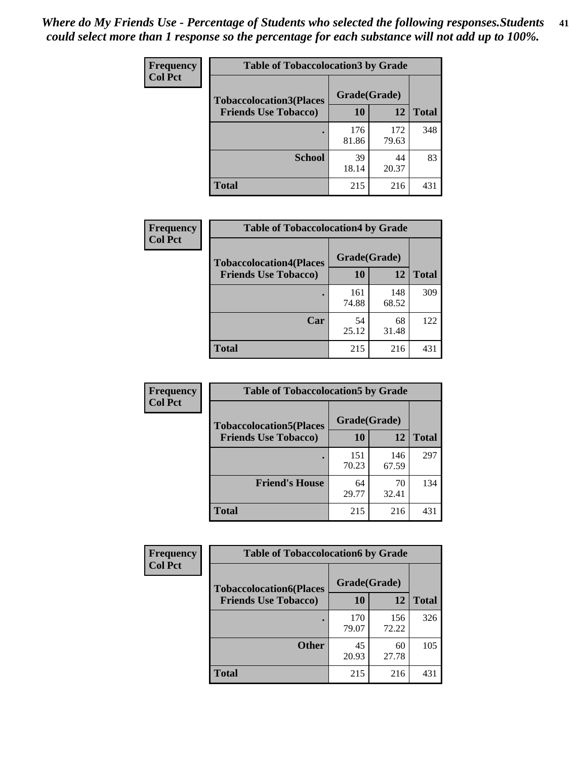*Where do My Friends Use - Percentage of Students who selected the following responses.Students could select more than 1 response so the percentage for each substance will not add up to 100%.*

**Frequency**
**Col Pct**

| Table of Tobaccolocation3 by Grade | | | |
|---|---|---|---|
| **Tobaccolocation3(Places Friends Use Tobacco)** | **Grade(Grade)** | | **Total** |
| | **10** | **12** | |
| **.** | 176<br>81.86 | 172<br>79.63 | 348 |
| **School** | 39<br>18.14 | 44<br>20.37 | 83 |
| **Total** | 215 | 216 | 431 |

**Frequency**
**Col Pct**

| Table of Tobaccolocation4 by Grade | | | |
|---|---|---|---|
| **Tobaccolocation4(Places Friends Use Tobacco)** | **Grade(Grade)** | | **Total** |
| | **10** | **12** | |
| **.** | 161<br>74.88 | 148<br>68.52 | 309 |
| **Car** | 54<br>25.12 | 68<br>31.48 | 122 |
| **Total** | 215 | 216 | 431 |

**Frequency**
**Col Pct**

| Table of Tobaccolocation5 by Grade | | | |
|---|---|---|---|
| **Tobaccolocation5(Places Friends Use Tobacco)** | **Grade(Grade)** | | **Total** |
| | **10** | **12** | |
| **.** | 151<br>70.23 | 146<br>67.59 | 297 |
| **Friend's House** | 64<br>29.77 | 70<br>32.41 | 134 |
| **Total** | 215 | 216 | 431 |

**Frequency**
**Col Pct**

| Table of Tobaccolocation6 by Grade | | | |
|---|---|---|---|
| **Tobaccolocation6(Places Friends Use Tobacco)** | **Grade(Grade)** | | **Total** |
| | **10** | **12** | |
| **.** | 170<br>79.07 | 156<br>72.22 | 326 |
| **Other** | 45<br>20.93 | 60<br>27.78 | 105 |
| **Total** | 215 | 216 | 431 |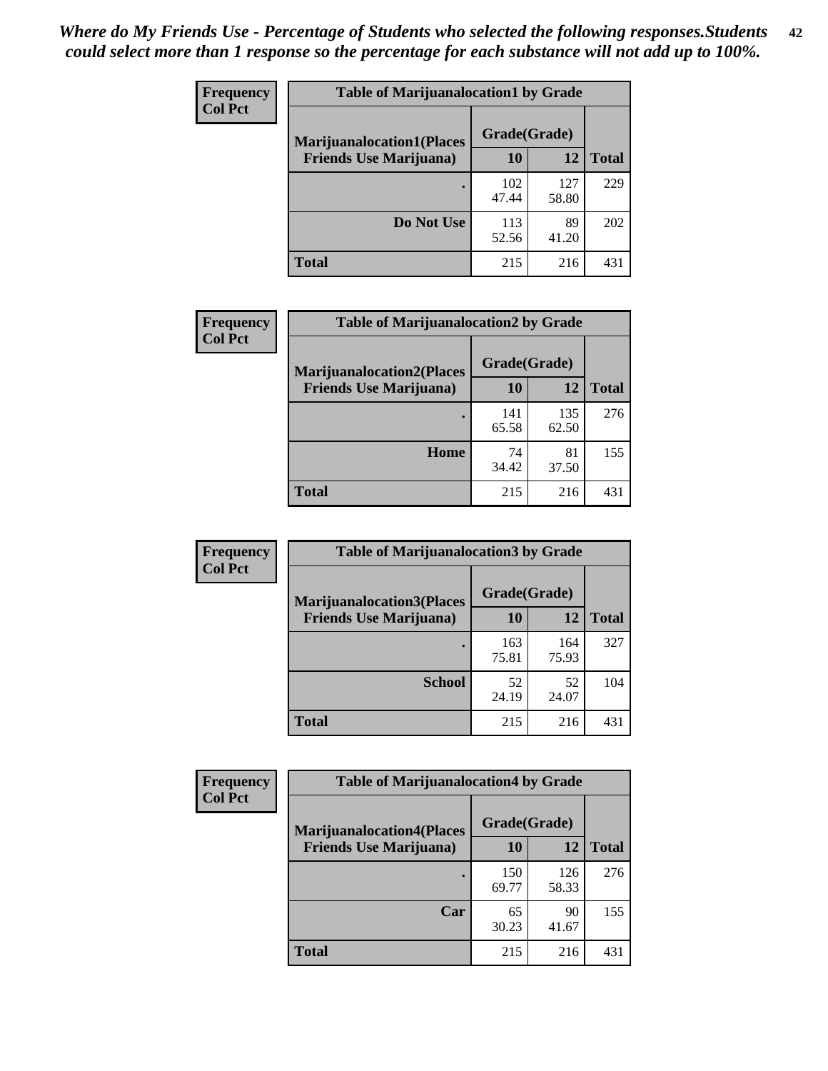*Where do My Friends Use - Percentage of Students who selected the following responses.Students could select more than 1 response so the percentage for each substance will not add up to 100%.*

**Frequency**
**Col Pct**

| Table of Marijuanalocation1 by Grade | | | |
|---|---|---|---|
| **Marijuanalocation1(Places Friends Use Marijuana)** | **Grade(Grade)** | | **Total** |
| | **10** | **12** | |
| **.** | 102<br>47.44 | 127<br>58.80 | 229 |
| **Do Not Use** | 113<br>52.56 | 89<br>41.20 | 202 |
| **Total** | 215 | 216 | 431 |

**Frequency**
**Col Pct**

| Table of Marijuanalocation2 by Grade | | | |
|---|---|---|---|
| **Marijuanalocation2(Places Friends Use Marijuana)** | **Grade(Grade)** | | **Total** |
| | **10** | **12** | |
| **.** | 141<br>65.58 | 135<br>62.50 | 276 |
| **Home** | 74<br>34.42 | 81<br>37.50 | 155 |
| **Total** | 215 | 216 | 431 |

**Frequency**
**Col Pct**

| Table of Marijuanalocation3 by Grade | | | |
|---|---|---|---|
| **Marijuanalocation3(Places Friends Use Marijuana)** | **Grade(Grade)** | | **Total** |
| | **10** | **12** | |
| **.** | 163<br>75.81 | 164<br>75.93 | 327 |
| **School** | 52<br>24.19 | 52<br>24.07 | 104 |
| **Total** | 215 | 216 | 431 |

**Frequency**
**Col Pct**

| Table of Marijuanalocation4 by Grade | | | |
|---|---|---|---|
| **Marijuanalocation4(Places Friends Use Marijuana)** | **Grade(Grade)** | | **Total** |
| | **10** | **12** | |
| **.** | 150<br>69.77 | 126<br>58.33 | 276 |
| **Car** | 65<br>30.23 | 90<br>41.67 | 155 |
| **Total** | 215 | 216 | 431 |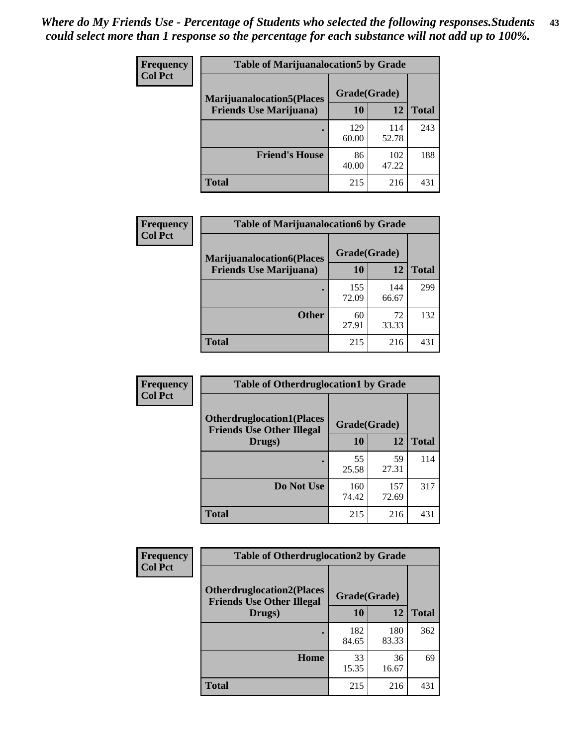*Where do My Friends Use - Percentage of Students who selected the following responses.Students could select more than 1 response so the percentage for each substance will not add up to 100%.*

**Table of Marijuanalocation5 by Grade**

| Frequency / Col Pct | | | |
|---|---|---|---|
| **Marijuanalocation5(Places Friends Use Marijuana)** | **Grade(Grade)** | | **Total** |
| | **10** | **12** | |
| **.** | 129<br>60.00 | 114<br>52.78 | 243 |
| **Friend's House** | 86<br>40.00 | 102<br>47.22 | 188 |
| **Total** | 215 | 216 | 431 |

**Table of Marijuanalocation6 by Grade**

| Frequency / Col Pct | | | |
|---|---|---|---|
| **Marijuanalocation6(Places Friends Use Marijuana)** | **Grade(Grade)** | | **Total** |
| | **10** | **12** | |
| **.** | 155<br>72.09 | 144<br>66.67 | 299 |
| **Other** | 60<br>27.91 | 72<br>33.33 | 132 |
| **Total** | 215 | 216 | 431 |

**Table of Otherdruglocation1 by Grade**

| Frequency / Col Pct | | | |
|---|---|---|---|
| **Otherdruglocation1(Places Friends Use Other Illegal Drugs)** | **Grade(Grade)** | | **Total** |
| | **10** | **12** | |
| **.** | 55<br>25.58 | 59<br>27.31 | 114 |
| **Do Not Use** | 160<br>74.42 | 157<br>72.69 | 317 |
| **Total** | 215 | 216 | 431 |

**Table of Otherdruglocation2 by Grade**

| Frequency / Col Pct | | | |
|---|---|---|---|
| **Otherdruglocation2(Places Friends Use Other Illegal Drugs)** | **Grade(Grade)** | | **Total** |
| | **10** | **12** | |
| **.** | 182<br>84.65 | 180<br>83.33 | 362 |
| **Home** | 33<br>15.35 | 36<br>16.67 | 69 |
| **Total** | 215 | 216 | 431 |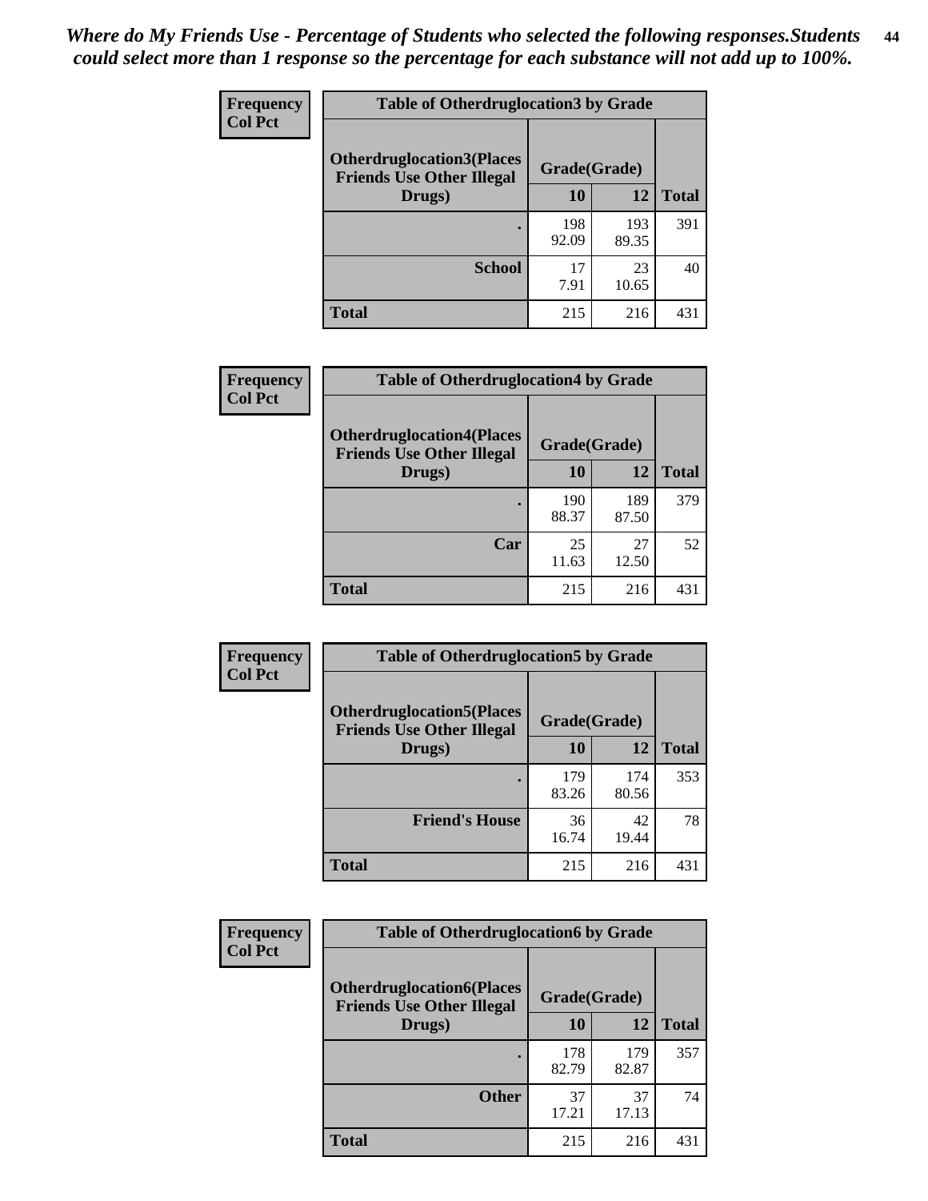*Where do My Friends Use - Percentage of Students who selected the following responses.Students could select more than 1 response so the percentage for each substance will not add up to 100%.*

**Frequency**
**Col Pct**

| Table of Otherdruglocation3 by Grade | | | |
|---|---|---|---|
| **Otherdruglocation3(Places Friends Use Other Illegal Drugs)** | **Grade(Grade)** | | |
| | **10** | **12** | **Total** |
| **.** | 198<br>92.09 | 193<br>89.35 | 391 |
| **School** | 17<br>7.91 | 23<br>10.65 | 40 |
| **Total** | 215 | 216 | 431 |

**Frequency**
**Col Pct**

| Table of Otherdruglocation4 by Grade | | | |
|---|---|---|---|
| **Otherdruglocation4(Places Friends Use Other Illegal Drugs)** | **Grade(Grade)** | | |
| | **10** | **12** | **Total** |
| **.** | 190<br>88.37 | 189<br>87.50 | 379 |
| **Car** | 25<br>11.63 | 27<br>12.50 | 52 |
| **Total** | 215 | 216 | 431 |

**Frequency**
**Col Pct**

| Table of Otherdruglocation5 by Grade | | | |
|---|---|---|---|
| **Otherdruglocation5(Places Friends Use Other Illegal Drugs)** | **Grade(Grade)** | | |
| | **10** | **12** | **Total** |
| **.** | 179<br>83.26 | 174<br>80.56 | 353 |
| **Friend's House** | 36<br>16.74 | 42<br>19.44 | 78 |
| **Total** | 215 | 216 | 431 |

**Frequency**
**Col Pct**

| Table of Otherdruglocation6 by Grade | | | |
|---|---|---|---|
| **Otherdruglocation6(Places Friends Use Other Illegal Drugs)** | **Grade(Grade)** | | |
| | **10** | **12** | **Total** |
| **.** | 178<br>82.79 | 179<br>82.87 | 357 |
| **Other** | 37<br>17.21 | 37<br>17.13 | 74 |
| **Total** | 215 | 216 | 431 |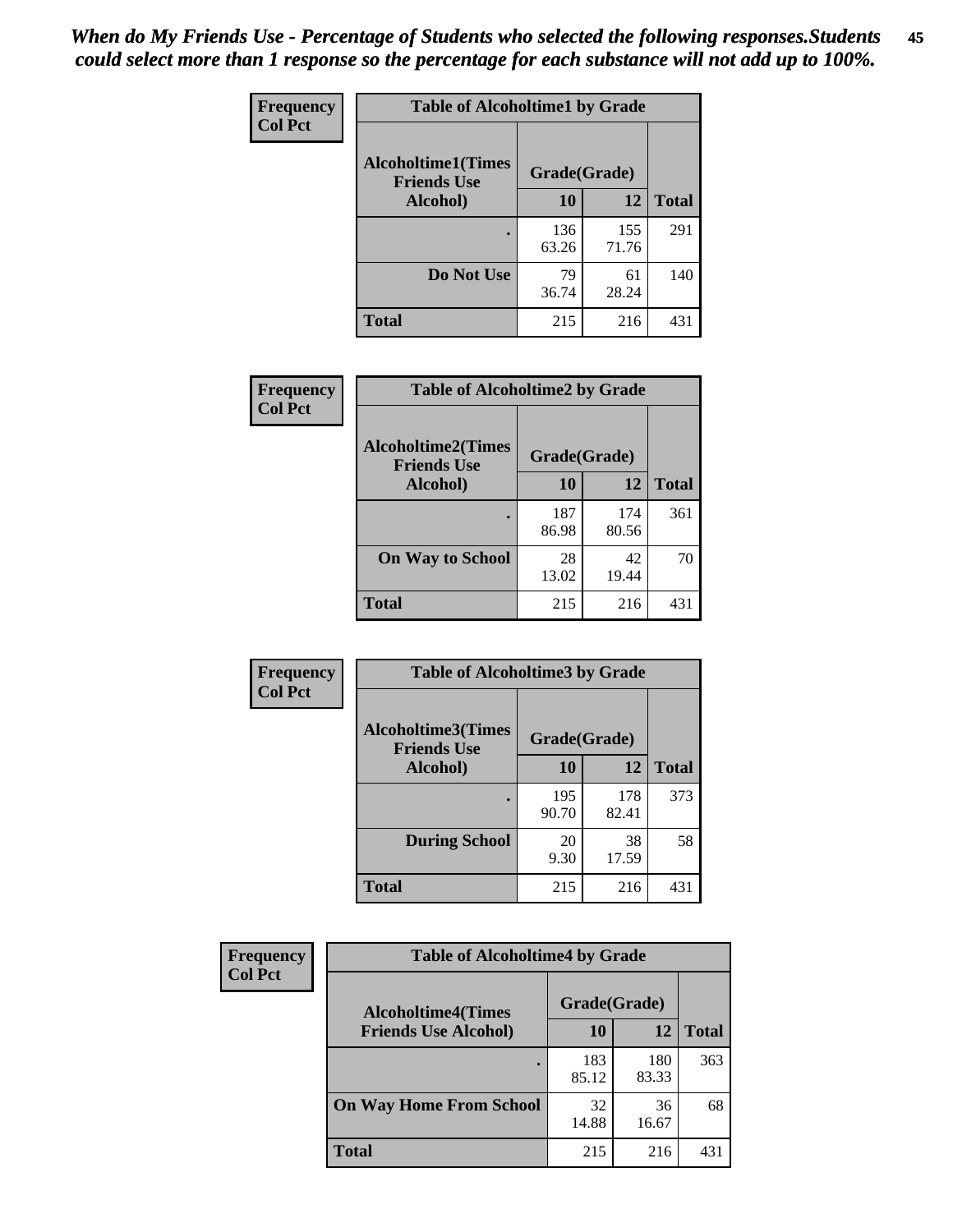*When do My Friends Use - Percentage of Students who selected the following responses.Students could select more than 1 response so the percentage for each substance will not add up to 100%.*

**Frequency**
**Col Pct**

| Table of Alcoholtime1 by Grade | | | |
|---|---|---|---|
| **Alcoholtime1(Times Friends Use Alcohol)** | **Grade(Grade)** | | |
| | **10** | **12** | **Total** |
| **.** | 136<br>63.26 | 155<br>71.76 | 291 |
| **Do Not Use** | 79<br>36.74 | 61<br>28.24 | 140 |
| **Total** | 215 | 216 | 431 |

**Frequency**
**Col Pct**

| Table of Alcoholtime2 by Grade | | | |
|---|---|---|---|
| **Alcoholtime2(Times Friends Use Alcohol)** | **Grade(Grade)** | | |
| | **10** | **12** | **Total** |
| **.** | 187<br>86.98 | 174<br>80.56 | 361 |
| **On Way to School** | 28<br>13.02 | 42<br>19.44 | 70 |
| **Total** | 215 | 216 | 431 |

**Frequency**
**Col Pct**

| Table of Alcoholtime3 by Grade | | | |
|---|---|---|---|
| **Alcoholtime3(Times Friends Use Alcohol)** | **Grade(Grade)** | | |
| | **10** | **12** | **Total** |
| **.** | 195<br>90.70 | 178<br>82.41 | 373 |
| **During School** | 20<br>9.30 | 38<br>17.59 | 58 |
| **Total** | 215 | 216 | 431 |

**Frequency**
**Col Pct**

| Table of Alcoholtime4 by Grade | | | |
|---|---|---|---|
| **Alcoholtime4(Times Friends Use Alcohol)** | **Grade(Grade)** | | |
| | **10** | **12** | **Total** |
| **.** | 183<br>85.12 | 180<br>83.33 | 363 |
| **On Way Home From School** | 32<br>14.88 | 36<br>16.67 | 68 |
| **Total** | 215 | 216 | 431 |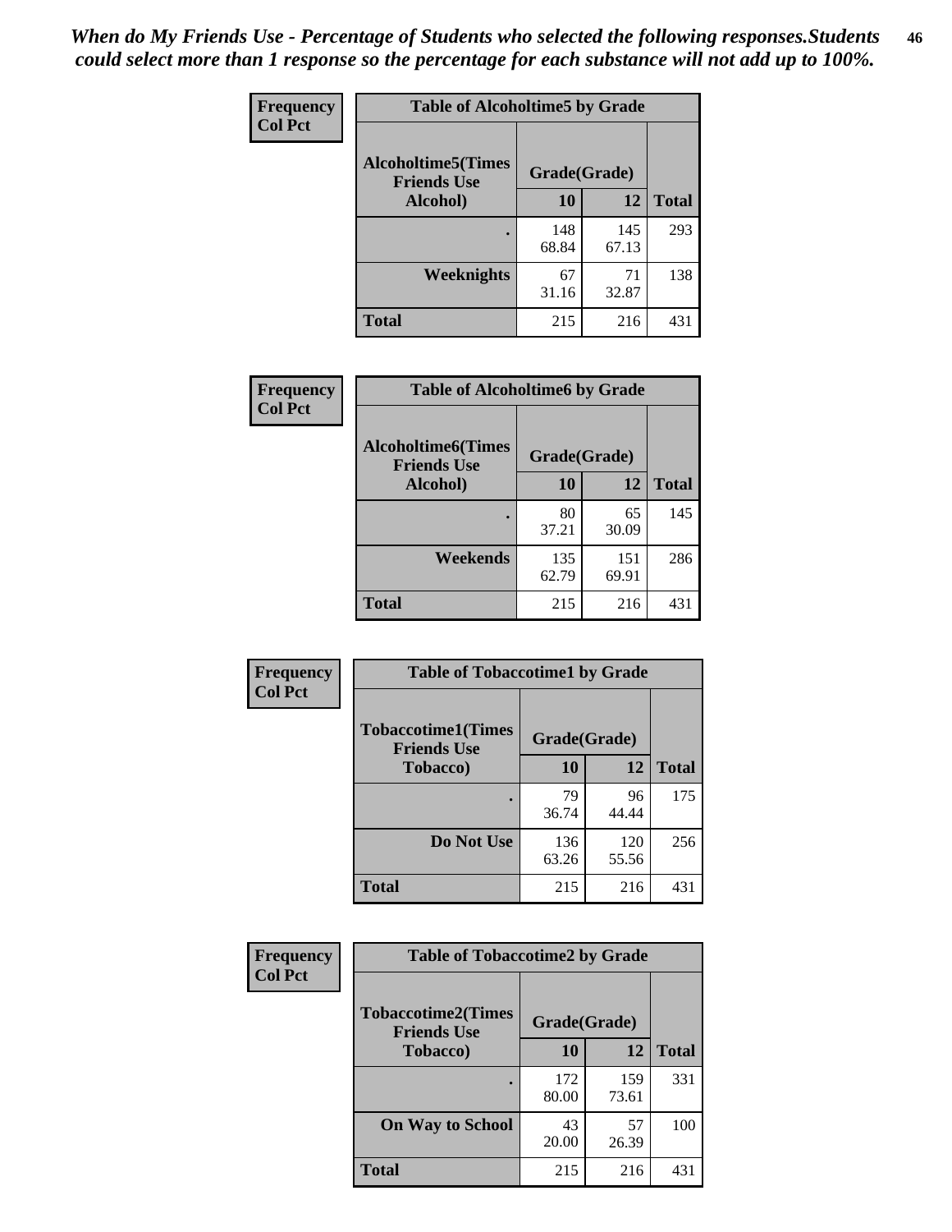*When do My Friends Use - Percentage of Students who selected the following responses.Students could select more than 1 response so the percentage for each substance will not add up to 100%.*

**Frequency**
**Col Pct**

**Table of Alcoholtime5 by Grade**

| Alcoholtime5(Times Friends Use Alcohol) | Grade(Grade) | | Total |
|---|---|---|---|
| | 10 | 12 | |
| . | 148<br>68.84 | 145<br>67.13 | 293 |
| Weeknights | 67<br>31.16 | 71<br>32.87 | 138 |
| Total | 215 | 216 | 431 |

**Frequency**
**Col Pct**

**Table of Alcoholtime6 by Grade**

| Alcoholtime6(Times Friends Use Alcohol) | Grade(Grade) | | Total |
|---|---|---|---|
| | 10 | 12 | |
| . | 80<br>37.21 | 65<br>30.09 | 145 |
| Weekends | 135<br>62.79 | 151<br>69.91 | 286 |
| Total | 215 | 216 | 431 |

**Frequency**
**Col Pct**

**Table of Tobaccotime1 by Grade**

| Tobaccotime1(Times Friends Use Tobacco) | Grade(Grade) | | Total |
|---|---|---|---|
| | 10 | 12 | |
| . | 79<br>36.74 | 96<br>44.44 | 175 |
| Do Not Use | 136<br>63.26 | 120<br>55.56 | 256 |
| Total | 215 | 216 | 431 |

**Frequency**
**Col Pct**

**Table of Tobaccotime2 by Grade**

| Tobaccotime2(Times Friends Use Tobacco) | Grade(Grade) | | Total |
|---|---|---|---|
| | 10 | 12 | |
| . | 172<br>80.00 | 159<br>73.61 | 331 |
| On Way to School | 43<br>20.00 | 57<br>26.39 | 100 |
| Total | 215 | 216 | 431 |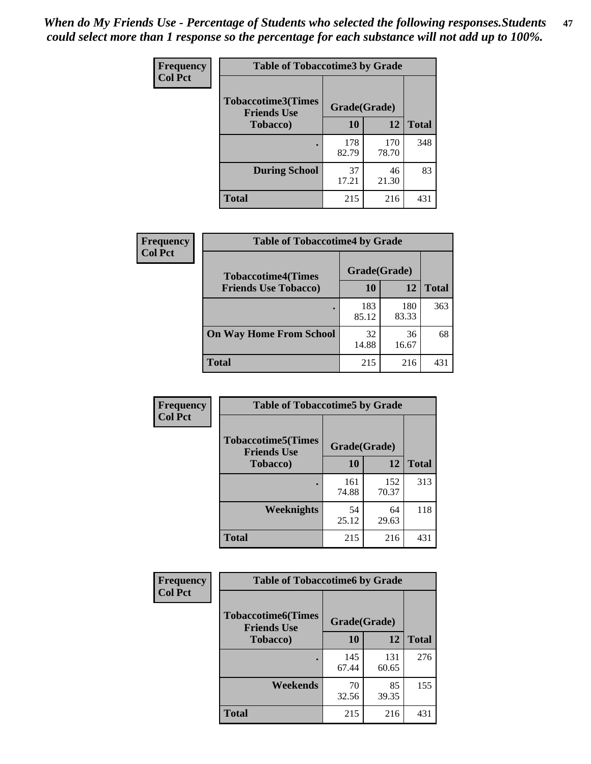*When do My Friends Use - Percentage of Students who selected the following responses.Students could select more than 1 response so the percentage for each substance will not add up to 100%.*

**Frequency**
**Col Pct**

| Table of Tobaccotime3 by Grade | | | |
|---|---|---|---|
| **Tobaccotime3(Times Friends Use Tobacco)** | **Grade(Grade)** | | |
| | **10** | **12** | **Total** |
| **.** | 178<br>82.79 | 170<br>78.70 | 348 |
| **During School** | 37<br>17.21 | 46<br>21.30 | 83 |
| **Total** | 215 | 216 | 431 |

**Frequency**
**Col Pct**

| Table of Tobaccotime4 by Grade | | | |
|---|---|---|---|
| **Tobaccotime4(Times Friends Use Tobacco)** | **Grade(Grade)** | | |
| | **10** | **12** | **Total** |
| **.** | 183<br>85.12 | 180<br>83.33 | 363 |
| **On Way Home From School** | 32<br>14.88 | 36<br>16.67 | 68 |
| **Total** | 215 | 216 | 431 |

**Frequency**
**Col Pct**

| Table of Tobaccotime5 by Grade | | | |
|---|---|---|---|
| **Tobaccotime5(Times Friends Use Tobacco)** | **Grade(Grade)** | | |
| | **10** | **12** | **Total** |
| **.** | 161<br>74.88 | 152<br>70.37 | 313 |
| **Weeknights** | 54<br>25.12 | 64<br>29.63 | 118 |
| **Total** | 215 | 216 | 431 |

**Frequency**
**Col Pct**

| Table of Tobaccotime6 by Grade | | | |
|---|---|---|---|
| **Tobaccotime6(Times Friends Use Tobacco)** | **Grade(Grade)** | | |
| | **10** | **12** | **Total** |
| **.** | 145<br>67.44 | 131<br>60.65 | 276 |
| **Weekends** | 70<br>32.56 | 85<br>39.35 | 155 |
| **Total** | 215 | 216 | 431 |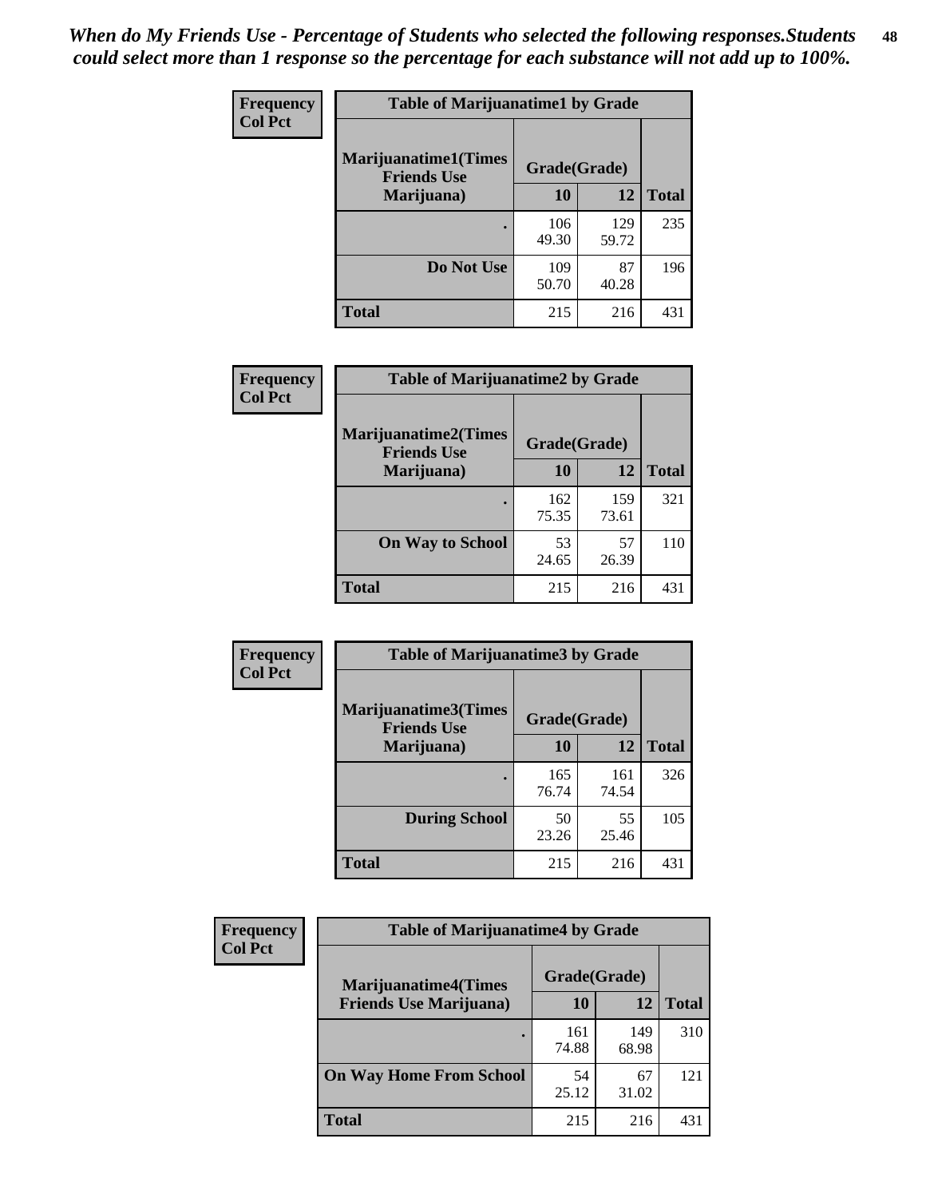*When do My Friends Use - Percentage of Students who selected the following responses.Students could select more than 1 response so the percentage for each substance will not add up to 100%.*

**Frequency / Col Pct**

**Table of Marijuanatime1 by Grade**

| Marijuanatime1(Times Friends Use Marijuana) | Grade(Grade) | | |
|---|---|---|---|
| | 10 | 12 | Total |
| . | 106<br>49.30 | 129<br>59.72 | 235 |
| Do Not Use | 109<br>50.70 | 87<br>40.28 | 196 |
| Total | 215 | 216 | 431 |

**Frequency / Col Pct**

**Table of Marijuanatime2 by Grade**

| Marijuanatime2(Times Friends Use Marijuana) | Grade(Grade) | | |
|---|---|---|---|
| | 10 | 12 | Total |
| . | 162<br>75.35 | 159<br>73.61 | 321 |
| On Way to School | 53<br>24.65 | 57<br>26.39 | 110 |
| Total | 215 | 216 | 431 |

**Frequency / Col Pct**

**Table of Marijuanatime3 by Grade**

| Marijuanatime3(Times Friends Use Marijuana) | Grade(Grade) | | |
|---|---|---|---|
| | 10 | 12 | Total |
| . | 165<br>76.74 | 161<br>74.54 | 326 |
| During School | 50<br>23.26 | 55<br>25.46 | 105 |
| Total | 215 | 216 | 431 |

**Frequency / Col Pct**

**Table of Marijuanatime4 by Grade**

| Marijuanatime4(Times Friends Use Marijuana) | Grade(Grade) | | |
|---|---|---|---|
| | 10 | 12 | Total |
| . | 161<br>74.88 | 149<br>68.98 | 310 |
| On Way Home From School | 54<br>25.12 | 67<br>31.02 | 121 |
| Total | 215 | 216 | 431 |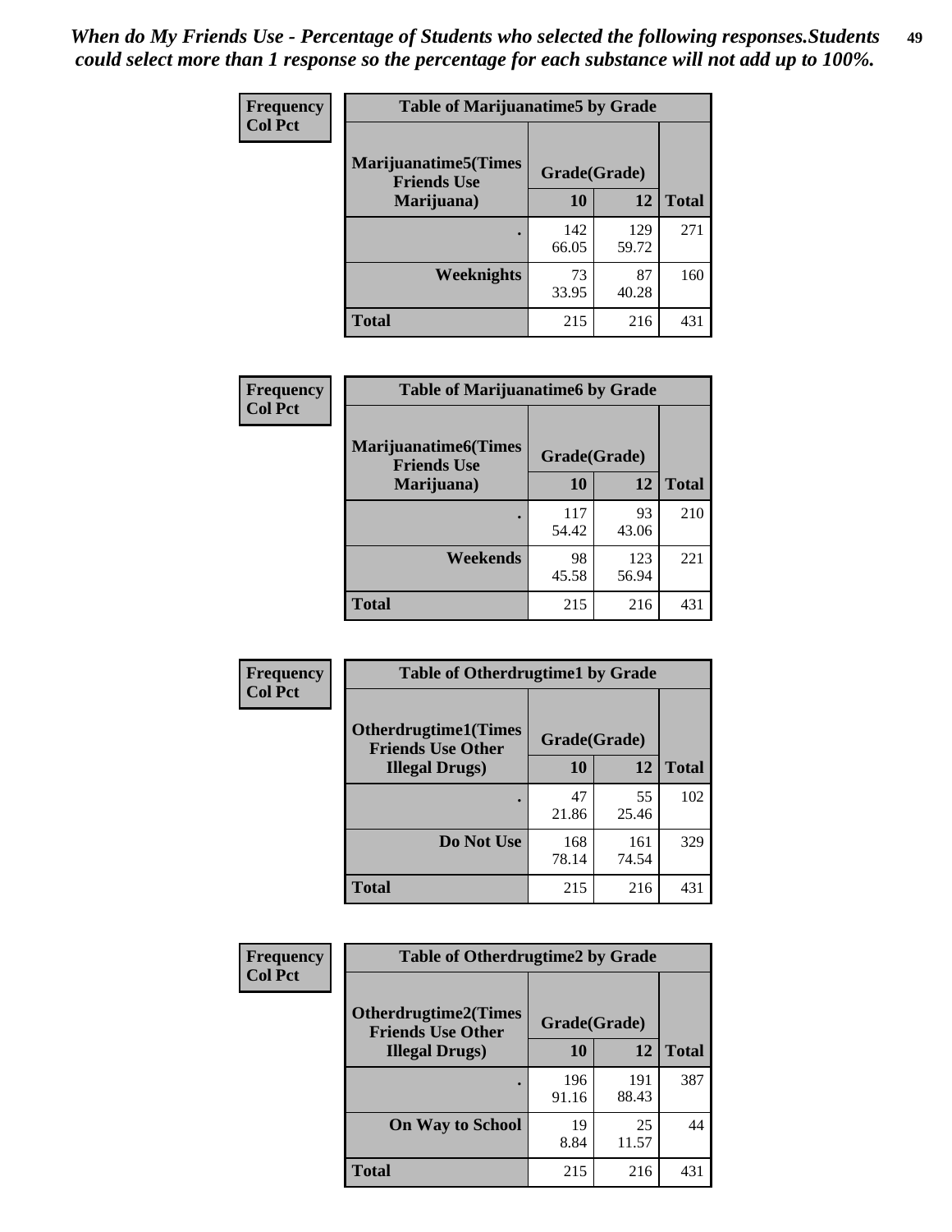*When do My Friends Use - Percentage of Students who selected the following responses.Students could select more than 1 response so the percentage for each substance will not add up to 100%.*

**Frequency**
**Col Pct**

| Table of Marijuanatime5 by Grade | | | |
|---|---|---|---|
| **Marijuanatime5(Times Friends Use Marijuana)** | **Grade(Grade)** | | **Total** |
| | **10** | **12** | |
| **.** | 142<br>66.05 | 129<br>59.72 | 271 |
| **Weeknights** | 73<br>33.95 | 87<br>40.28 | 160 |
| **Total** | 215 | 216 | 431 |

**Frequency**
**Col Pct**

| Table of Marijuanatime6 by Grade | | | |
|---|---|---|---|
| **Marijuanatime6(Times Friends Use Marijuana)** | **Grade(Grade)** | | **Total** |
| | **10** | **12** | |
| **.** | 117<br>54.42 | 93<br>43.06 | 210 |
| **Weekends** | 98<br>45.58 | 123<br>56.94 | 221 |
| **Total** | 215 | 216 | 431 |

**Frequency**
**Col Pct**

| Table of Otherdrugtime1 by Grade | | | |
|---|---|---|---|
| **Otherdrugtime1(Times Friends Use Other Illegal Drugs)** | **Grade(Grade)** | | **Total** |
| | **10** | **12** | |
| **.** | 47<br>21.86 | 55<br>25.46 | 102 |
| **Do Not Use** | 168<br>78.14 | 161<br>74.54 | 329 |
| **Total** | 215 | 216 | 431 |

**Frequency**
**Col Pct**

| Table of Otherdrugtime2 by Grade | | | |
|---|---|---|---|
| **Otherdrugtime2(Times Friends Use Other Illegal Drugs)** | **Grade(Grade)** | | **Total** |
| | **10** | **12** | |
| **.** | 196<br>91.16 | 191<br>88.43 | 387 |
| **On Way to School** | 19<br>8.84 | 25<br>11.57 | 44 |
| **Total** | 215 | 216 | 431 |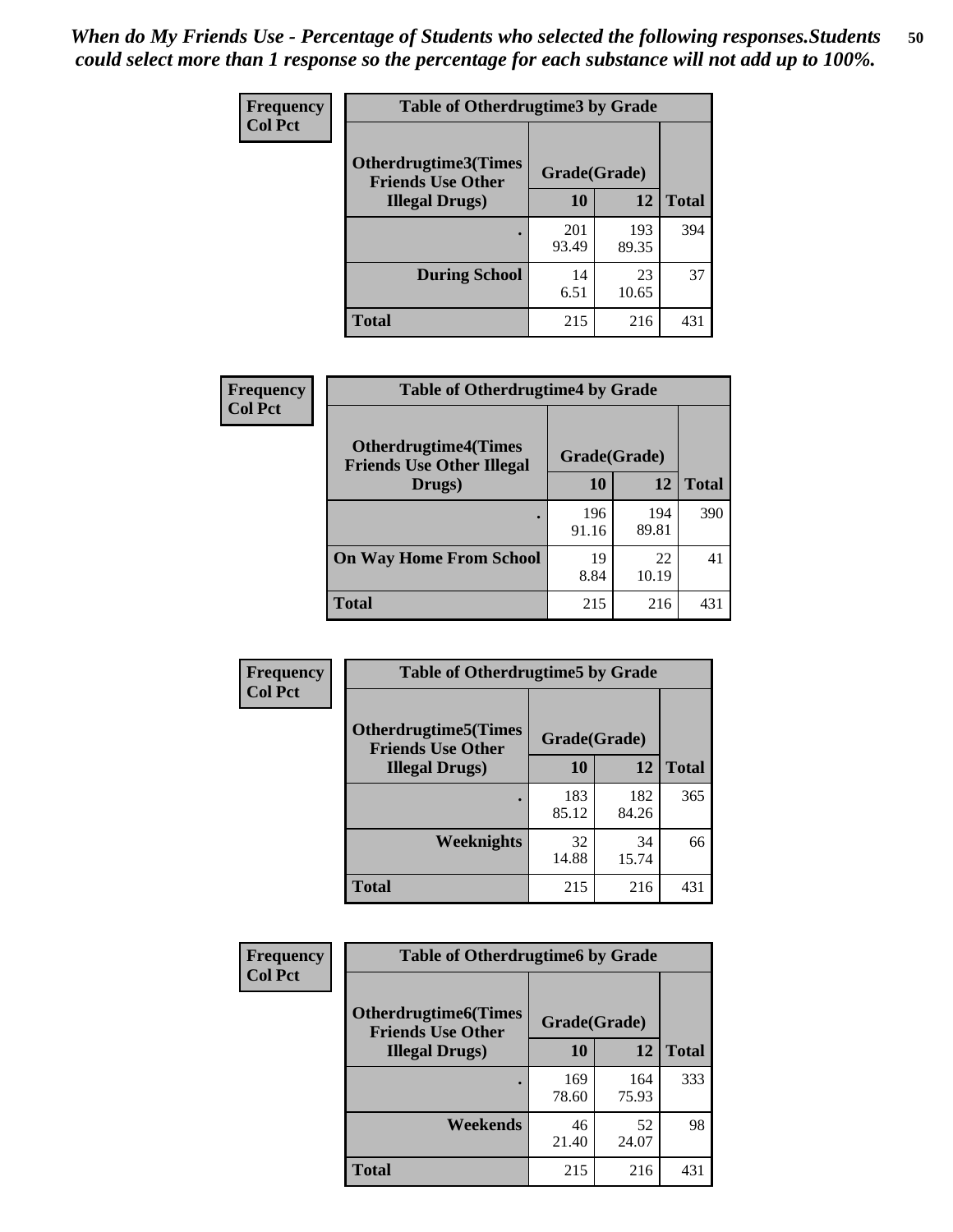*When do My Friends Use - Percentage of Students who selected the following responses.Students could select more than 1 response so the percentage for each substance will not add up to 100%.*

**Frequency**
**Col Pct**

| Table of Otherdrugtime3 by Grade | | | |
|---|---|---|---|
| **Otherdrugtime3(Times Friends Use Other Illegal Drugs)** | **Grade(Grade)** | | **Total** |
| | **10** | **12** | |
| **.** | 201<br>93.49 | 193<br>89.35 | 394 |
| **During School** | 14<br>6.51 | 23<br>10.65 | 37 |
| **Total** | 215 | 216 | 431 |

**Frequency**
**Col Pct**

| Table of Otherdrugtime4 by Grade | | | |
|---|---|---|---|
| **Otherdrugtime4(Times Friends Use Other Illegal Drugs)** | **Grade(Grade)** | | **Total** |
| | **10** | **12** | |
| **.** | 196<br>91.16 | 194<br>89.81 | 390 |
| **On Way Home From School** | 19<br>8.84 | 22<br>10.19 | 41 |
| **Total** | 215 | 216 | 431 |

**Frequency**
**Col Pct**

| Table of Otherdrugtime5 by Grade | | | |
|---|---|---|---|
| **Otherdrugtime5(Times Friends Use Other Illegal Drugs)** | **Grade(Grade)** | | **Total** |
| | **10** | **12** | |
| **.** | 183<br>85.12 | 182<br>84.26 | 365 |
| **Weeknights** | 32<br>14.88 | 34<br>15.74 | 66 |
| **Total** | 215 | 216 | 431 |

**Frequency**
**Col Pct**

| Table of Otherdrugtime6 by Grade | | | |
|---|---|---|---|
| **Otherdrugtime6(Times Friends Use Other Illegal Drugs)** | **Grade(Grade)** | | **Total** |
| | **10** | **12** | |
| **.** | 169<br>78.60 | 164<br>75.93 | 333 |
| **Weekends** | 46<br>21.40 | 52<br>24.07 | 98 |
| **Total** | 215 | 216 | 431 |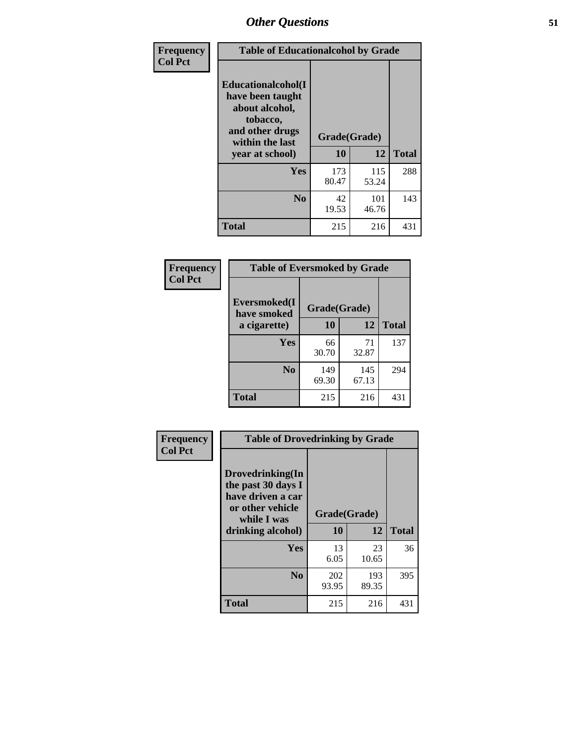## Other Questions

| Frequency<br>Col Pct | Table of Educationalalcohol by Grade | | |
|---|---|---|---|
| Educationalcohol(I have been taught about alcohol, tobacco, and other drugs within the last year at school) | Grade(Grade) | | |
| | 10 | 12 | Total |
| Yes | 173<br>80.47 | 115<br>53.24 | 288 |
| No | 42<br>19.53 | 101<br>46.76 | 143 |
| Total | 215 | 216 | 431 |

| Frequency<br>Col Pct | Table of Eversmoked by Grade | | |
|---|---|---|---|
| Eversmoked(I have smoked a cigarette) | Grade(Grade) | | |
| | 10 | 12 | Total |
| Yes | 66<br>30.70 | 71<br>32.87 | 137 |
| No | 149<br>69.30 | 145<br>67.13 | 294 |
| Total | 215 | 216 | 431 |

| Frequency<br>Col Pct | Table of Drovedrinking by Grade | | |
|---|---|---|---|
| Drovedrinking(In the past 30 days I have driven a car or other vehicle while I was drinking alcohol) | Grade(Grade) | | |
| | 10 | 12 | Total |
| Yes | 13<br>6.05 | 23<br>10.65 | 36 |
| No | 202<br>93.95 | 193<br>89.35 | 395 |
| Total | 215 | 216 | 431 |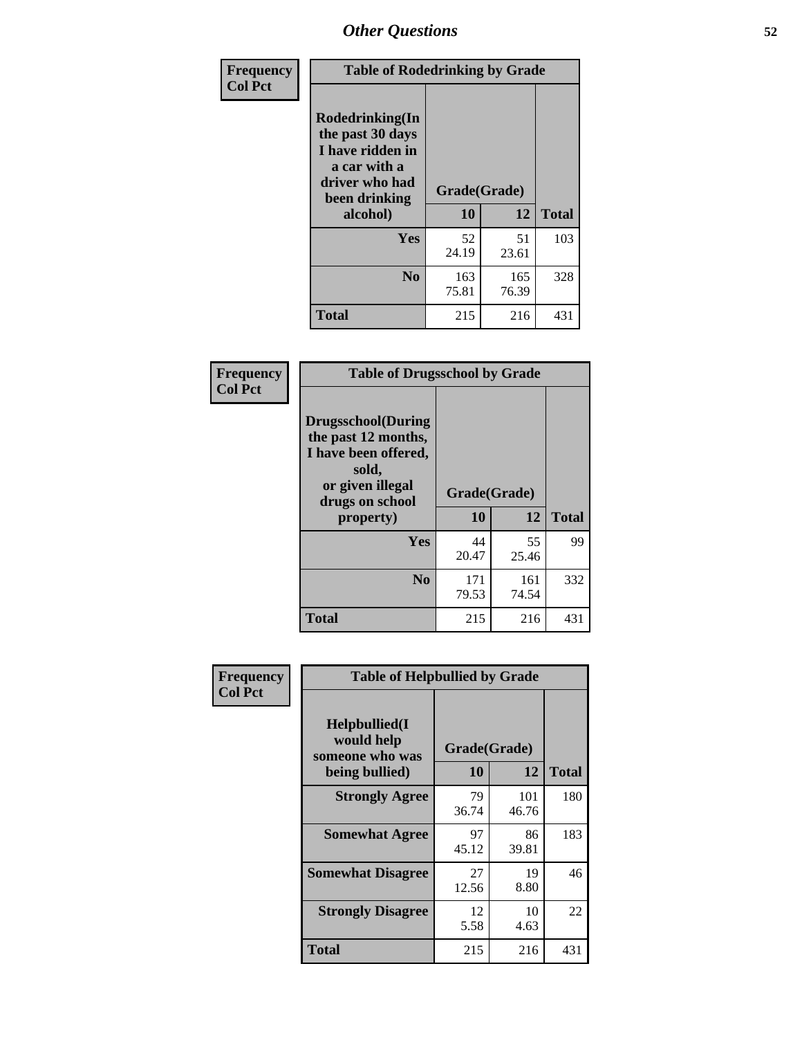# Other Questions

**Frequency**
**Col Pct**

| Table of Rodedrinking by Grade | | | |
|---|---|---|---|
| Rodedrinking(In the past 30 days I have ridden in a car with a driver who had been drinking alcohol) | Grade(Grade) | | |
| | 10 | 12 | Total |
| **Yes** | 52<br>24.19 | 51<br>23.61 | 103 |
| **No** | 163<br>75.81 | 165<br>76.39 | 328 |
| **Total** | 215 | 216 | 431 |

**Frequency**
**Col Pct**

| Table of Drugsschool by Grade | | | |
|---|---|---|---|
| Drugsschool(During the past 12 months, I have been offered, sold, or given illegal drugs on school property) | Grade(Grade) | | |
| | 10 | 12 | Total |
| **Yes** | 44<br>20.47 | 55<br>25.46 | 99 |
| **No** | 171<br>79.53 | 161<br>74.54 | 332 |
| **Total** | 215 | 216 | 431 |

**Frequency**
**Col Pct**

| Table of Helpbullied by Grade | | | |
|---|---|---|---|
| Helpbullied(I would help someone who was being bullied) | Grade(Grade) | | |
| | 10 | 12 | Total |
| **Strongly Agree** | 79<br>36.74 | 101<br>46.76 | 180 |
| **Somewhat Agree** | 97<br>45.12 | 86<br>39.81 | 183 |
| **Somewhat Disagree** | 27<br>12.56 | 19<br>8.80 | 46 |
| **Strongly Disagree** | 12<br>5.58 | 10<br>4.63 | 22 |
| **Total** | 215 | 216 | 431 |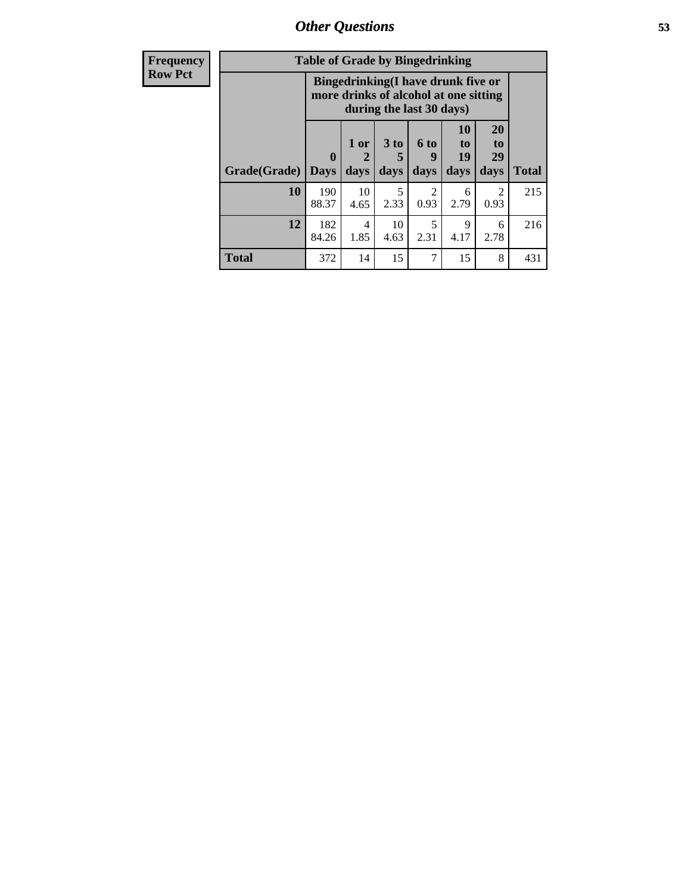# Other Questions

| Frequency<br>Row Pct |
|---|

**Table of Grade by Bingedrinking**

| | Bingedrinking(I have drunk five or more drinks of alcohol at one sitting during the last 30 days) | | | | | | |
|---|---|---|---|---|---|---|---|
| Grade(Grade) | 0 Days | 1 or 2 days | 3 to 5 days | 6 to 9 days | 10 to 19 days | 20 to 29 days | Total |
| 10 | 190<br>88.37 | 10<br>4.65 | 5<br>2.33 | 2<br>0.93 | 6<br>2.79 | 2<br>0.93 | 215 |
| 12 | 182<br>84.26 | 4<br>1.85 | 10<br>4.63 | 5<br>2.31 | 9<br>4.17 | 6<br>2.78 | 216 |
| Total | 372 | 14 | 15 | 7 | 15 | 8 | 431 |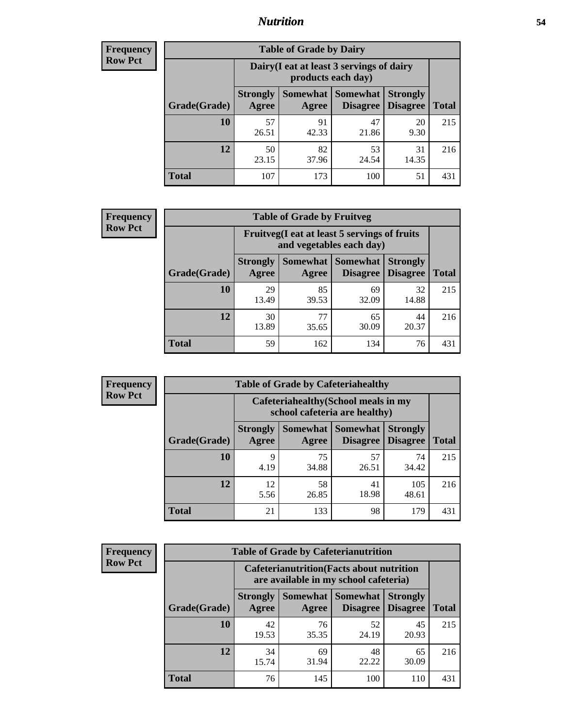## Nutrition

**Frequency**
**Row Pct**

| Table of Grade by Dairy | | | | | |
|---|---|---|---|---|---|
| | Dairy(I eat at least 3 servings of dairy products each day) | | | | |
| Grade(Grade) | Strongly Agree | Somewhat Agree | Somewhat Disagree | Strongly Disagree | Total |
| 10 | 57<br>26.51 | 91<br>42.33 | 47<br>21.86 | 20<br>9.30 | 215 |
| 12 | 50<br>23.15 | 82<br>37.96 | 53<br>24.54 | 31<br>14.35 | 216 |
| Total | 107 | 173 | 100 | 51 | 431 |

**Frequency**
**Row Pct**

| Table of Grade by Fruitveg | | | | | |
|---|---|---|---|---|---|
| | Fruitveg(I eat at least 5 servings of fruits and vegetables each day) | | | | |
| Grade(Grade) | Strongly Agree | Somewhat Agree | Somewhat Disagree | Strongly Disagree | Total |
| 10 | 29<br>13.49 | 85<br>39.53 | 69<br>32.09 | 32<br>14.88 | 215 |
| 12 | 30<br>13.89 | 77<br>35.65 | 65<br>30.09 | 44<br>20.37 | 216 |
| Total | 59 | 162 | 134 | 76 | 431 |

**Frequency**
**Row Pct**

| Table of Grade by Cafeteriahealthy | | | | | |
|---|---|---|---|---|---|
| | Cafeteriahealthy(School meals in my school cafeteria are healthy) | | | | |
| Grade(Grade) | Strongly Agree | Somewhat Agree | Somewhat Disagree | Strongly Disagree | Total |
| 10 | 9<br>4.19 | 75<br>34.88 | 57<br>26.51 | 74<br>34.42 | 215 |
| 12 | 12<br>5.56 | 58<br>26.85 | 41<br>18.98 | 105<br>48.61 | 216 |
| Total | 21 | 133 | 98 | 179 | 431 |

**Frequency**
**Row Pct**

| Table of Grade by Cafeterianutrition | | | | | |
|---|---|---|---|---|---|
| | Cafeterianutrition(Facts about nutrition are available in my school cafeteria) | | | | |
| Grade(Grade) | Strongly Agree | Somewhat Agree | Somewhat Disagree | Strongly Disagree | Total |
| 10 | 42<br>19.53 | 76<br>35.35 | 52<br>24.19 | 45<br>20.93 | 215 |
| 12 | 34<br>15.74 | 69<br>31.94 | 48<br>22.22 | 65<br>30.09 | 216 |
| Total | 76 | 145 | 100 | 110 | 431 |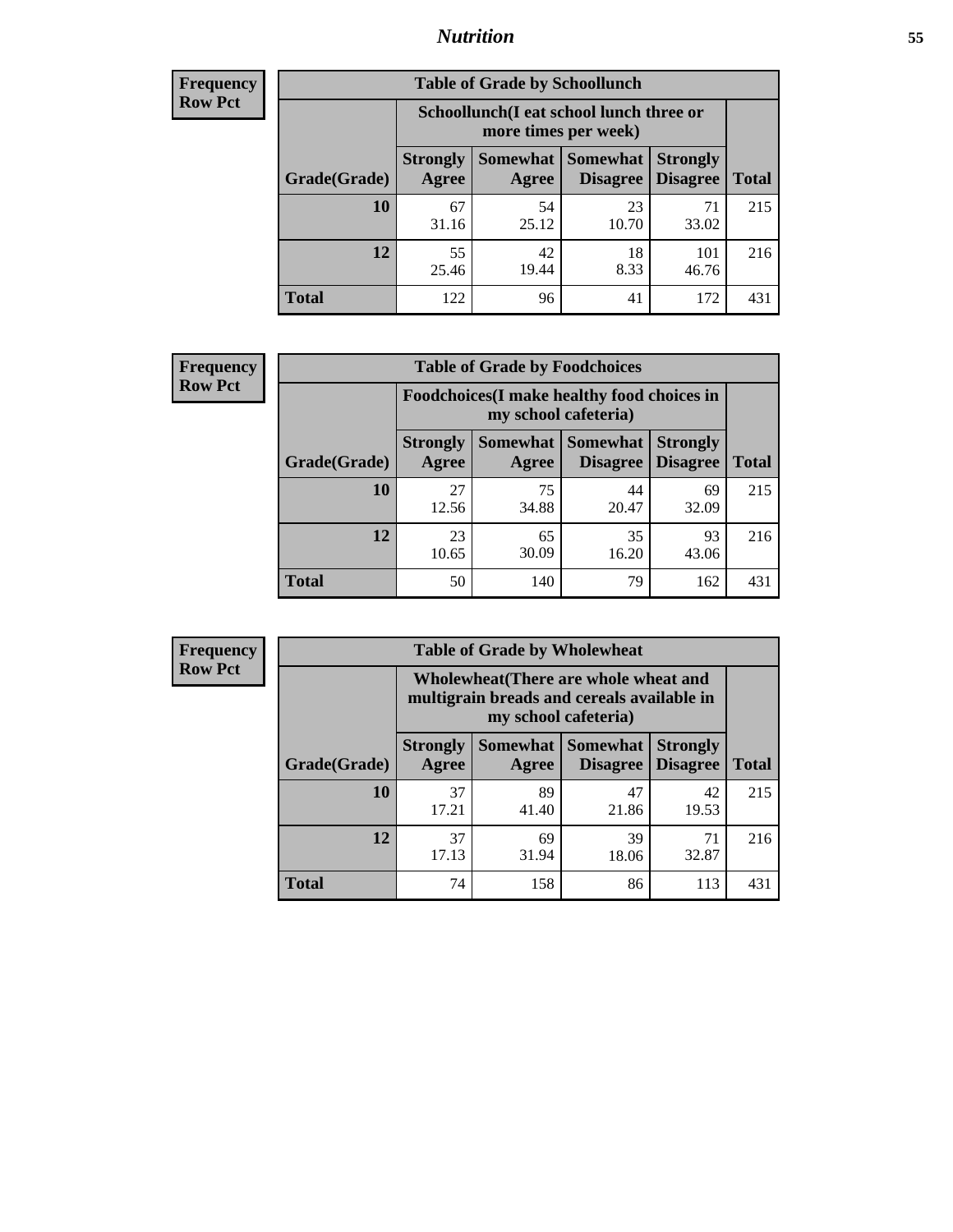## Nutrition

**Frequency**
**Row Pct**

| Table of Grade by Schoollunch | | | | | |
|---|---|---|---|---|---|
| | Schoollunch(I eat school lunch three or more times per week) | | | | |
| Grade(Grade) | Strongly Agree | Somewhat Agree | Somewhat Disagree | Strongly Disagree | Total |
| 10 | 67<br>31.16 | 54<br>25.12 | 23<br>10.70 | 71<br>33.02 | 215 |
| 12 | 55<br>25.46 | 42<br>19.44 | 18<br>8.33 | 101<br>46.76 | 216 |
| Total | 122 | 96 | 41 | 172 | 431 |

**Frequency**
**Row Pct**

| Table of Grade by Foodchoices | | | | | |
|---|---|---|---|---|---|
| | Foodchoices(I make healthy food choices in my school cafeteria) | | | | |
| Grade(Grade) | Strongly Agree | Somewhat Agree | Somewhat Disagree | Strongly Disagree | Total |
| 10 | 27<br>12.56 | 75<br>34.88 | 44<br>20.47 | 69<br>32.09 | 215 |
| 12 | 23<br>10.65 | 65<br>30.09 | 35<br>16.20 | 93<br>43.06 | 216 |
| Total | 50 | 140 | 79 | 162 | 431 |

**Frequency**
**Row Pct**

| Table of Grade by Wholewheat | | | | | |
|---|---|---|---|---|---|
| | Wholewheat(There are whole wheat and multigrain breads and cereals available in my school cafeteria) | | | | |
| Grade(Grade) | Strongly Agree | Somewhat Agree | Somewhat Disagree | Strongly Disagree | Total |
| 10 | 37<br>17.21 | 89<br>41.40 | 47<br>21.86 | 42<br>19.53 | 215 |
| 12 | 37<br>17.13 | 69<br>31.94 | 39<br>18.06 | 71<br>32.87 | 216 |
| Total | 74 | 158 | 86 | 113 | 431 |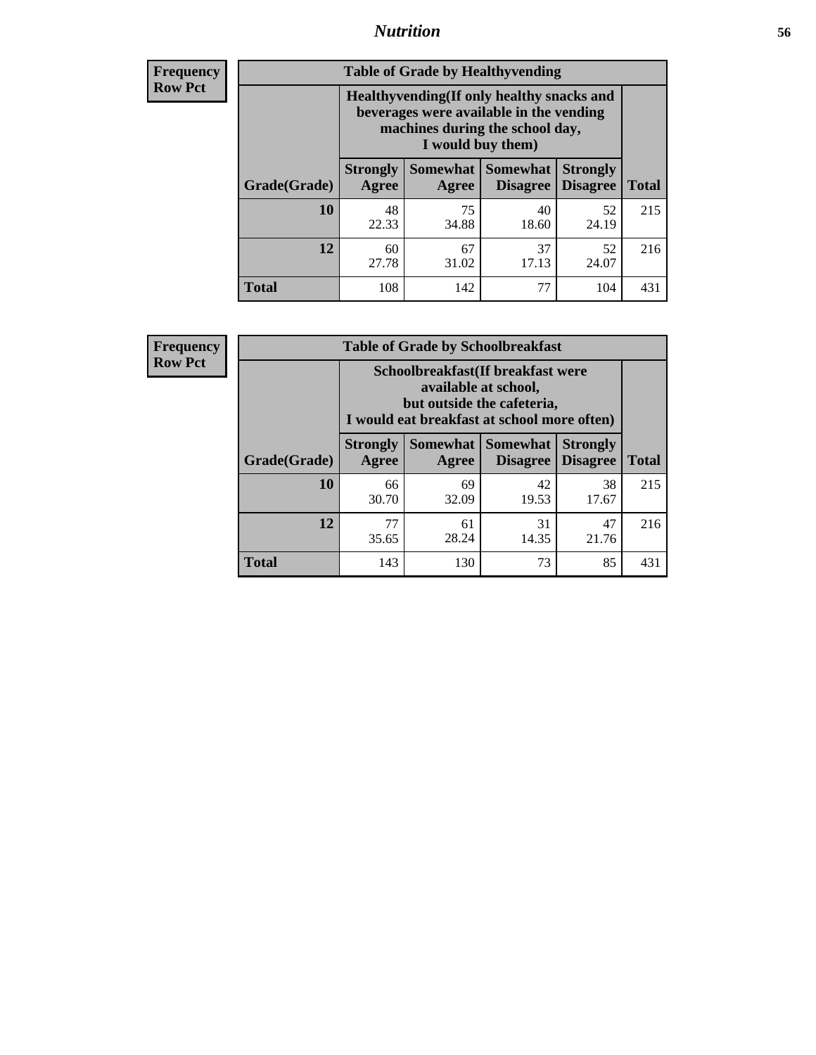| Frequency |
|---|
| Row Pct |

**Table of Grade by Healthyvending**

| Grade(Grade) | Healthyvending(If only healthy snacks and beverages were available in the vending machines during the school day, I would buy them) | | | | Total |
|---|---|---|---|---|---|
| | Strongly Agree | Somewhat Agree | Somewhat Disagree | Strongly Disagree | |
| 10 | 48<br>22.33 | 75<br>34.88 | 40<br>18.60 | 52<br>24.19 | 215 |
| 12 | 60<br>27.78 | 67<br>31.02 | 37<br>17.13 | 52<br>24.07 | 216 |
| Total | 108 | 142 | 77 | 104 | 431 |

| Frequency |
|---|
| Row Pct |

**Table of Grade by Schoolbreakfast**

| Grade(Grade) | Schoolbreakfast(If breakfast were available at school, but outside the cafeteria, I would eat breakfast at school more often) | | | | Total |
|---|---|---|---|---|---|
| | Strongly Agree | Somewhat Agree | Somewhat Disagree | Strongly Disagree | |
| 10 | 66<br>30.70 | 69<br>32.09 | 42<br>19.53 | 38<br>17.67 | 215 |
| 12 | 77<br>35.65 | 61<br>28.24 | 31<br>14.35 | 47<br>21.76 | 216 |
| Total | 143 | 130 | 73 | 85 | 431 |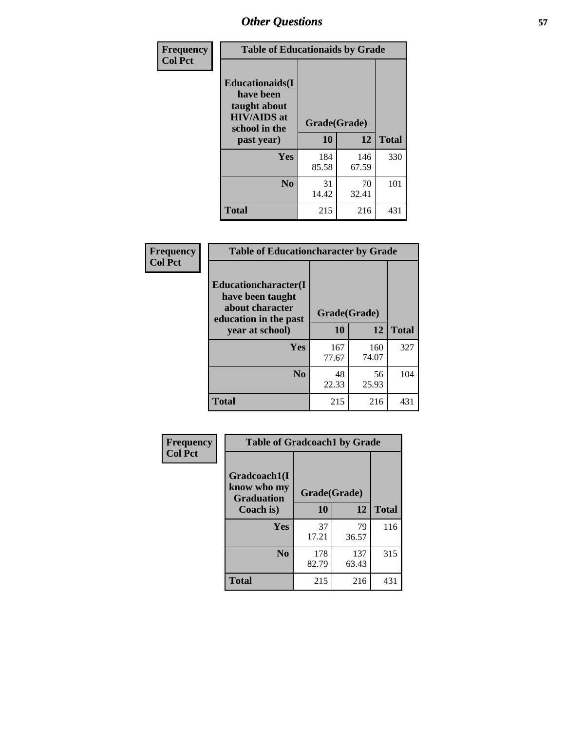# Other Questions

| Frequency<br>Col Pct | Table of Educationaids by Grade | | |
|---|---|---|---|
| **Educationaids(I have been taught about HIV/AIDS at school in the past year)** | **Grade(Grade)** | | |
| | **10** | **12** | **Total** |
| **Yes** | 184<br>85.58 | 146<br>67.59 | 330 |
| **No** | 31<br>14.42 | 70<br>32.41 | 101 |
| **Total** | 215 | 216 | 431 |

| Frequency<br>Col Pct | Table of Educationcharacter by Grade | | |
|---|---|---|---|
| **Educationcharacter(I have been taught about character education in the past year at school)** | **Grade(Grade)** | | |
| | **10** | **12** | **Total** |
| **Yes** | 167<br>77.67 | 160<br>74.07 | 327 |
| **No** | 48<br>22.33 | 56<br>25.93 | 104 |
| **Total** | 215 | 216 | 431 |

| Frequency<br>Col Pct | Table of Gradcoach1 by Grade | | |
|---|---|---|---|
| **Gradcoach1(I know who my Graduation Coach is)** | **Grade(Grade)** | | |
| | **10** | **12** | **Total** |
| **Yes** | 37<br>17.21 | 79<br>36.57 | 116 |
| **No** | 178<br>82.79 | 137<br>63.43 | 315 |
| **Total** | 215 | 216 | 431 |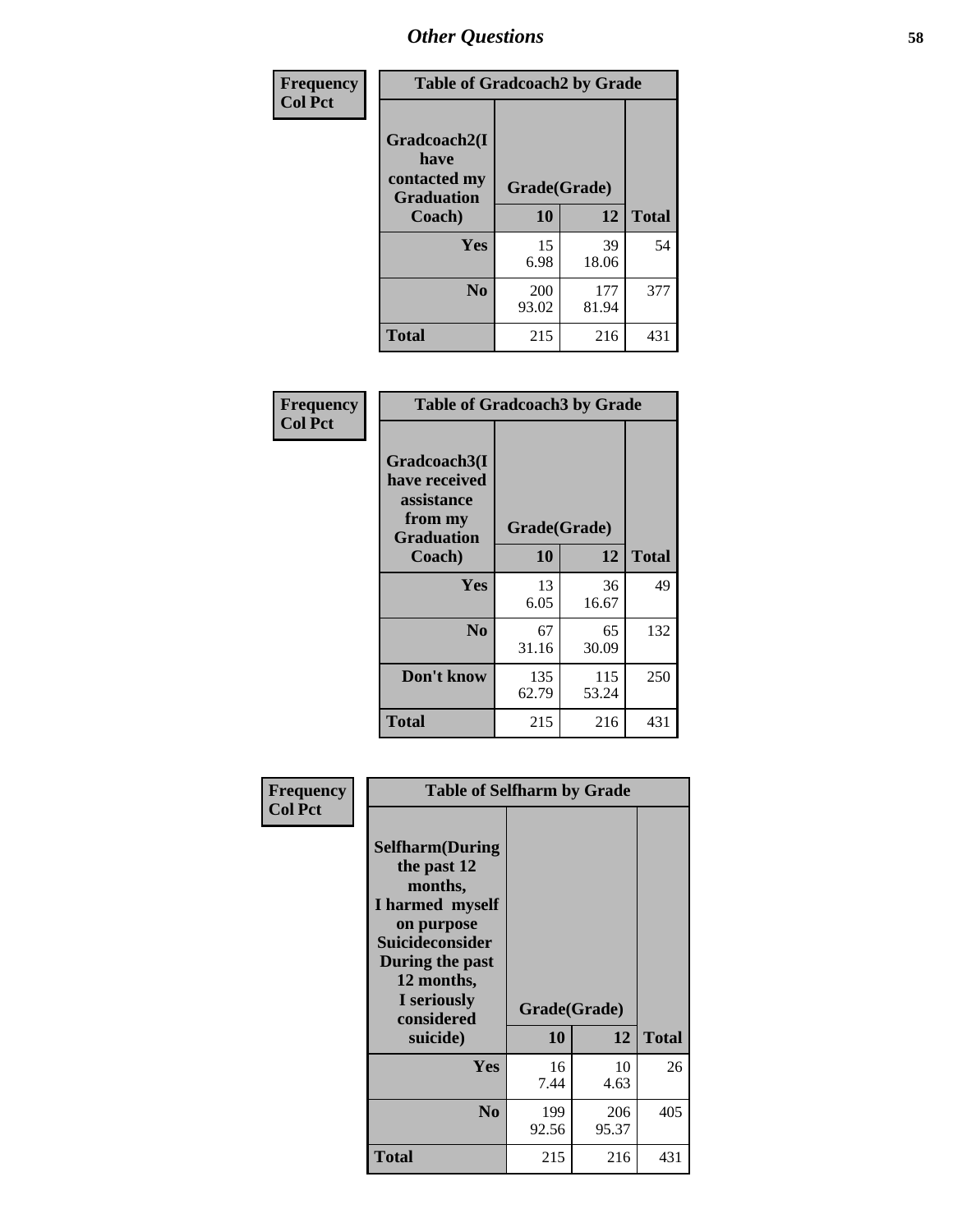# Other Questions

Frequency
Col Pct

**Table of Gradcoach2 by Grade**

| Gradcoach2(I have contacted my Graduation Coach) | Grade(Grade) | | Total |
|---|---|---|---|
| | 10 | 12 | |
| Yes | 15<br>6.98 | 39<br>18.06 | 54 |
| No | 200<br>93.02 | 177<br>81.94 | 377 |
| Total | 215 | 216 | 431 |

Frequency
Col Pct

**Table of Gradcoach3 by Grade**

| Gradcoach3(I have received assistance from my Graduation Coach) | Grade(Grade) | | Total |
|---|---|---|---|
| | 10 | 12 | |
| Yes | 13<br>6.05 | 36<br>16.67 | 49 |
| No | 67<br>31.16 | 65<br>30.09 | 132 |
| Don't know | 135<br>62.79 | 115<br>53.24 | 250 |
| Total | 215 | 216 | 431 |

Frequency
Col Pct

**Table of Selfharm by Grade**

| Selfharm(During the past 12 months, I harmed myself on purpose Suicideconsider During the past 12 months, I seriously considered suicide) | Grade(Grade) | | Total |
|---|---|---|---|
| | 10 | 12 | |
| Yes | 16<br>7.44 | 10<br>4.63 | 26 |
| No | 199<br>92.56 | 206<br>95.37 | 405 |
| Total | 215 | 216 | 431 |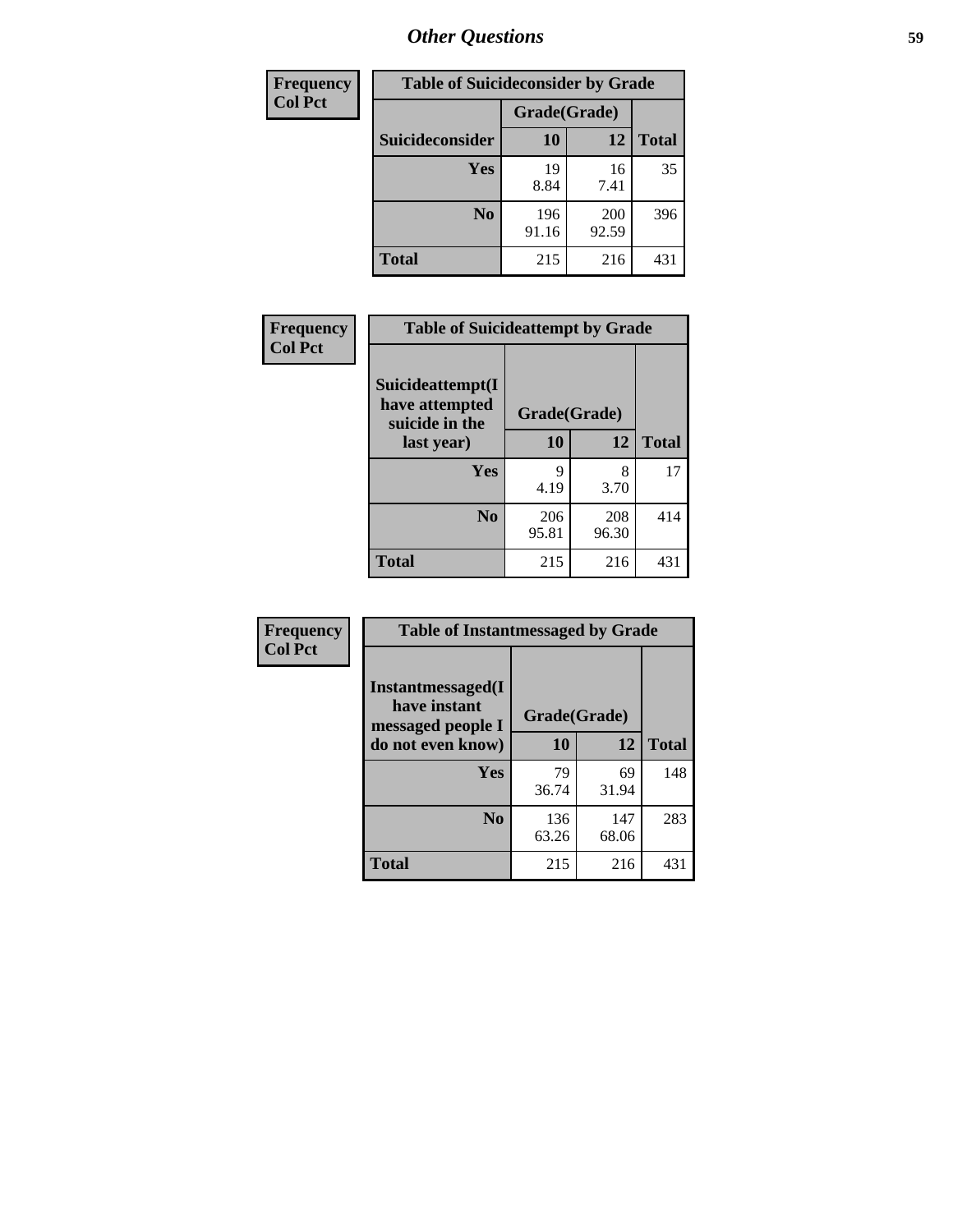## Other Questions

| Frequency<br>Col Pct |
|---|

**Table of Suicideconsider by Grade**

| Suicideconsider | Grade(Grade) 10 | 12 | Total |
|---|---|---|---|
| Yes | 19<br>8.84 | 16<br>7.41 | 35 |
| No | 196<br>91.16 | 200<br>92.59 | 396 |
| Total | 215 | 216 | 431 |

| Frequency<br>Col Pct |
|---|

**Table of Suicideattempt by Grade**

| Suicideattempt(I have attempted suicide in the last year) | Grade(Grade) 10 | 12 | Total |
|---|---|---|---|
| Yes | 9<br>4.19 | 8<br>3.70 | 17 |
| No | 206<br>95.81 | 208<br>96.30 | 414 |
| Total | 215 | 216 | 431 |

| Frequency<br>Col Pct |
|---|

**Table of Instantmessaged by Grade**

| Instantmessaged(I have instant messaged people I do not even know) | Grade(Grade) 10 | 12 | Total |
|---|---|---|---|
| Yes | 79<br>36.74 | 69<br>31.94 | 148 |
| No | 136<br>63.26 | 147<br>68.06 | 283 |
| Total | 215 | 216 | 431 |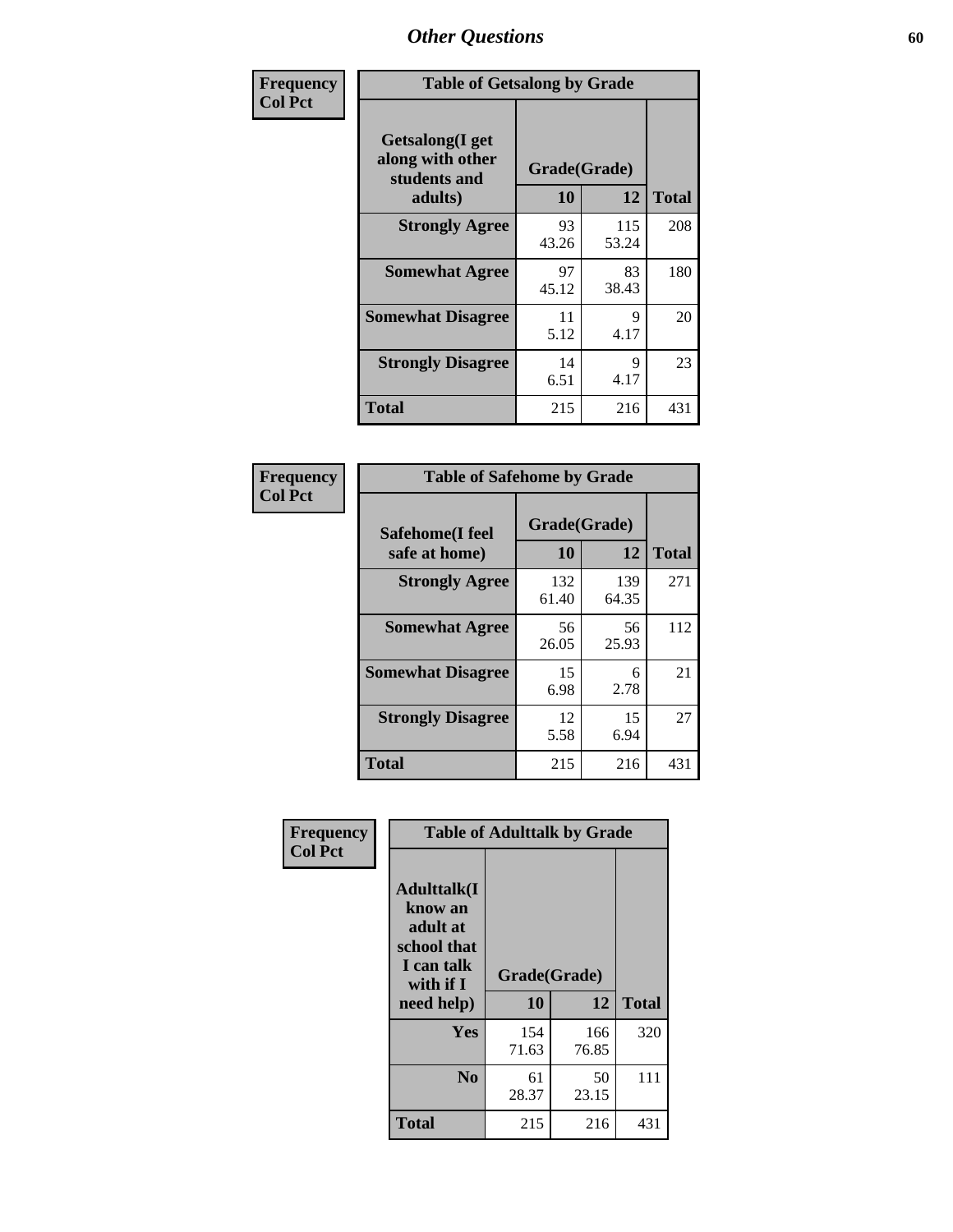# Other Questions

**Frequency**
**Col Pct**

| Table of Getsalong by Grade | | | |
|---|---|---|---|
| Getsalong(I get along with other students and adults) | Grade(Grade) | | |
| | 10 | 12 | Total |
| **Strongly Agree** | 93<br>43.26 | 115<br>53.24 | 208 |
| **Somewhat Agree** | 97<br>45.12 | 83<br>38.43 | 180 |
| **Somewhat Disagree** | 11<br>5.12 | 9<br>4.17 | 20 |
| **Strongly Disagree** | 14<br>6.51 | 9<br>4.17 | 23 |
| **Total** | 215 | 216 | 431 |

**Frequency**
**Col Pct**

| Table of Safehome by Grade | | | |
|---|---|---|---|
| Safehome(I feel safe at home) | Grade(Grade) | | |
| | 10 | 12 | Total |
| **Strongly Agree** | 132<br>61.40 | 139<br>64.35 | 271 |
| **Somewhat Agree** | 56<br>26.05 | 56<br>25.93 | 112 |
| **Somewhat Disagree** | 15<br>6.98 | 6<br>2.78 | 21 |
| **Strongly Disagree** | 12<br>5.58 | 15<br>6.94 | 27 |
| **Total** | 215 | 216 | 431 |

**Frequency**
**Col Pct**

| Table of Adulttalk by Grade | | | |
|---|---|---|---|
| Adulttalk(I know an adult at school that I can talk with if I need help) | Grade(Grade) | | |
| | 10 | 12 | Total |
| **Yes** | 154<br>71.63 | 166<br>76.85 | 320 |
| **No** | 61<br>28.37 | 50<br>23.15 | 111 |
| **Total** | 215 | 216 | 431 |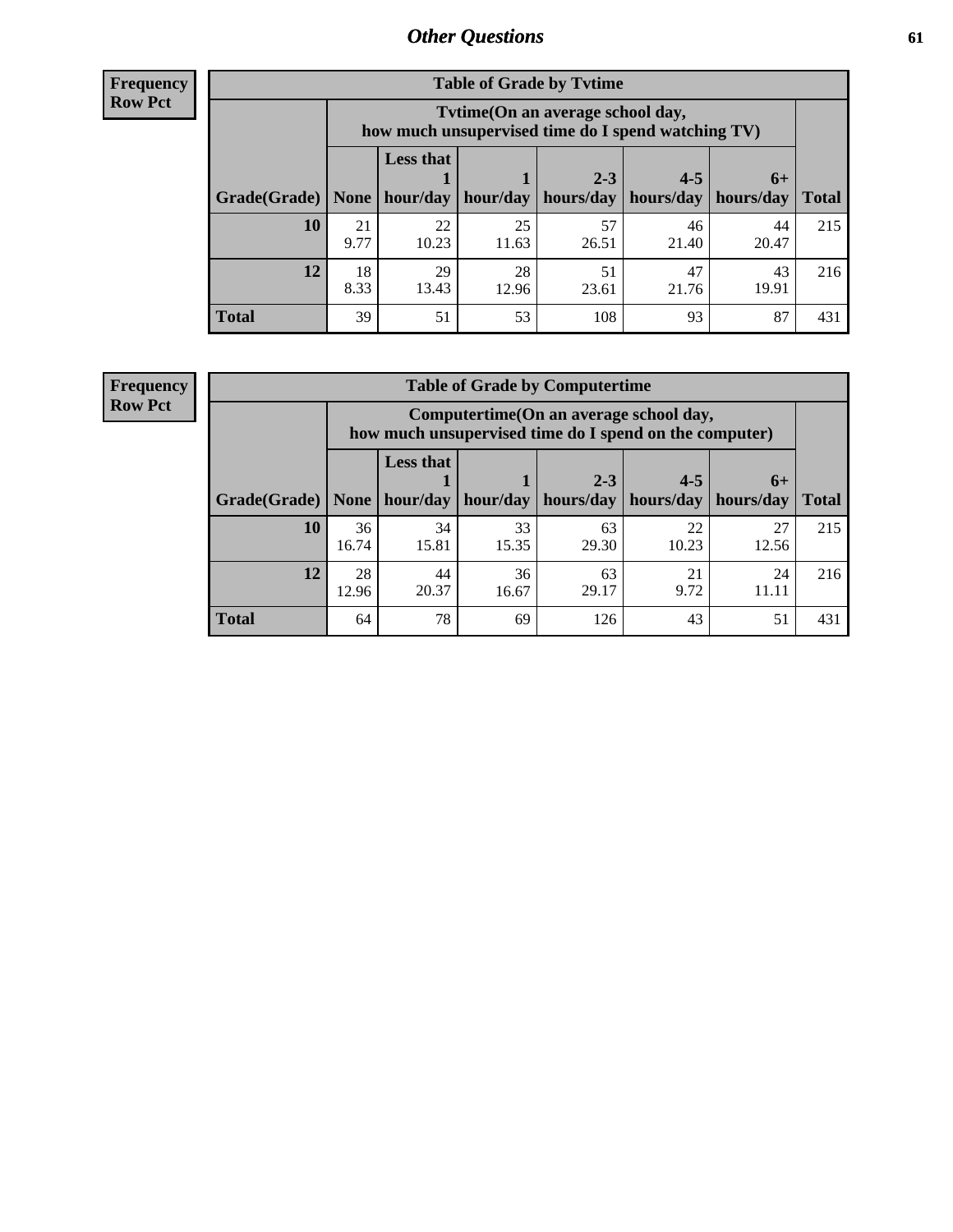**Frequency**
**Row Pct**

| Table of Grade by Tvtime | | | | | | | |
|---|---|---|---|---|---|---|---|
| | Tvtime(On an average school day, how much unsupervised time do I spend watching TV) | | | | | | |
| Grade(Grade) | None | Less that 1 hour/day | 1 hour/day | 2-3 hours/day | 4-5 hours/day | 6+ hours/day | Total |
| **10** | 21<br>9.77 | 22<br>10.23 | 25<br>11.63 | 57<br>26.51 | 46<br>21.40 | 44<br>20.47 | 215 |
| **12** | 18<br>8.33 | 29<br>13.43 | 28<br>12.96 | 51<br>23.61 | 47<br>21.76 | 43<br>19.91 | 216 |
| **Total** | 39 | 51 | 53 | 108 | 93 | 87 | 431 |

**Frequency**
**Row Pct**

| Table of Grade by Computertime | | | | | | | |
|---|---|---|---|---|---|---|---|
| | Computertime(On an average school day, how much unsupervised time do I spend on the computer) | | | | | | |
| Grade(Grade) | None | Less that 1 hour/day | 1 hour/day | 2-3 hours/day | 4-5 hours/day | 6+ hours/day | Total |
| **10** | 36<br>16.74 | 34<br>15.81 | 33<br>15.35 | 63<br>29.30 | 22<br>10.23 | 27<br>12.56 | 215 |
| **12** | 28<br>12.96 | 44<br>20.37 | 36<br>16.67 | 63<br>29.17 | 21<br>9.72 | 24<br>11.11 | 216 |
| **Total** | 64 | 78 | 69 | 126 | 43 | 51 | 431 |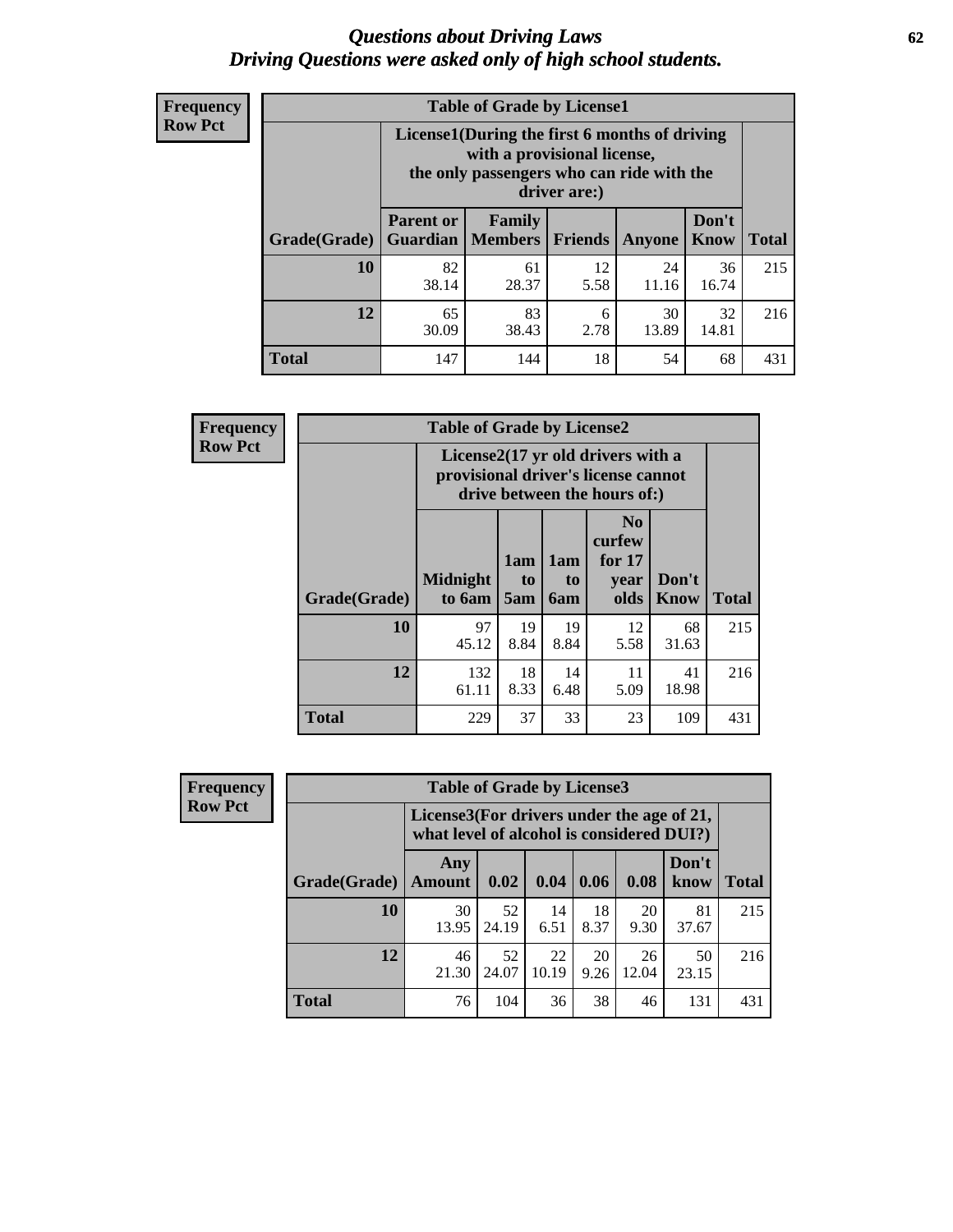# *Questions about Driving Laws*
## *Driving Questions were asked only of high school students.*

**Frequency**
**Row Pct**

| Table of Grade by License1 | | | | | | |
|---|---|---|---|---|---|---|
| | License1(During the first 6 months of driving with a provisional license, the only passengers who can ride with the driver are:) | | | | | |
| Grade(Grade) | Parent or Guardian | Family Members | Friends | Anyone | Don't Know | Total |
| 10 | 82<br>38.14 | 61<br>28.37 | 12<br>5.58 | 24<br>11.16 | 36<br>16.74 | 215 |
| 12 | 65<br>30.09 | 83<br>38.43 | 6<br>2.78 | 30<br>13.89 | 32<br>14.81 | 216 |
| Total | 147 | 144 | 18 | 54 | 68 | 431 |

**Frequency**
**Row Pct**

| Table of Grade by License2 | | | | | | |
|---|---|---|---|---|---|---|
| | License2(17 yr old drivers with a provisional driver's license cannot drive between the hours of:) | | | | | |
| Grade(Grade) | Midnight to 6am | 1am to 5am | 1am to 6am | No curfew for 17 year olds | Don't Know | Total |
| 10 | 97<br>45.12 | 19<br>8.84 | 19<br>8.84 | 12<br>5.58 | 68<br>31.63 | 215 |
| 12 | 132<br>61.11 | 18<br>8.33 | 14<br>6.48 | 11<br>5.09 | 41<br>18.98 | 216 |
| Total | 229 | 37 | 33 | 23 | 109 | 431 |

**Frequency**
**Row Pct**

| Table of Grade by License3 | | | | | | | |
|---|---|---|---|---|---|---|---|
| | License3(For drivers under the age of 21, what level of alcohol is considered DUI?) | | | | | | |
| Grade(Grade) | Any Amount | 0.02 | 0.04 | 0.06 | 0.08 | Don't know | Total |
| 10 | 30<br>13.95 | 52<br>24.19 | 14<br>6.51 | 18<br>8.37 | 20<br>9.30 | 81<br>37.67 | 215 |
| 12 | 46<br>21.30 | 52<br>24.07 | 22<br>10.19 | 20<br>9.26 | 26<br>12.04 | 50<br>23.15 | 216 |
| Total | 76 | 104 | 36 | 38 | 46 | 131 | 431 |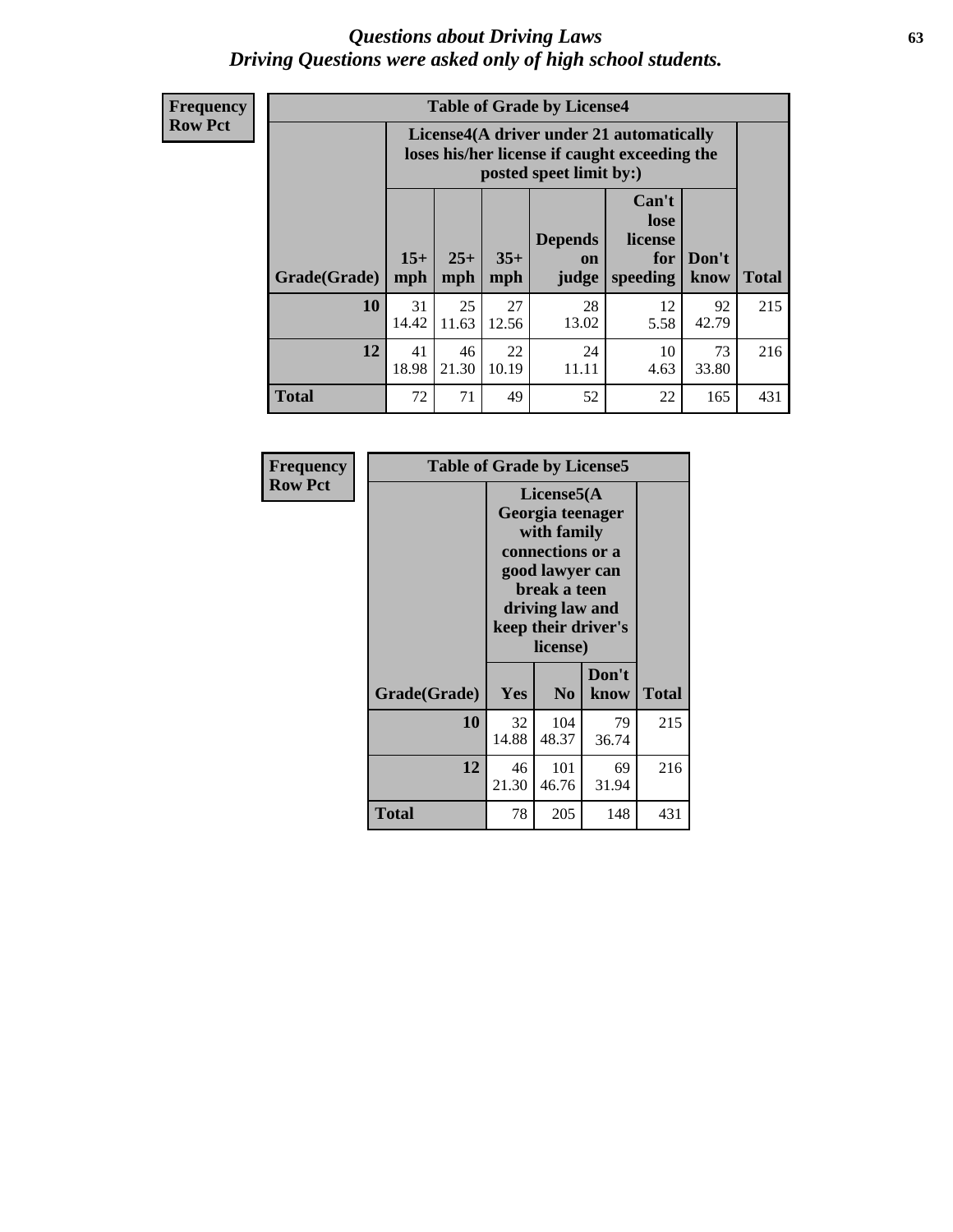# Questions about Driving Laws

*Driving Questions were asked only of high school students.*

**Frequency**
**Row Pct**

**Table of Grade by License4**

| Grade(Grade) | License4(A driver under 21 automatically loses his/her license if caught exceeding the posted speet limit by:) | | | | | | Total |
|---|---|---|---|---|---|---|---|
| | 15+ mph | 25+ mph | 35+ mph | Depends on judge | Can't lose license for speeding | Don't know | |
| **10** | 31<br>14.42 | 25<br>11.63 | 27<br>12.56 | 28<br>13.02 | 12<br>5.58 | 92<br>42.79 | 215 |
| **12** | 41<br>18.98 | 46<br>21.30 | 22<br>10.19 | 24<br>11.11 | 10<br>4.63 | 73<br>33.80 | 216 |
| **Total** | 72 | 71 | 49 | 52 | 22 | 165 | 431 |

**Frequency**
**Row Pct**

**Table of Grade by License5**

| Grade(Grade) | License5(A Georgia teenager with family connections or a good lawyer can break a teen driving law and keep their driver's license) | | | Total |
|---|---|---|---|---|
| | Yes | No | Don't know | |
| **10** | 32<br>14.88 | 104<br>48.37 | 79<br>36.74 | 215 |
| **12** | 46<br>21.30 | 101<br>46.76 | 69<br>31.94 | 216 |
| **Total** | 78 | 205 | 148 | 431 |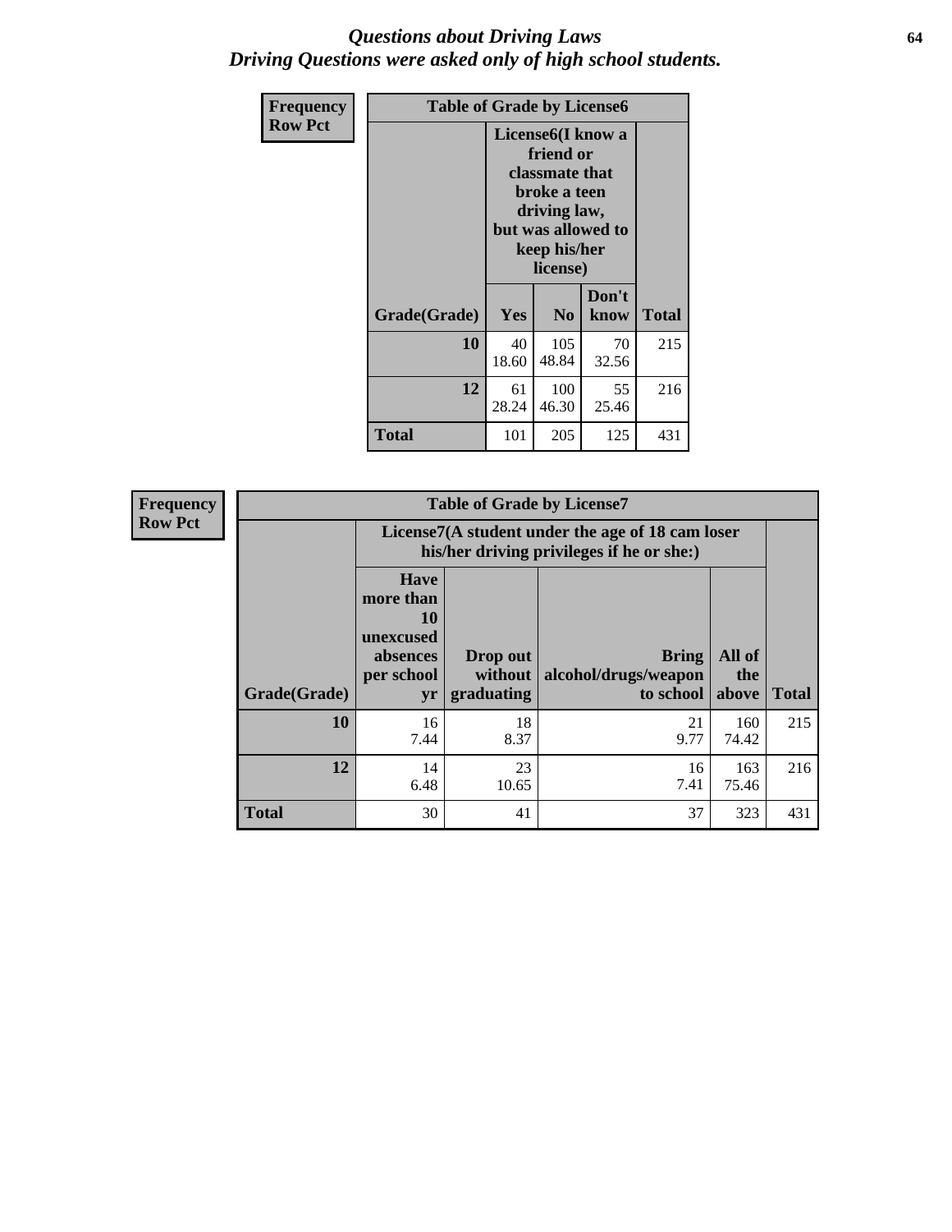# *Questions about Driving Laws*
## *Driving Questions were asked only of high school students.*

**Frequency**
**Row Pct**

| Table of Grade by License6 | | | | |
|---|---|---|---|---|
| | License6(I know a friend or classmate that broke a teen driving law, but was allowed to keep his/her license) | | | |
| Grade(Grade) | Yes | No | Don't know | Total |
| **10** | 40<br>18.60 | 105<br>48.84 | 70<br>32.56 | 215 |
| **12** | 61<br>28.24 | 100<br>46.30 | 55<br>25.46 | 216 |
| **Total** | 101 | 205 | 125 | 431 |

**Frequency**
**Row Pct**

| Table of Grade by License7 | | | | | |
|---|---|---|---|---|---|
| | License7(A student under the age of 18 cam loser his/her driving privileges if he or she:) | | | | |
| Grade(Grade) | Have more than 10 unexcused absences per school yr | Drop out without graduating | Bring alcohol/drugs/weapon to school | All of the above | Total |
| **10** | 16<br>7.44 | 18<br>8.37 | 21<br>9.77 | 160<br>74.42 | 215 |
| **12** | 14<br>6.48 | 23<br>10.65 | 16<br>7.41 | 163<br>75.46 | 216 |
| **Total** | 30 | 41 | 37 | 323 | 431 |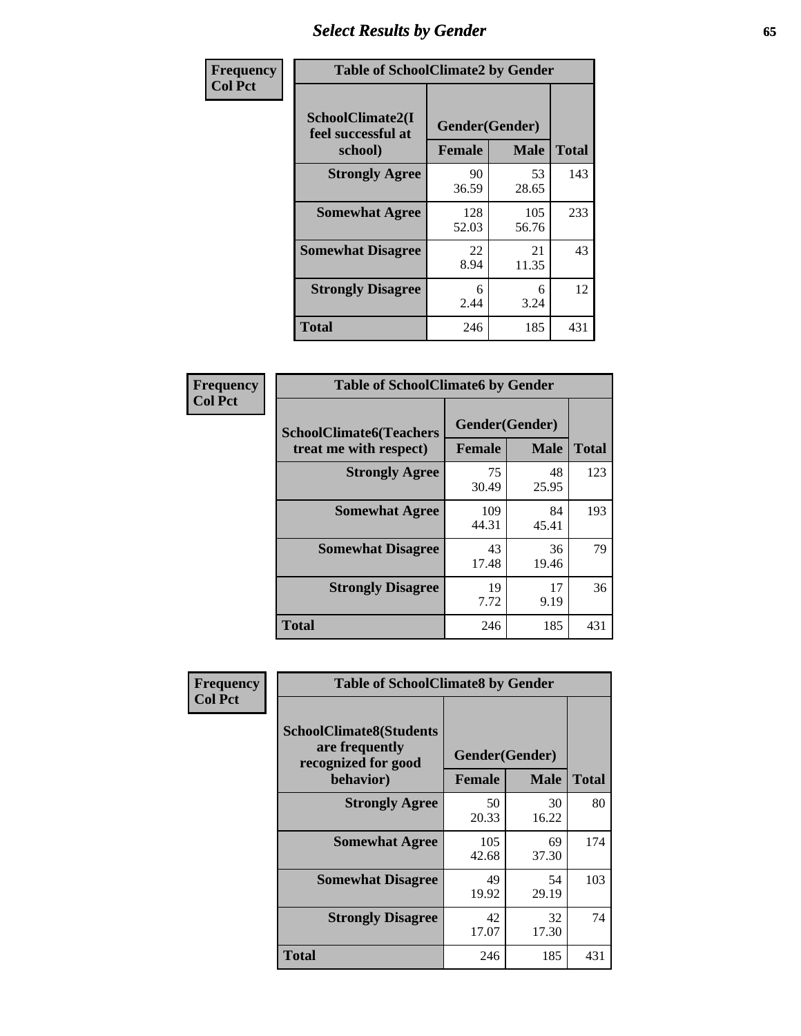# Select Results by Gender

**Frequency**
**Col Pct**

**Table of SchoolClimate2 by Gender**

| SchoolClimate2(I feel successful at school) | Gender(Gender) | | Total |
|---|---|---|---|
| | Female | Male | |
| Strongly Agree | 90<br>36.59 | 53<br>28.65 | 143 |
| Somewhat Agree | 128<br>52.03 | 105<br>56.76 | 233 |
| Somewhat Disagree | 22<br>8.94 | 21<br>11.35 | 43 |
| Strongly Disagree | 6<br>2.44 | 6<br>3.24 | 12 |
| Total | 246 | 185 | 431 |

**Frequency**
**Col Pct**

**Table of SchoolClimate6 by Gender**

| SchoolClimate6(Teachers treat me with respect) | Gender(Gender) | | Total |
|---|---|---|---|
| | Female | Male | |
| Strongly Agree | 75<br>30.49 | 48<br>25.95 | 123 |
| Somewhat Agree | 109<br>44.31 | 84<br>45.41 | 193 |
| Somewhat Disagree | 43<br>17.48 | 36<br>19.46 | 79 |
| Strongly Disagree | 19<br>7.72 | 17<br>9.19 | 36 |
| Total | 246 | 185 | 431 |

**Frequency**
**Col Pct**

**Table of SchoolClimate8 by Gender**

| SchoolClimate8(Students are frequently recognized for good behavior) | Gender(Gender) | | Total |
|---|---|---|---|
| | Female | Male | |
| Strongly Agree | 50<br>20.33 | 30<br>16.22 | 80 |
| Somewhat Agree | 105<br>42.68 | 69<br>37.30 | 174 |
| Somewhat Disagree | 49<br>19.92 | 54<br>29.19 | 103 |
| Strongly Disagree | 42<br>17.07 | 32<br>17.30 | 74 |
| Total | 246 | 185 | 431 |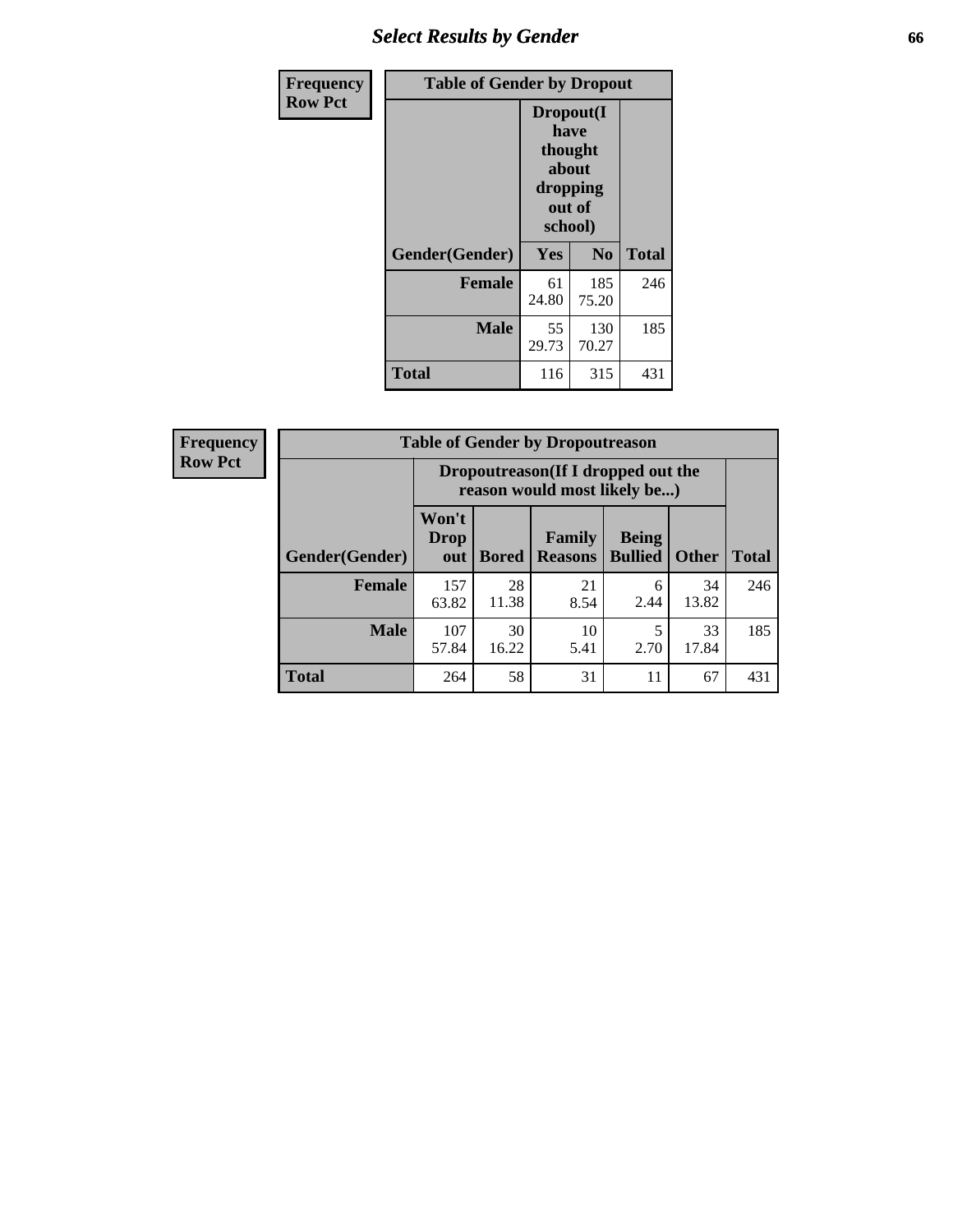| Frequency<br>Row Pct |
|---|

| Table of Gender by Dropout | | | |
|---|---|---|---|
| | Dropout(I have thought about dropping out of school) | | |
| Gender(Gender) | Yes | No | Total |
| **Female** | 61<br>24.80 | 185<br>75.20 | 246 |
| **Male** | 55<br>29.73 | 130<br>70.27 | 185 |
| **Total** | 116 | 315 | 431 |

| Frequency<br>Row Pct |
|---|

| Table of Gender by Dropoutreason | | | | | | |
|---|---|---|---|---|---|---|
| | Dropoutreason(If I dropped out the reason would most likely be...) | | | | | |
| Gender(Gender) | Won't Drop out | Bored | Family Reasons | Being Bullied | Other | Total |
| **Female** | 157<br>63.82 | 28<br>11.38 | 21<br>8.54 | 6<br>2.44 | 34<br>13.82 | 246 |
| **Male** | 107<br>57.84 | 30<br>16.22 | 10<br>5.41 | 5<br>2.70 | 33<br>17.84 | 185 |
| **Total** | 264 | 58 | 31 | 11 | 67 | 431 |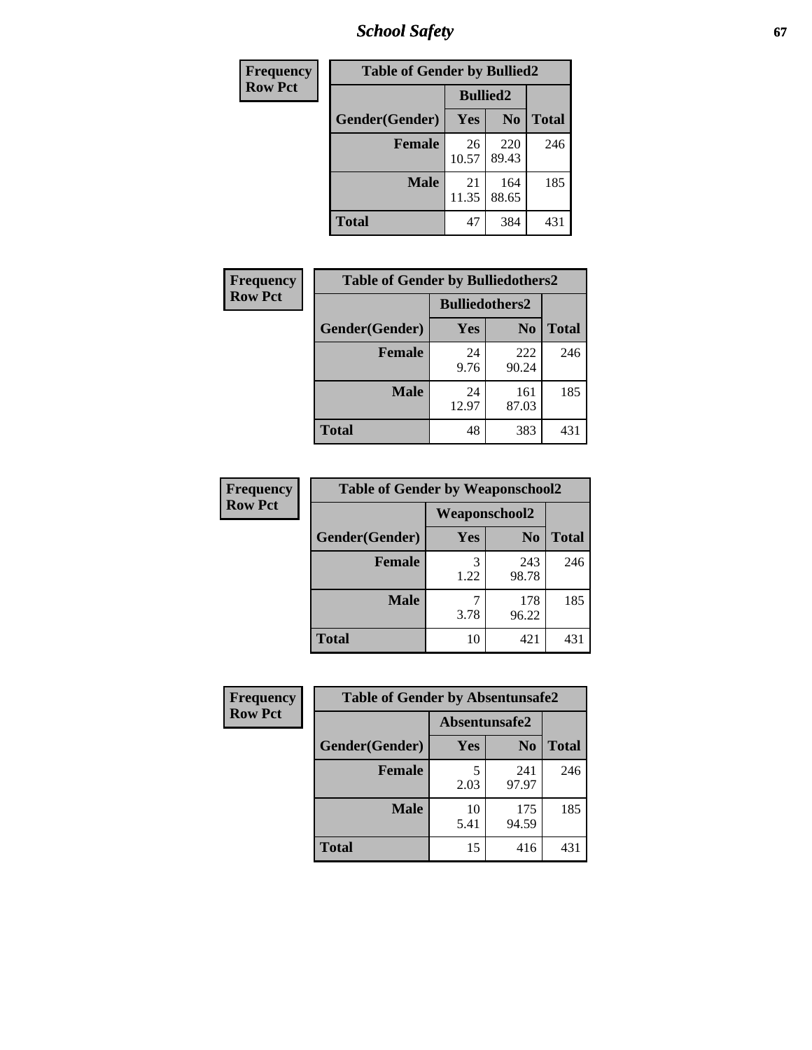| Frequency Row Pct | Table of Gender by Bullied2 | | |
|---|---|---|---|
| | Bullied2 | | |
| Gender(Gender) | Yes | No | Total |
| Female | 26<br>10.57 | 220<br>89.43 | 246 |
| Male | 21<br>11.35 | 164<br>88.65 | 185 |
| Total | 47 | 384 | 431 |

| Frequency Row Pct | Table of Gender by Bulliedothers2 | | |
|---|---|---|---|
| | Bulliedothers2 | | |
| Gender(Gender) | Yes | No | Total |
| Female | 24<br>9.76 | 222<br>90.24 | 246 |
| Male | 24<br>12.97 | 161<br>87.03 | 185 |
| Total | 48 | 383 | 431 |

| Frequency Row Pct | Table of Gender by Weaponschool2 | | |
|---|---|---|---|
| | Weaponschool2 | | |
| Gender(Gender) | Yes | No | Total |
| Female | 3<br>1.22 | 243<br>98.78 | 246 |
| Male | 7<br>3.78 | 178<br>96.22 | 185 |
| Total | 10 | 421 | 431 |

| Frequency Row Pct | Table of Gender by Absentunsafe2 | | |
|---|---|---|---|
| | Absentunsafe2 | | |
| Gender(Gender) | Yes | No | Total |
| Female | 5<br>2.03 | 241<br>97.97 | 246 |
| Male | 10<br>5.41 | 175<br>94.59 | 185 |
| Total | 15 | 416 | 431 |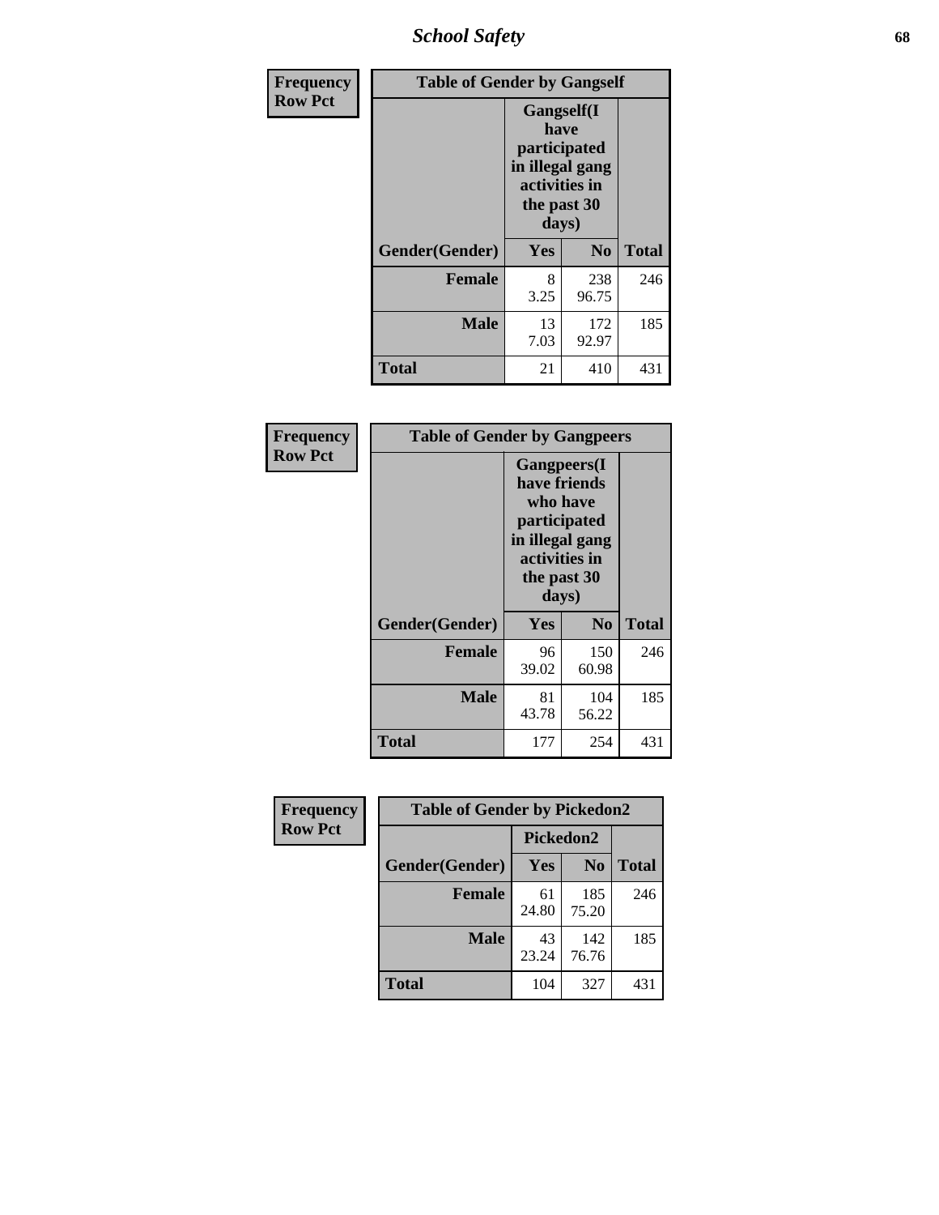| Frequency<br>Row Pct | Table of Gender by Gangself | | |
|---|---|---|---|
| | Gangself(I have participated in illegal gang activities in the past 30 days) | | |
| Gender(Gender) | Yes | No | Total |
| Female | 8<br>3.25 | 238<br>96.75 | 246 |
| Male | 13<br>7.03 | 172<br>92.97 | 185 |
| Total | 21 | 410 | 431 |

| Frequency<br>Row Pct | Table of Gender by Gangpeers | | |
|---|---|---|---|
| | Gangpeers(I have friends who have participated in illegal gang activities in the past 30 days) | | |
| Gender(Gender) | Yes | No | Total |
| Female | 96<br>39.02 | 150<br>60.98 | 246 |
| Male | 81<br>43.78 | 104<br>56.22 | 185 |
| Total | 177 | 254 | 431 |

| Frequency<br>Row Pct | Table of Gender by Pickedon2 | | |
|---|---|---|---|
| | Pickedon2 | | |
| Gender(Gender) | Yes | No | Total |
| Female | 61<br>24.80 | 185<br>75.20 | 246 |
| Male | 43<br>23.24 | 142<br>76.76 | 185 |
| Total | 104 | 327 | 431 |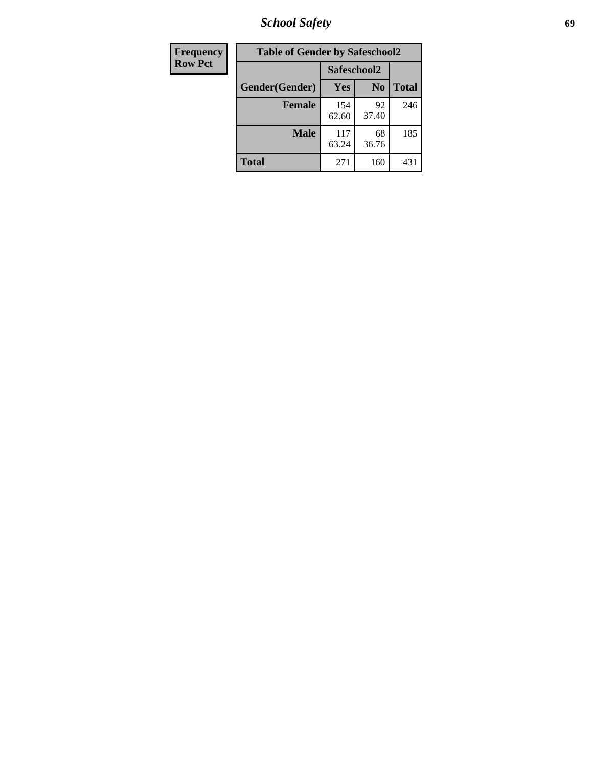| Frequency<br>Row Pct |
|---|

**Table of Gender by Safeschool2**

| Gender(Gender) | Safeschool2 | | Total |
|---|---|---|---|
| | Yes | No | |
| **Female** | 154<br>62.60 | 92<br>37.40 | 246 |
| **Male** | 117<br>63.24 | 68<br>36.76 | 185 |
| **Total** | 271 | 160 | 431 |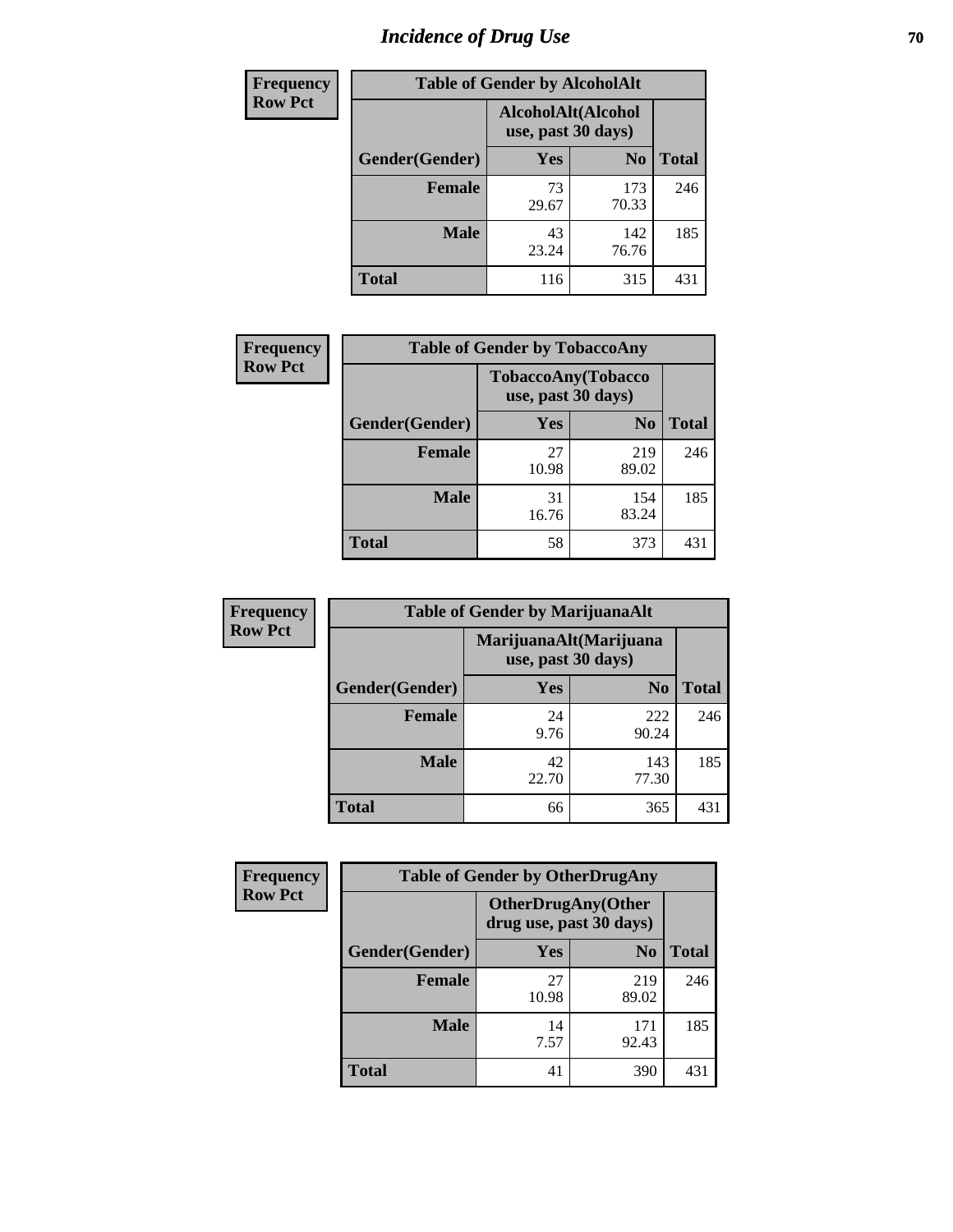# Incidence of Drug Use

| Frequency<br>Row Pct | Table of Gender by AlcoholAlt | | |
|---|---|---|---|
| | AlcoholAlt(Alcohol use, past 30 days) | | |
| Gender(Gender) | Yes | No | Total |
| Female | 73<br>29.67 | 173<br>70.33 | 246 |
| Male | 43<br>23.24 | 142<br>76.76 | 185 |
| Total | 116 | 315 | 431 |

| Frequency<br>Row Pct | Table of Gender by TobaccoAny | | |
|---|---|---|---|
| | TobaccoAny(Tobacco use, past 30 days) | | |
| Gender(Gender) | Yes | No | Total |
| Female | 27<br>10.98 | 219<br>89.02 | 246 |
| Male | 31<br>16.76 | 154<br>83.24 | 185 |
| Total | 58 | 373 | 431 |

| Frequency<br>Row Pct | Table of Gender by MarijuanaAlt | | |
|---|---|---|---|
| | MarijuanaAlt(Marijuana use, past 30 days) | | |
| Gender(Gender) | Yes | No | Total |
| Female | 24<br>9.76 | 222<br>90.24 | 246 |
| Male | 42<br>22.70 | 143<br>77.30 | 185 |
| Total | 66 | 365 | 431 |

| Frequency<br>Row Pct | Table of Gender by OtherDrugAny | | |
|---|---|---|---|
| | OtherDrugAny(Other drug use, past 30 days) | | |
| Gender(Gender) | Yes | No | Total |
| Female | 27<br>10.98 | 219<br>89.02 | 246 |
| Male | 14<br>7.57 | 171<br>92.43 | 185 |
| Total | 41 | 390 | 431 |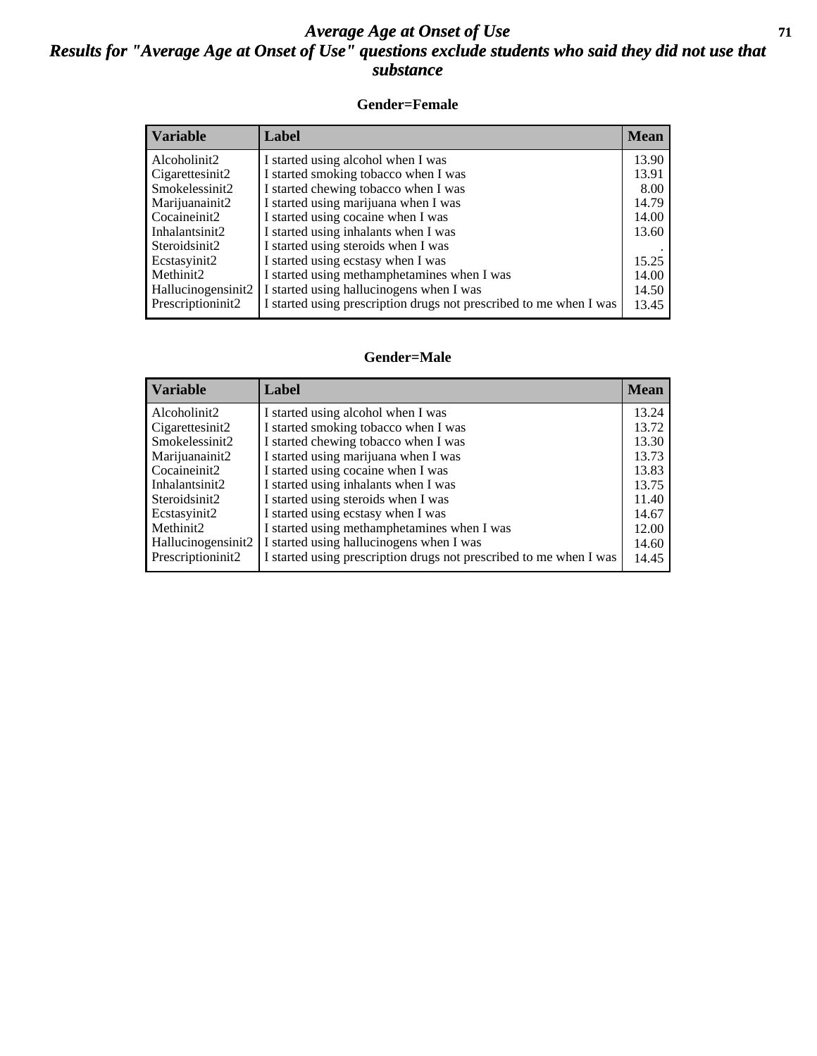# Average Age at Onset of Use

## Results for "Average Age at Onset of Use" questions exclude students who said they did not use that substance

### Gender=Female

| Variable | Label | Mean |
|---|---|---|
| Alcoholinit2 | I started using alcohol when I was | 13.90 |
| Cigarettesinit2 | I started smoking tobacco when I was | 13.91 |
| Smokelessinit2 | I started chewing tobacco when I was | 8.00 |
| Marijuanainit2 | I started using marijuana when I was | 14.79 |
| Cocaineinit2 | I started using cocaine when I was | 14.00 |
| Inhalantsinit2 | I started using inhalants when I was | 13.60 |
| Steroidsinit2 | I started using steroids when I was | . |
| Ecstasyinit2 | I started using ecstasy when I was | 15.25 |
| Methinit2 | I started using methamphetamines when I was | 14.00 |
| Hallucinogensinit2 | I started using hallucinogens when I was | 14.50 |
| Prescriptioninit2 | I started using prescription drugs not prescribed to me when I was | 13.45 |

### Gender=Male

| Variable | Label | Mean |
|---|---|---|
| Alcoholinit2 | I started using alcohol when I was | 13.24 |
| Cigarettesinit2 | I started smoking tobacco when I was | 13.72 |
| Smokelessinit2 | I started chewing tobacco when I was | 13.30 |
| Marijuanainit2 | I started using marijuana when I was | 13.73 |
| Cocaineinit2 | I started using cocaine when I was | 13.83 |
| Inhalantsinit2 | I started using inhalants when I was | 13.75 |
| Steroidsinit2 | I started using steroids when I was | 11.40 |
| Ecstasyinit2 | I started using ecstasy when I was | 14.67 |
| Methinit2 | I started using methamphetamines when I was | 12.00 |
| Hallucinogensinit2 | I started using hallucinogens when I was | 14.60 |
| Prescriptioninit2 | I started using prescription drugs not prescribed to me when I was | 14.45 |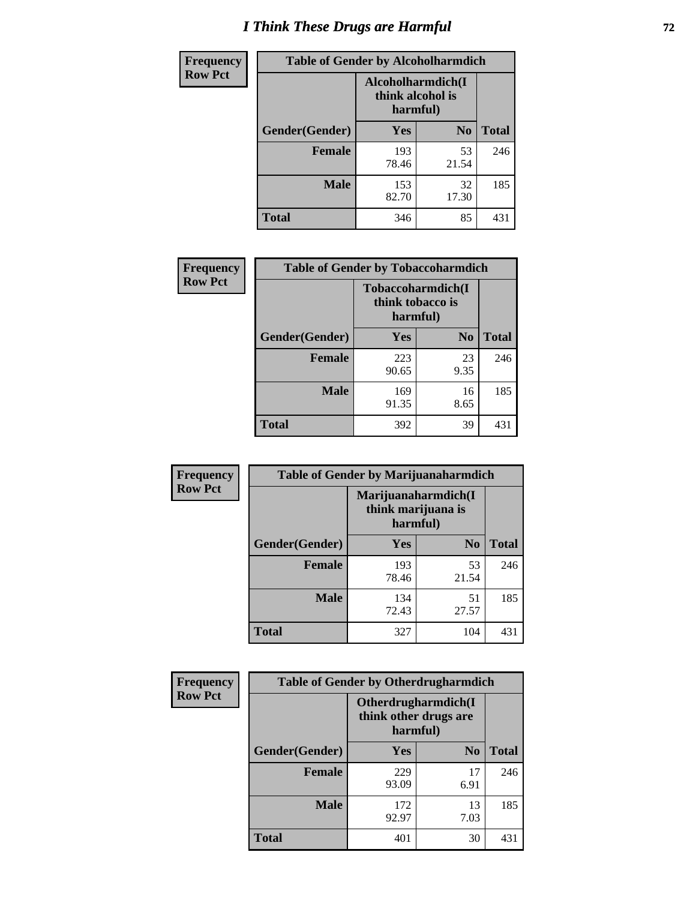# I Think These Drugs are Harmful

| Frequency Row Pct | Table of Gender by Alcoholharmdich | | |
|---|---|---|---|
| | Alcoholharmdich(I think alcohol is harmful) | | |
| Gender(Gender) | Yes | No | Total |
| Female | 193<br>78.46 | 53<br>21.54 | 246 |
| Male | 153<br>82.70 | 32<br>17.30 | 185 |
| Total | 346 | 85 | 431 |

| Frequency Row Pct | Table of Gender by Tobaccoharmdich | | |
|---|---|---|---|
| | Tobaccoharmdich(I think tobacco is harmful) | | |
| Gender(Gender) | Yes | No | Total |
| Female | 223<br>90.65 | 23<br>9.35 | 246 |
| Male | 169<br>91.35 | 16<br>8.65 | 185 |
| Total | 392 | 39 | 431 |

| Frequency Row Pct | Table of Gender by Marijuanaharmdich | | |
|---|---|---|---|
| | Marijuanaharmdich(I think marijuana is harmful) | | |
| Gender(Gender) | Yes | No | Total |
| Female | 193<br>78.46 | 53<br>21.54 | 246 |
| Male | 134<br>72.43 | 51<br>27.57 | 185 |
| Total | 327 | 104 | 431 |

| Frequency Row Pct | Table of Gender by Otherdrugharmdich | | |
|---|---|---|---|
| | Otherdrugharmdich(I think other drugs are harmful) | | |
| Gender(Gender) | Yes | No | Total |
| Female | 229<br>93.09 | 17<br>6.91 | 246 |
| Male | 172<br>92.97 | 13<br>7.03 | 185 |
| Total | 401 | 30 | 431 |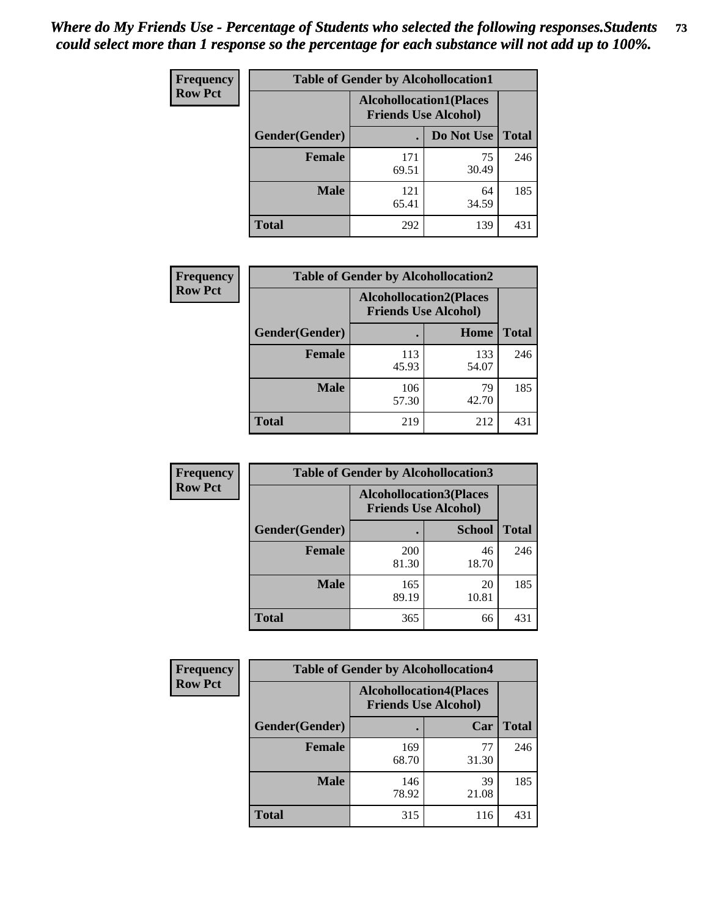*Where do My Friends Use - Percentage of Students who selected the following responses.Students could select more than 1 response so the percentage for each substance will not add up to 100%.*

**Frequency Row Pct**

| Table of Gender by Alcohollocation1 | | | |
|---|---|---|---|
| | Alcohollocation1(Places Friends Use Alcohol) | | |
| Gender(Gender) | . | Do Not Use | Total |
| Female | 171<br>69.51 | 75<br>30.49 | 246 |
| Male | 121<br>65.41 | 64<br>34.59 | 185 |
| Total | 292 | 139 | 431 |

**Frequency Row Pct**

| Table of Gender by Alcohollocation2 | | | |
|---|---|---|---|
| | Alcohollocation2(Places Friends Use Alcohol) | | |
| Gender(Gender) | . | Home | Total |
| Female | 113<br>45.93 | 133<br>54.07 | 246 |
| Male | 106<br>57.30 | 79<br>42.70 | 185 |
| Total | 219 | 212 | 431 |

**Frequency Row Pct**

| Table of Gender by Alcohollocation3 | | | |
|---|---|---|---|
| | Alcohollocation3(Places Friends Use Alcohol) | | |
| Gender(Gender) | . | School | Total |
| Female | 200<br>81.30 | 46<br>18.70 | 246 |
| Male | 165<br>89.19 | 20<br>10.81 | 185 |
| Total | 365 | 66 | 431 |

**Frequency Row Pct**

| Table of Gender by Alcohollocation4 | | | |
|---|---|---|---|
| | Alcohollocation4(Places Friends Use Alcohol) | | |
| Gender(Gender) | . | Car | Total |
| Female | 169<br>68.70 | 77<br>31.30 | 246 |
| Male | 146<br>78.92 | 39<br>21.08 | 185 |
| Total | 315 | 116 | 431 |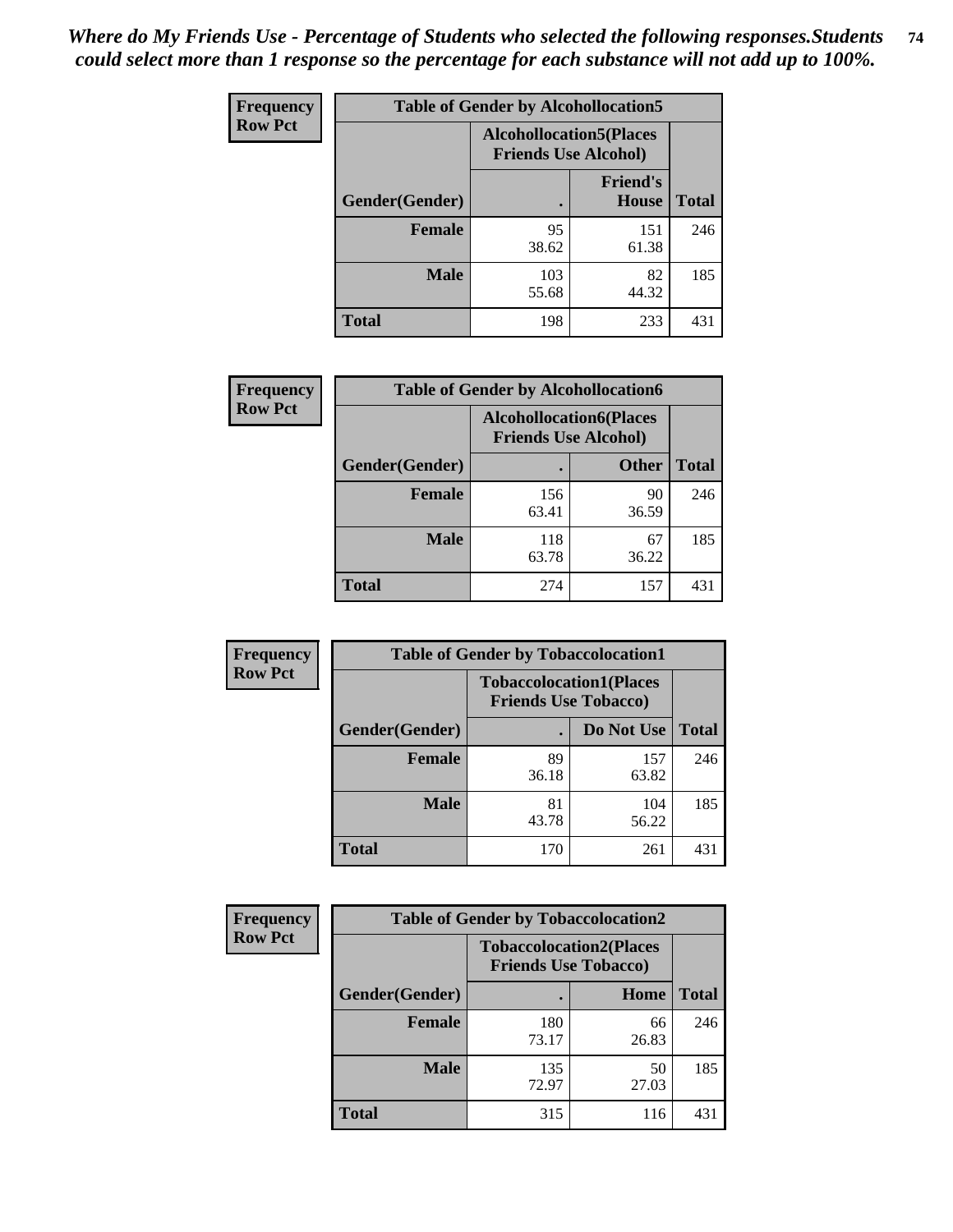*Where do My Friends Use - Percentage of Students who selected the following responses.Students could select more than 1 response so the percentage for each substance will not add up to 100%.*

**Frequency Row Pct**

**Table of Gender by Alcohollocation5**

| Gender(Gender) | Alcohollocation5(Places Friends Use Alcohol) | | Total |
|---|---|---|---|
| | . | Friend's House | |
| **Female** | 95<br>38.62 | 151<br>61.38 | 246 |
| **Male** | 103<br>55.68 | 82<br>44.32 | 185 |
| **Total** | 198 | 233 | 431 |

**Frequency Row Pct**

**Table of Gender by Alcohollocation6**

| Gender(Gender) | Alcohollocation6(Places Friends Use Alcohol) | | Total |
|---|---|---|---|
| | . | Other | |
| **Female** | 156<br>63.41 | 90<br>36.59 | 246 |
| **Male** | 118<br>63.78 | 67<br>36.22 | 185 |
| **Total** | 274 | 157 | 431 |

**Frequency Row Pct**

**Table of Gender by Tobaccolocation1**

| Gender(Gender) | Tobaccolocation1(Places Friends Use Tobacco) | | Total |
|---|---|---|---|
| | . | Do Not Use | |
| **Female** | 89<br>36.18 | 157<br>63.82 | 246 |
| **Male** | 81<br>43.78 | 104<br>56.22 | 185 |
| **Total** | 170 | 261 | 431 |

**Frequency Row Pct**

**Table of Gender by Tobaccolocation2**

| Gender(Gender) | Tobaccolocation2(Places Friends Use Tobacco) | | Total |
|---|---|---|---|
| | . | Home | |
| **Female** | 180<br>73.17 | 66<br>26.83 | 246 |
| **Male** | 135<br>72.97 | 50<br>27.03 | 185 |
| **Total** | 315 | 116 | 431 |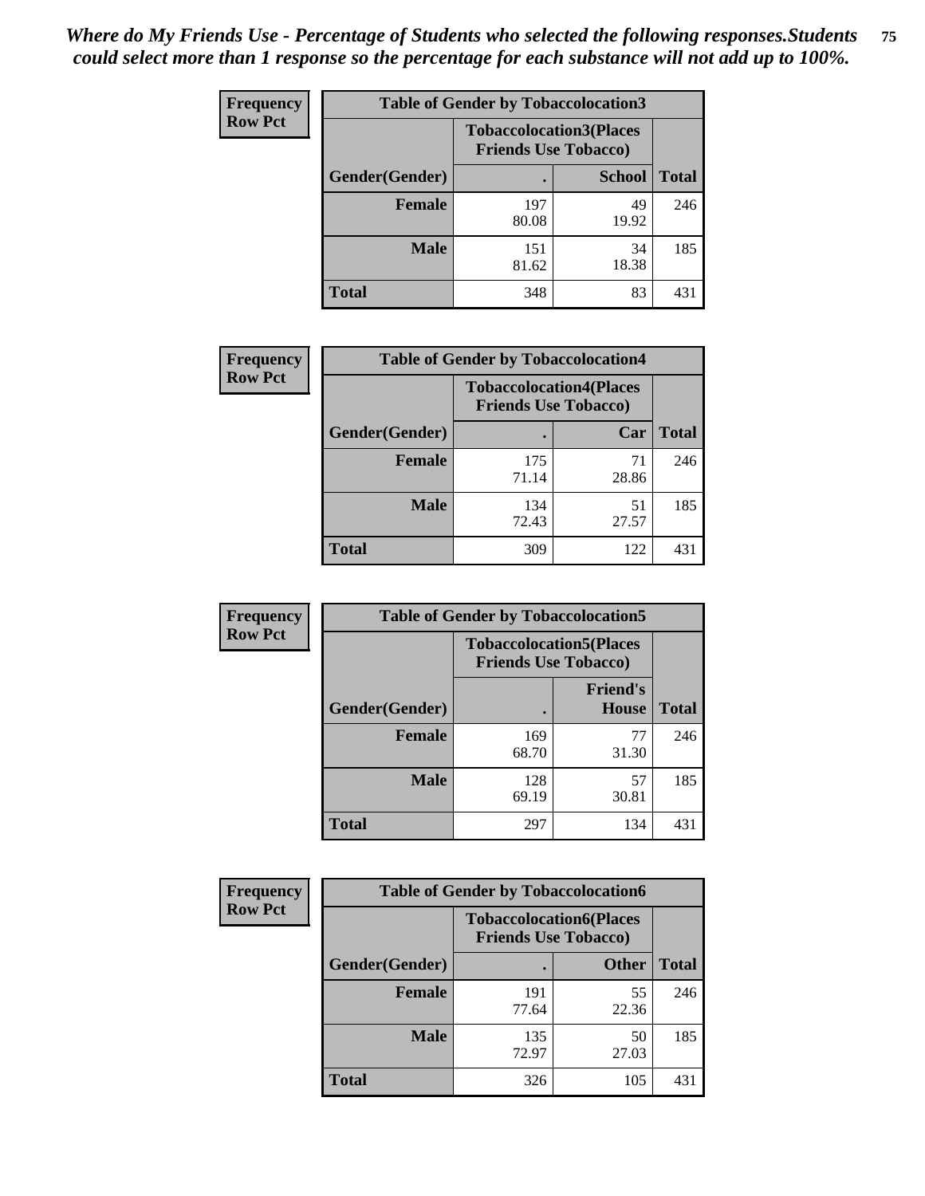*Where do My Friends Use - Percentage of Students who selected the following responses.Students could select more than 1 response so the percentage for each substance will not add up to 100%.*

**Frequency Row Pct**

**Table of Gender by Tobaccolocation3**

| Gender(Gender) | Tobaccolocation3(Places Friends Use Tobacco) . | School | Total |
|---|---|---|---|
| Female | 197<br>80.08 | 49<br>19.92 | 246 |
| Male | 151<br>81.62 | 34<br>18.38 | 185 |
| Total | 348 | 83 | 431 |

**Frequency Row Pct**

**Table of Gender by Tobaccolocation4**

| Gender(Gender) | Tobaccolocation4(Places Friends Use Tobacco) . | Car | Total |
|---|---|---|---|
| Female | 175<br>71.14 | 71<br>28.86 | 246 |
| Male | 134<br>72.43 | 51<br>27.57 | 185 |
| Total | 309 | 122 | 431 |

**Frequency Row Pct**

**Table of Gender by Tobaccolocation5**

| Gender(Gender) | Tobaccolocation5(Places Friends Use Tobacco) . | Friend's House | Total |
|---|---|---|---|
| Female | 169<br>68.70 | 77<br>31.30 | 246 |
| Male | 128<br>69.19 | 57<br>30.81 | 185 |
| Total | 297 | 134 | 431 |

**Frequency Row Pct**

**Table of Gender by Tobaccolocation6**

| Gender(Gender) | Tobaccolocation6(Places Friends Use Tobacco) . | Other | Total |
|---|---|---|---|
| Female | 191<br>77.64 | 55<br>22.36 | 246 |
| Male | 135<br>72.97 | 50<br>27.03 | 185 |
| Total | 326 | 105 | 431 |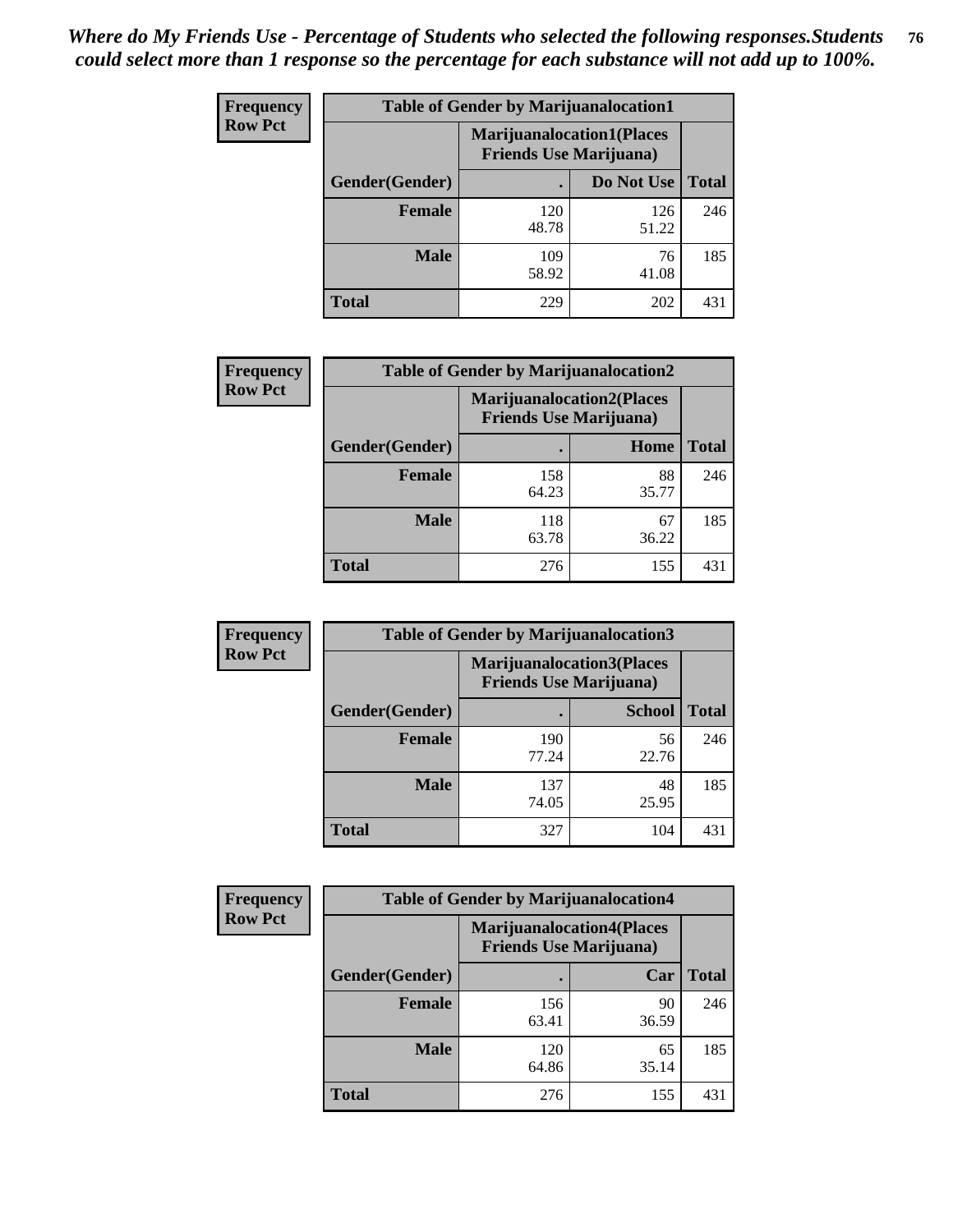*Where do My Friends Use - Percentage of Students who selected the following responses.Students could select more than 1 response so the percentage for each substance will not add up to 100%.*

**Frequency Row Pct**

| Table of Gender by Marijuanalocation1 | | | |
|---|---|---|---|
| | Marijuanalocation1(Places Friends Use Marijuana) | | |
| Gender(Gender) | . | Do Not Use | Total |
| Female | 120<br>48.78 | 126<br>51.22 | 246 |
| Male | 109<br>58.92 | 76<br>41.08 | 185 |
| Total | 229 | 202 | 431 |

**Frequency Row Pct**

| Table of Gender by Marijuanalocation2 | | | |
|---|---|---|---|
| | Marijuanalocation2(Places Friends Use Marijuana) | | |
| Gender(Gender) | . | Home | Total |
| Female | 158<br>64.23 | 88<br>35.77 | 246 |
| Male | 118<br>63.78 | 67<br>36.22 | 185 |
| Total | 276 | 155 | 431 |

**Frequency Row Pct**

| Table of Gender by Marijuanalocation3 | | | |
|---|---|---|---|
| | Marijuanalocation3(Places Friends Use Marijuana) | | |
| Gender(Gender) | . | School | Total |
| Female | 190<br>77.24 | 56<br>22.76 | 246 |
| Male | 137<br>74.05 | 48<br>25.95 | 185 |
| Total | 327 | 104 | 431 |

**Frequency Row Pct**

| Table of Gender by Marijuanalocation4 | | | |
|---|---|---|---|
| | Marijuanalocation4(Places Friends Use Marijuana) | | |
| Gender(Gender) | . | Car | Total |
| Female | 156<br>63.41 | 90<br>36.59 | 246 |
| Male | 120<br>64.86 | 65<br>35.14 | 185 |
| Total | 276 | 155 | 431 |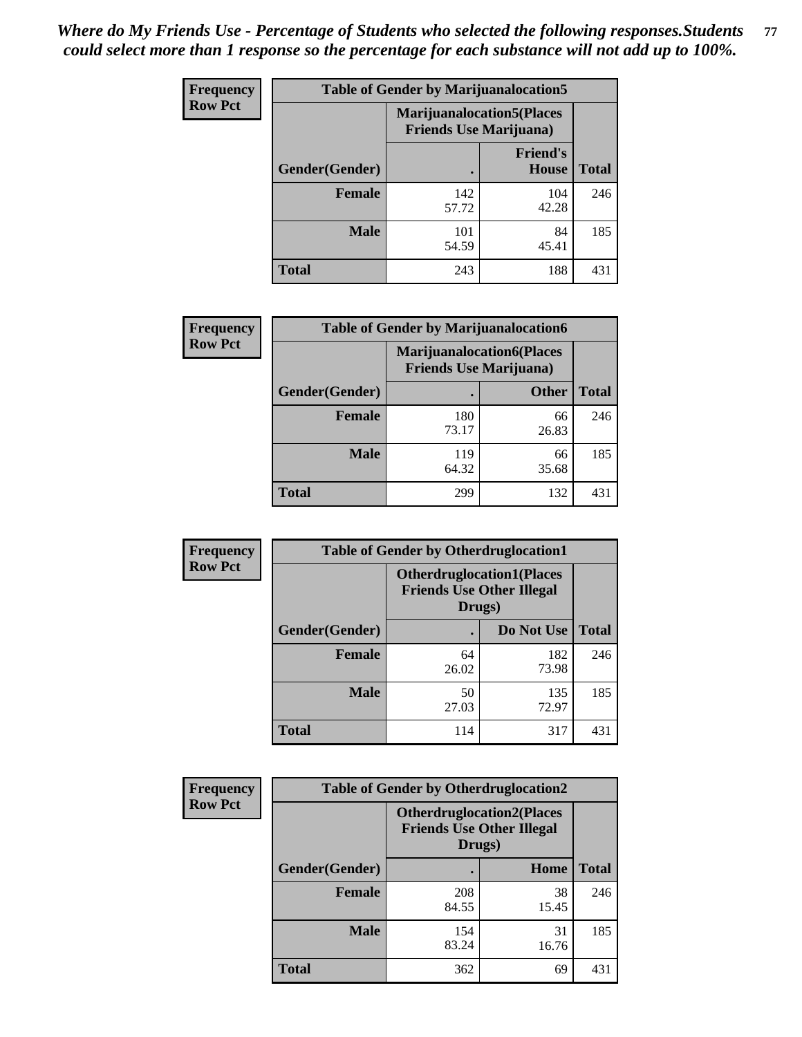*Where do My Friends Use - Percentage of Students who selected the following responses.Students could select more than 1 response so the percentage for each substance will not add up to 100%.*

**Frequency / Row Pct**

| Table of Gender by Marijuanalocation5 | | | |
|---|---|---|---|
| | Marijuanalocation5(Places Friends Use Marijuana) | | |
| Gender(Gender) | . | Friend's House | Total |
| **Female** | 142<br>57.72 | 104<br>42.28 | 246 |
| **Male** | 101<br>54.59 | 84<br>45.41 | 185 |
| **Total** | 243 | 188 | 431 |

**Frequency / Row Pct**

| Table of Gender by Marijuanalocation6 | | | |
|---|---|---|---|
| | Marijuanalocation6(Places Friends Use Marijuana) | | |
| Gender(Gender) | . | Other | Total |
| **Female** | 180<br>73.17 | 66<br>26.83 | 246 |
| **Male** | 119<br>64.32 | 66<br>35.68 | 185 |
| **Total** | 299 | 132 | 431 |

**Frequency / Row Pct**

| Table of Gender by Otherdruglocation1 | | | |
|---|---|---|---|
| | Otherdruglocation1(Places Friends Use Other Illegal Drugs) | | |
| Gender(Gender) | . | Do Not Use | Total |
| **Female** | 64<br>26.02 | 182<br>73.98 | 246 |
| **Male** | 50<br>27.03 | 135<br>72.97 | 185 |
| **Total** | 114 | 317 | 431 |

**Frequency / Row Pct**

| Table of Gender by Otherdruglocation2 | | | |
|---|---|---|---|
| | Otherdruglocation2(Places Friends Use Other Illegal Drugs) | | |
| Gender(Gender) | . | Home | Total |
| **Female** | 208<br>84.55 | 38<br>15.45 | 246 |
| **Male** | 154<br>83.24 | 31<br>16.76 | 185 |
| **Total** | 362 | 69 | 431 |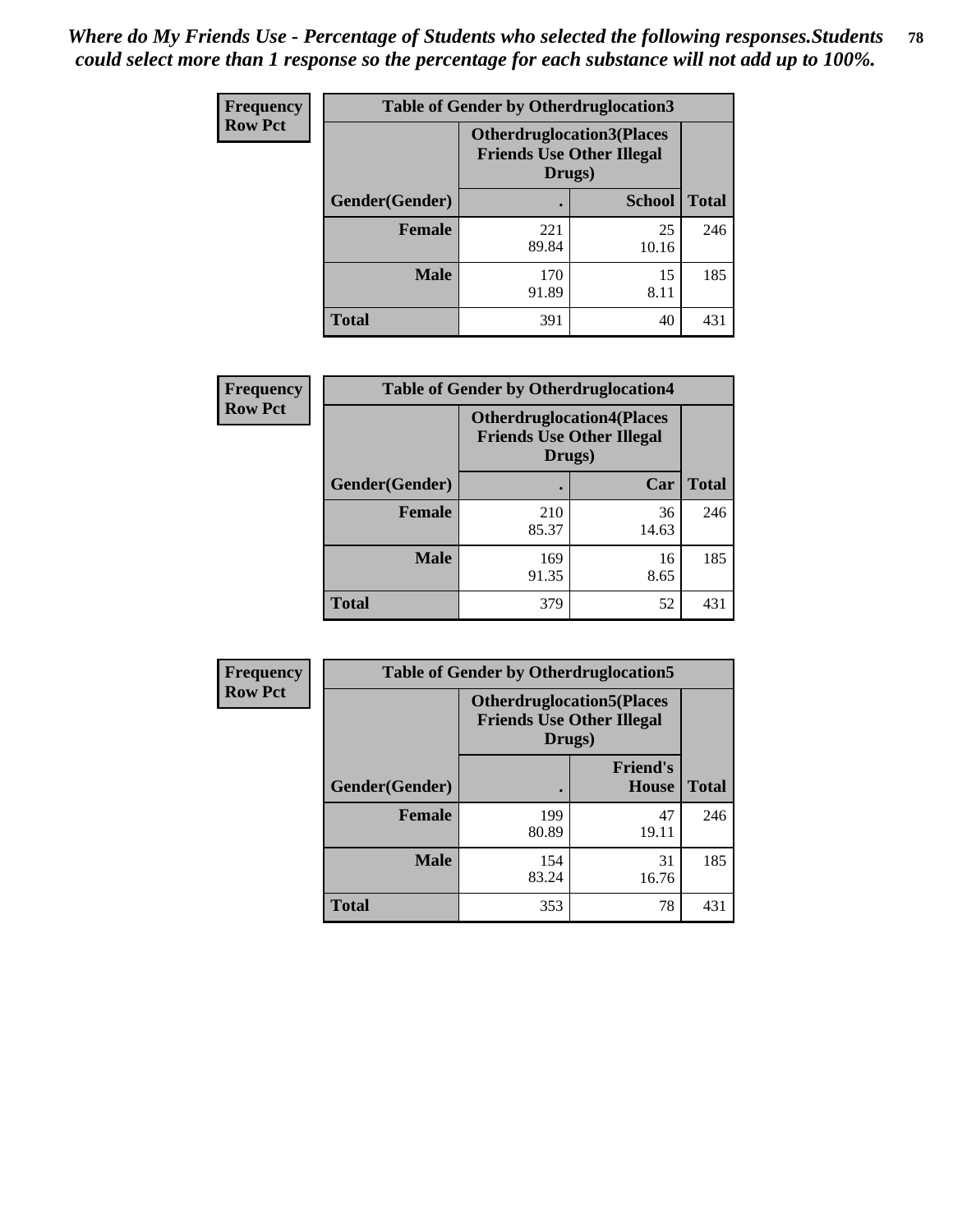*Where do My Friends Use - Percentage of Students who selected the following responses.Students could select more than 1 response so the percentage for each substance will not add up to 100%.*

**Frequency**
**Row Pct**

| Table of Gender by Otherdruglocation3 | | | |
|---|---|---|---|
| | Otherdruglocation3(Places Friends Use Other Illegal Drugs) | | |
| Gender(Gender) | . | School | Total |
| Female | 221<br>89.84 | 25<br>10.16 | 246 |
| Male | 170<br>91.89 | 15<br>8.11 | 185 |
| Total | 391 | 40 | 431 |

**Frequency**
**Row Pct**

| Table of Gender by Otherdruglocation4 | | | |
|---|---|---|---|
| | Otherdruglocation4(Places Friends Use Other Illegal Drugs) | | |
| Gender(Gender) | . | Car | Total |
| Female | 210<br>85.37 | 36<br>14.63 | 246 |
| Male | 169<br>91.35 | 16<br>8.65 | 185 |
| Total | 379 | 52 | 431 |

**Frequency**
**Row Pct**

| Table of Gender by Otherdruglocation5 | | | |
|---|---|---|---|
| | Otherdruglocation5(Places Friends Use Other Illegal Drugs) | | |
| Gender(Gender) | . | Friend's House | Total |
| Female | 199<br>80.89 | 47<br>19.11 | 246 |
| Male | 154<br>83.24 | 31<br>16.76 | 185 |
| Total | 353 | 78 | 431 |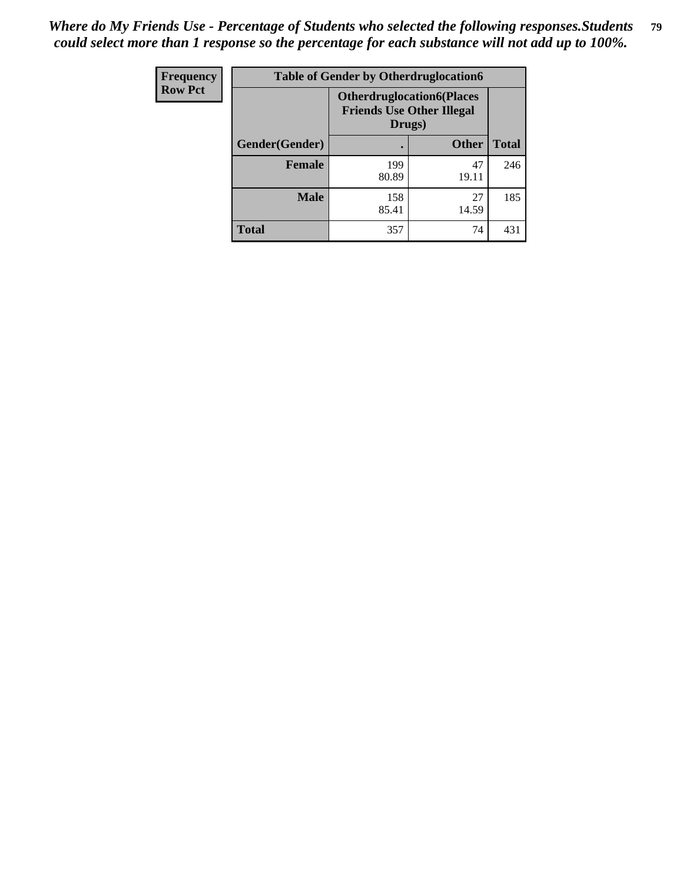*Where do My Friends Use - Percentage of Students who selected the following responses.Students could select more than 1 response so the percentage for each substance will not add up to 100%.*

| Frequency<br>Row Pct | Table of Gender by Otherdruglocation6 | | |
|---|---|---|---|
| | Otherdruglocation6(Places Friends Use Other Illegal Drugs) | | |
| Gender(Gender) | . | Other | Total |
| Female | 199<br>80.89 | 47<br>19.11 | 246 |
| Male | 158<br>85.41 | 27<br>14.59 | 185 |
| Total | 357 | 74 | 431 |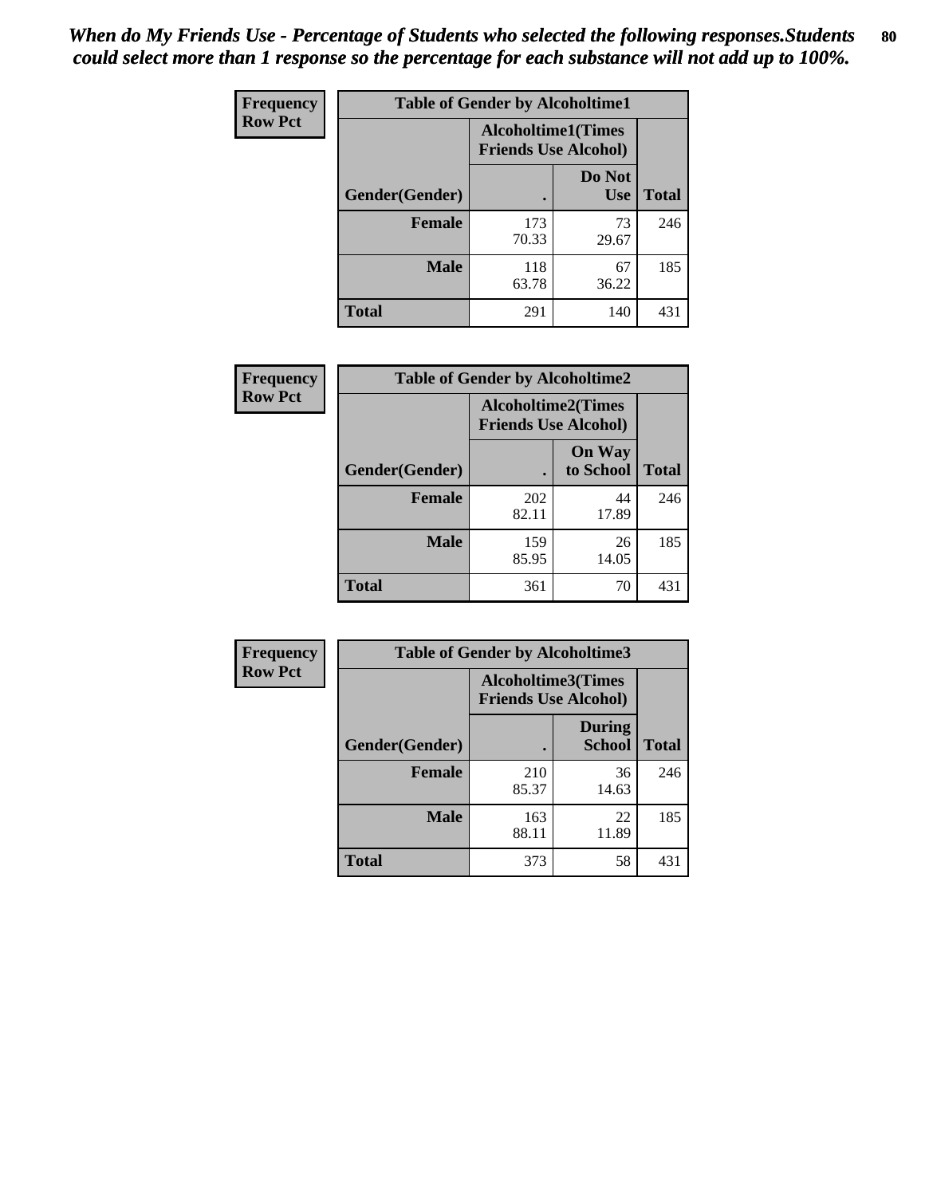*When do My Friends Use - Percentage of Students who selected the following responses.Students could select more than 1 response so the percentage for each substance will not add up to 100%.*

**Frequency**
**Row Pct**

| Table of Gender by Alcoholtime1 | | | |
|---|---|---|---|
| | Alcoholtime1(Times Friends Use Alcohol) | | |
| Gender(Gender) | . | Do Not Use | Total |
| **Female** | 173<br>70.33 | 73<br>29.67 | 246 |
| **Male** | 118<br>63.78 | 67<br>36.22 | 185 |
| **Total** | 291 | 140 | 431 |

**Frequency**
**Row Pct**

| Table of Gender by Alcoholtime2 | | | |
|---|---|---|---|
| | Alcoholtime2(Times Friends Use Alcohol) | | |
| Gender(Gender) | . | On Way to School | Total |
| **Female** | 202<br>82.11 | 44<br>17.89 | 246 |
| **Male** | 159<br>85.95 | 26<br>14.05 | 185 |
| **Total** | 361 | 70 | 431 |

**Frequency**
**Row Pct**

| Table of Gender by Alcoholtime3 | | | |
|---|---|---|---|
| | Alcoholtime3(Times Friends Use Alcohol) | | |
| Gender(Gender) | . | During School | Total |
| **Female** | 210<br>85.37 | 36<br>14.63 | 246 |
| **Male** | 163<br>88.11 | 22<br>11.89 | 185 |
| **Total** | 373 | 58 | 431 |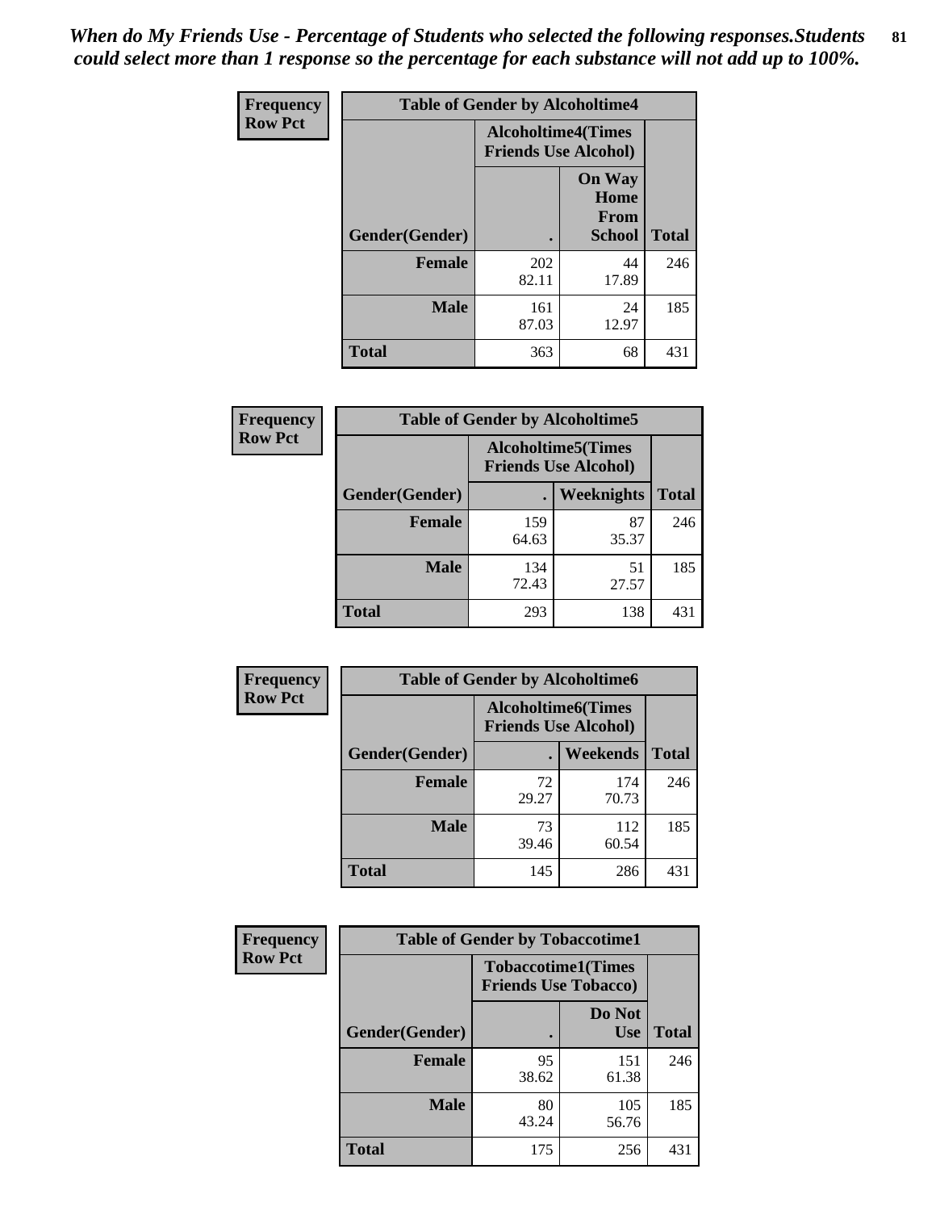*When do My Friends Use - Percentage of Students who selected the following responses.Students could select more than 1 response so the percentage for each substance will not add up to 100%.*

**Frequency**
**Row Pct**

| Table of Gender by Alcoholtime4 | | | |
|---|---|---|---|
| | Alcoholtime4(Times Friends Use Alcohol) | | |
| Gender(Gender) | . | On Way Home From School | Total |
| **Female** | 202<br>82.11 | 44<br>17.89 | 246 |
| **Male** | 161<br>87.03 | 24<br>12.97 | 185 |
| **Total** | 363 | 68 | 431 |

**Frequency**
**Row Pct**

| Table of Gender by Alcoholtime5 | | | |
|---|---|---|---|
| | Alcoholtime5(Times Friends Use Alcohol) | | |
| Gender(Gender) | . | Weeknights | Total |
| **Female** | 159<br>64.63 | 87<br>35.37 | 246 |
| **Male** | 134<br>72.43 | 51<br>27.57 | 185 |
| **Total** | 293 | 138 | 431 |

**Frequency**
**Row Pct**

| Table of Gender by Alcoholtime6 | | | |
|---|---|---|---|
| | Alcoholtime6(Times Friends Use Alcohol) | | |
| Gender(Gender) | . | Weekends | Total |
| **Female** | 72<br>29.27 | 174<br>70.73 | 246 |
| **Male** | 73<br>39.46 | 112<br>60.54 | 185 |
| **Total** | 145 | 286 | 431 |

**Frequency**
**Row Pct**

| Table of Gender by Tobaccotime1 | | | |
|---|---|---|---|
| | Tobaccotime1(Times Friends Use Tobacco) | | |
| Gender(Gender) | . | Do Not Use | Total |
| **Female** | 95<br>38.62 | 151<br>61.38 | 246 |
| **Male** | 80<br>43.24 | 105<br>56.76 | 185 |
| **Total** | 175 | 256 | 431 |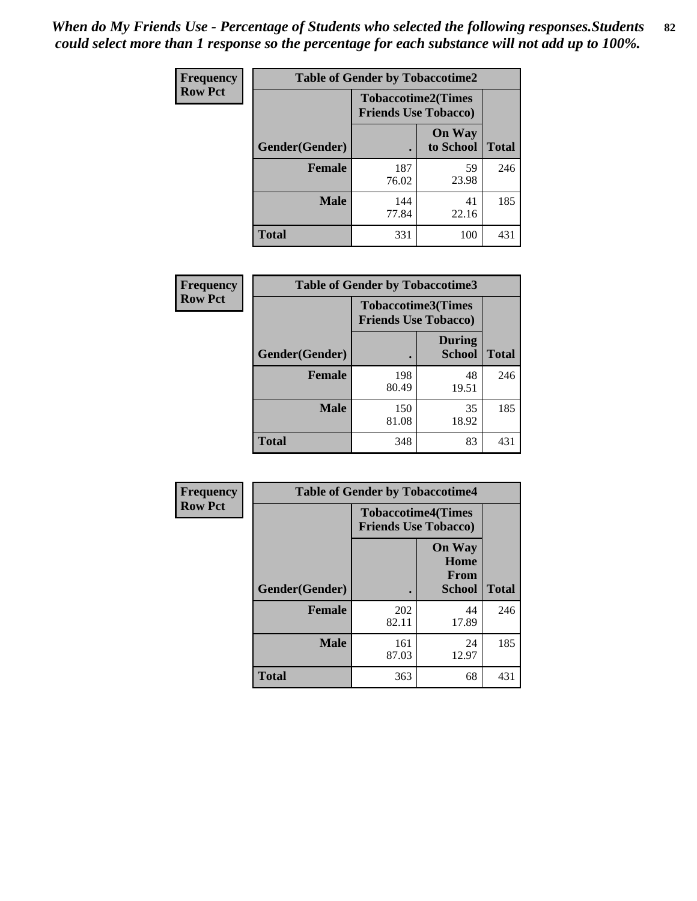*When do My Friends Use - Percentage of Students who selected the following responses.Students could select more than 1 response so the percentage for each substance will not add up to 100%.*

**Frequency**
**Row Pct**

| Table of Gender by Tobaccotime2 | | | |
|---|---|---|---|
| | Tobaccotime2(Times Friends Use Tobacco) | | |
| Gender(Gender) | . | On Way to School | Total |
| **Female** | 187<br>76.02 | 59<br>23.98 | 246 |
| **Male** | 144<br>77.84 | 41<br>22.16 | 185 |
| **Total** | 331 | 100 | 431 |

**Frequency**
**Row Pct**

| Table of Gender by Tobaccotime3 | | | |
|---|---|---|---|
| | Tobaccotime3(Times Friends Use Tobacco) | | |
| Gender(Gender) | . | During School | Total |
| **Female** | 198<br>80.49 | 48<br>19.51 | 246 |
| **Male** | 150<br>81.08 | 35<br>18.92 | 185 |
| **Total** | 348 | 83 | 431 |

**Frequency**
**Row Pct**

| Table of Gender by Tobaccotime4 | | | |
|---|---|---|---|
| | Tobaccotime4(Times Friends Use Tobacco) | | |
| Gender(Gender) | . | On Way Home From School | Total |
| **Female** | 202<br>82.11 | 44<br>17.89 | 246 |
| **Male** | 161<br>87.03 | 24<br>12.97 | 185 |
| **Total** | 363 | 68 | 431 |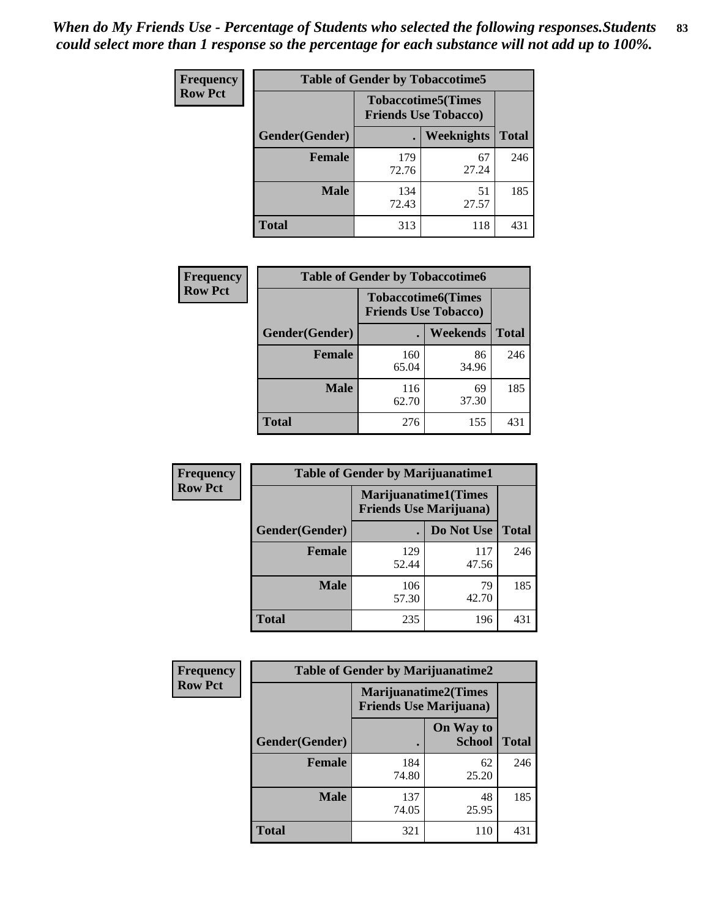*When do My Friends Use - Percentage of Students who selected the following responses.Students could select more than 1 response so the percentage for each substance will not add up to 100%.*

**Frequency / Row Pct**

**Table of Gender by Tobaccotime5**

| Gender(Gender) | Tobaccotime5(Times Friends Use Tobacco) . | Weeknights | Total |
|---|---|---|---|
| **Female** | 179<br>72.76 | 67<br>27.24 | 246 |
| **Male** | 134<br>72.43 | 51<br>27.57 | 185 |
| **Total** | 313 | 118 | 431 |

**Frequency / Row Pct**

**Table of Gender by Tobaccotime6**

| Gender(Gender) | Tobaccotime6(Times Friends Use Tobacco) . | Weekends | Total |
|---|---|---|---|
| **Female** | 160<br>65.04 | 86<br>34.96 | 246 |
| **Male** | 116<br>62.70 | 69<br>37.30 | 185 |
| **Total** | 276 | 155 | 431 |

**Frequency / Row Pct**

**Table of Gender by Marijuanatime1**

| Gender(Gender) | Marijuanatime1(Times Friends Use Marijuana) . | Do Not Use | Total |
|---|---|---|---|
| **Female** | 129<br>52.44 | 117<br>47.56 | 246 |
| **Male** | 106<br>57.30 | 79<br>42.70 | 185 |
| **Total** | 235 | 196 | 431 |

**Frequency / Row Pct**

**Table of Gender by Marijuanatime2**

| Gender(Gender) | Marijuanatime2(Times Friends Use Marijuana) . | On Way to School | Total |
|---|---|---|---|
| **Female** | 184<br>74.80 | 62<br>25.20 | 246 |
| **Male** | 137<br>74.05 | 48<br>25.95 | 185 |
| **Total** | 321 | 110 | 431 |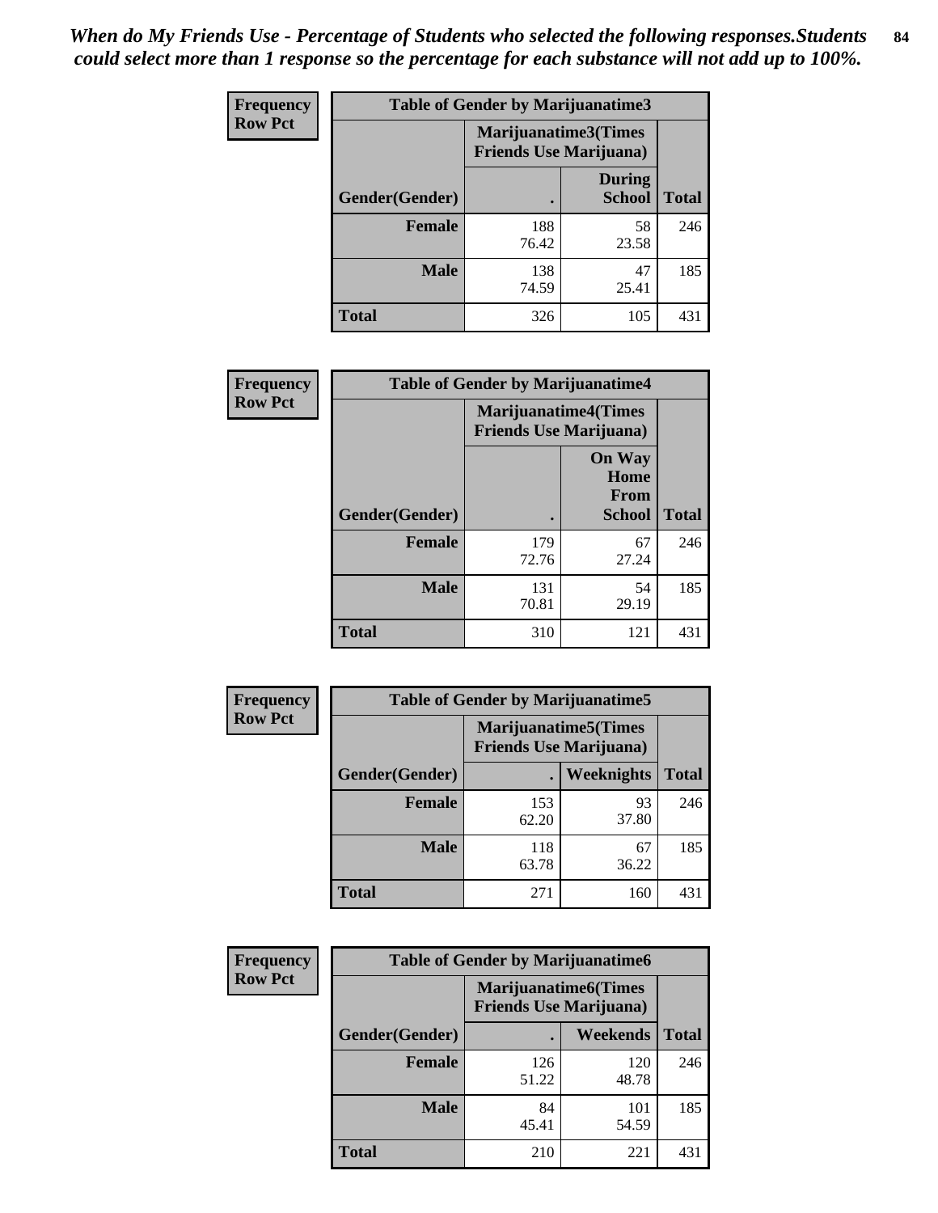*When do My Friends Use - Percentage of Students who selected the following responses.Students could select more than 1 response so the percentage for each substance will not add up to 100%.*

**Frequency**
**Row Pct**

| Table of Gender by Marijuanatime3 | | | |
|---|---|---|---|
| | Marijuanatime3(Times Friends Use Marijuana) | | |
| Gender(Gender) | . | During School | Total |
| **Female** | 188<br>76.42 | 58<br>23.58 | 246 |
| **Male** | 138<br>74.59 | 47<br>25.41 | 185 |
| **Total** | 326 | 105 | 431 |

**Frequency**
**Row Pct**

| Table of Gender by Marijuanatime4 | | | |
|---|---|---|---|
| | Marijuanatime4(Times Friends Use Marijuana) | | |
| Gender(Gender) | . | On Way Home From School | Total |
| **Female** | 179<br>72.76 | 67<br>27.24 | 246 |
| **Male** | 131<br>70.81 | 54<br>29.19 | 185 |
| **Total** | 310 | 121 | 431 |

**Frequency**
**Row Pct**

| Table of Gender by Marijuanatime5 | | | |
|---|---|---|---|
| | Marijuanatime5(Times Friends Use Marijuana) | | |
| Gender(Gender) | . | Weeknights | Total |
| **Female** | 153<br>62.20 | 93<br>37.80 | 246 |
| **Male** | 118<br>63.78 | 67<br>36.22 | 185 |
| **Total** | 271 | 160 | 431 |

**Frequency**
**Row Pct**

| Table of Gender by Marijuanatime6 | | | |
|---|---|---|---|
| | Marijuanatime6(Times Friends Use Marijuana) | | |
| Gender(Gender) | . | Weekends | Total |
| **Female** | 126<br>51.22 | 120<br>48.78 | 246 |
| **Male** | 84<br>45.41 | 101<br>54.59 | 185 |
| **Total** | 210 | 221 | 431 |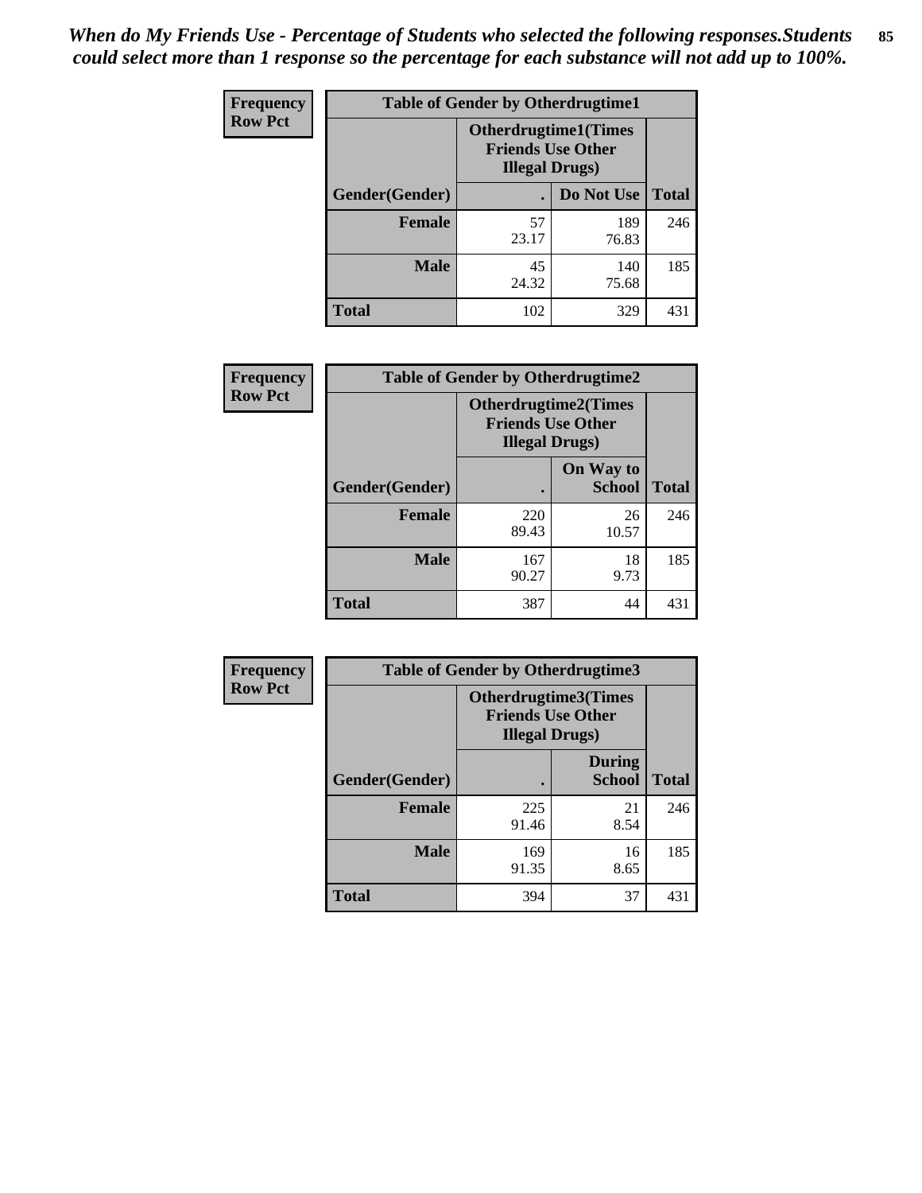*When do My Friends Use - Percentage of Students who selected the following responses.Students could select more than 1 response so the percentage for each substance will not add up to 100%.*

**Frequency**
**Row Pct**

| Table of Gender by Otherdrugtime1 | | | |
|---|---|---|---|
| | Otherdrugtime1(Times Friends Use Other Illegal Drugs) | | |
| Gender(Gender) | . | Do Not Use | Total |
| **Female** | 57<br>23.17 | 189<br>76.83 | 246 |
| **Male** | 45<br>24.32 | 140<br>75.68 | 185 |
| **Total** | 102 | 329 | 431 |

**Frequency**
**Row Pct**

| Table of Gender by Otherdrugtime2 | | | |
|---|---|---|---|
| | Otherdrugtime2(Times Friends Use Other Illegal Drugs) | | |
| Gender(Gender) | . | On Way to School | Total |
| **Female** | 220<br>89.43 | 26<br>10.57 | 246 |
| **Male** | 167<br>90.27 | 18<br>9.73 | 185 |
| **Total** | 387 | 44 | 431 |

**Frequency**
**Row Pct**

| Table of Gender by Otherdrugtime3 | | | |
|---|---|---|---|
| | Otherdrugtime3(Times Friends Use Other Illegal Drugs) | | |
| Gender(Gender) | . | During School | Total |
| **Female** | 225<br>91.46 | 21<br>8.54 | 246 |
| **Male** | 169<br>91.35 | 16<br>8.65 | 185 |
| **Total** | 394 | 37 | 431 |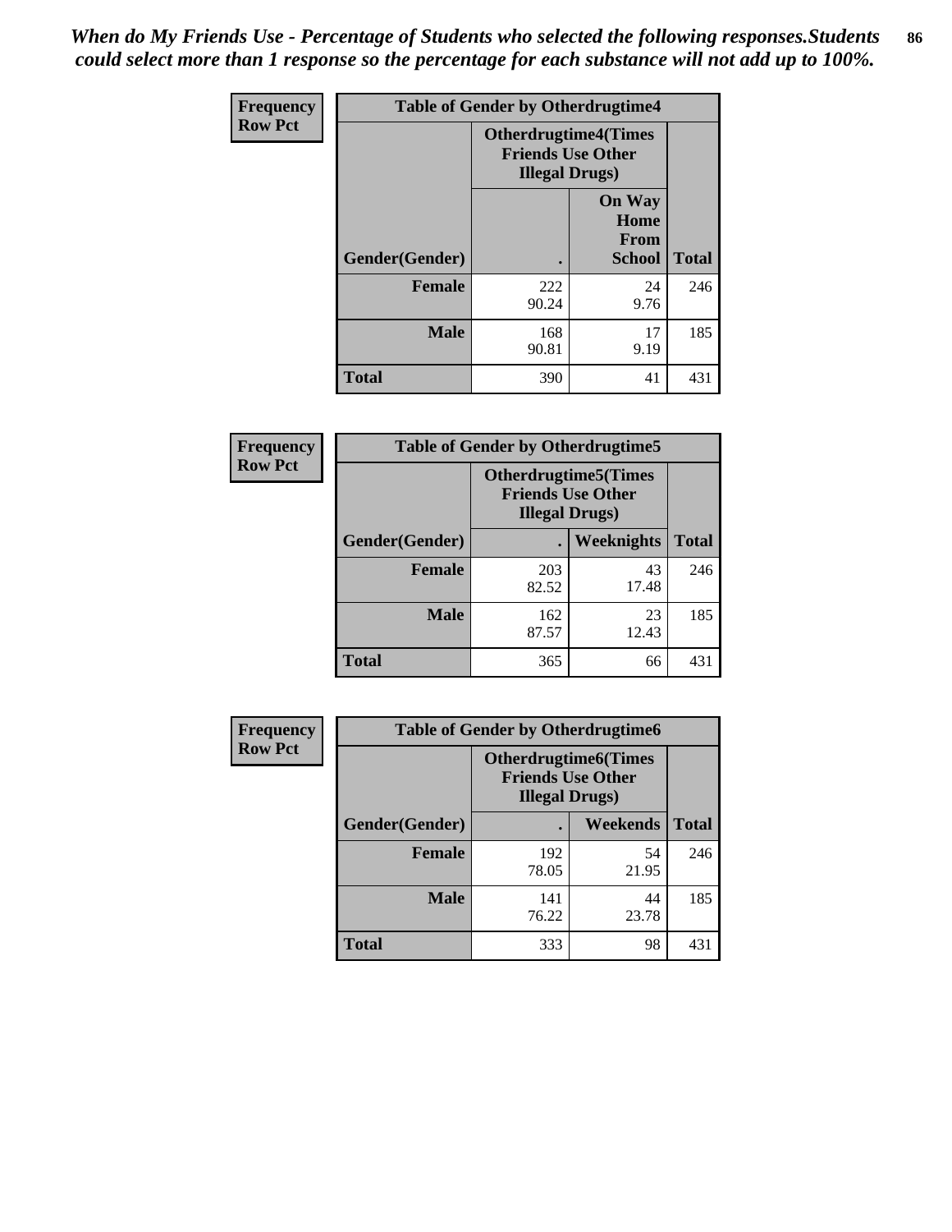*When do My Friends Use - Percentage of Students who selected the following responses.Students could select more than 1 response so the percentage for each substance will not add up to 100%.*

**Frequency**
**Row Pct**

| Table of Gender by Otherdrugtime4 | | | |
|---|---|---|---|
| | Otherdrugtime4(Times Friends Use Other Illegal Drugs) | | |
| Gender(Gender) | . | On Way Home From School | Total |
| **Female** | 222<br>90.24 | 24<br>9.76 | 246 |
| **Male** | 168<br>90.81 | 17<br>9.19 | 185 |
| **Total** | 390 | 41 | 431 |

**Frequency**
**Row Pct**

| Table of Gender by Otherdrugtime5 | | | |
|---|---|---|---|
| | Otherdrugtime5(Times Friends Use Other Illegal Drugs) | | |
| Gender(Gender) | . | Weeknights | Total |
| **Female** | 203<br>82.52 | 43<br>17.48 | 246 |
| **Male** | 162<br>87.57 | 23<br>12.43 | 185 |
| **Total** | 365 | 66 | 431 |

**Frequency**
**Row Pct**

| Table of Gender by Otherdrugtime6 | | | |
|---|---|---|---|
| | Otherdrugtime6(Times Friends Use Other Illegal Drugs) | | |
| Gender(Gender) | . | Weekends | Total |
| **Female** | 192<br>78.05 | 54<br>21.95 | 246 |
| **Male** | 141<br>76.22 | 44<br>23.78 | 185 |
| **Total** | 333 | 98 | 431 |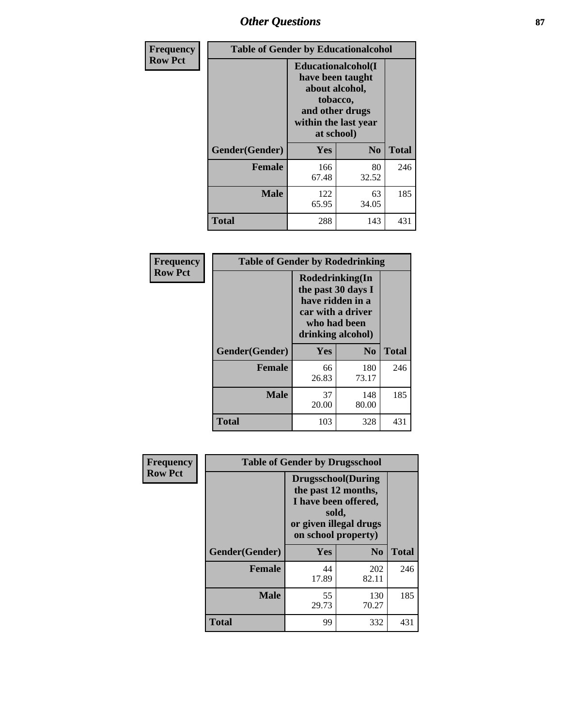## Other Questions

| Frequency Row Pct | Table of Gender by Educationalcohol | | |
|---|---|---|---|
| | Educationalcohol(I have been taught about alcohol, tobacco, and other drugs within the last year at school) | | |
| Gender(Gender) | Yes | No | Total |
| Female | 166 67.48 | 80 32.52 | 246 |
| Male | 122 65.95 | 63 34.05 | 185 |
| Total | 288 | 143 | 431 |

| Frequency Row Pct | Table of Gender by Rodedrinking | | |
|---|---|---|---|
| | Rodedrinking(In the past 30 days I have ridden in a car with a driver who had been drinking alcohol) | | |
| Gender(Gender) | Yes | No | Total |
| Female | 66 26.83 | 180 73.17 | 246 |
| Male | 37 20.00 | 148 80.00 | 185 |
| Total | 103 | 328 | 431 |

| Frequency Row Pct | Table of Gender by Drugsschool | | |
|---|---|---|---|
| | Drugsschool(During the past 12 months, I have been offered, sold, or given illegal drugs on school property) | | |
| Gender(Gender) | Yes | No | Total |
| Female | 44 17.89 | 202 82.11 | 246 |
| Male | 55 29.73 | 130 70.27 | 185 |
| Total | 99 | 332 | 431 |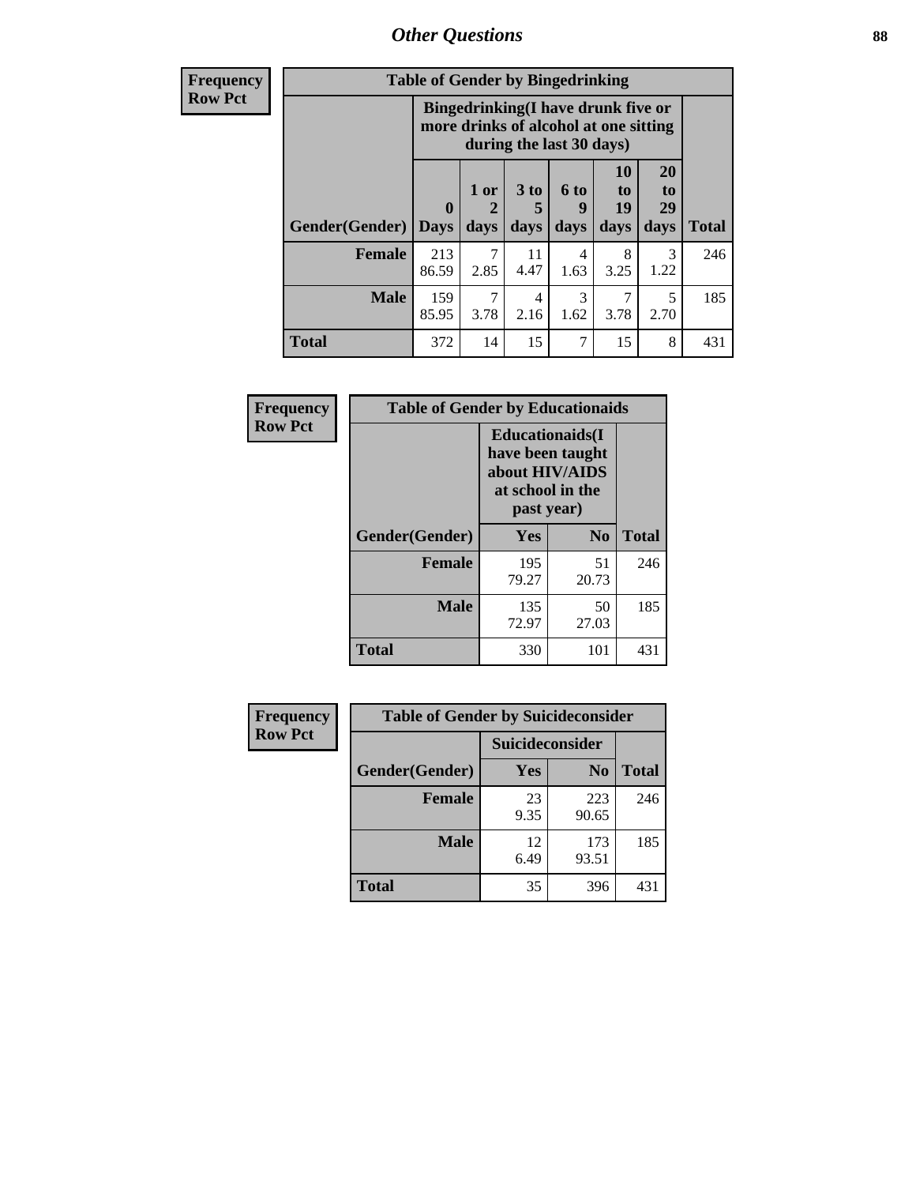## Other Questions

| Frequency Row Pct | Table of Gender by Bingedrinking | | | | | | |
|---|---|---|---|---|---|---|---|
| | Bingedrinking(I have drunk five or more drinks of alcohol at one sitting during the last 30 days) | | | | | | |
| Gender(Gender) | 0 Days | 1 or 2 days | 3 to 5 days | 6 to 9 days | 10 to 19 days | 20 to 29 days | Total |
| Female | 213<br>86.59 | 7<br>2.85 | 11<br>4.47 | 4<br>1.63 | 8<br>3.25 | 3<br>1.22 | 246 |
| Male | 159<br>85.95 | 7<br>3.78 | 4<br>2.16 | 3<br>1.62 | 7<br>3.78 | 5<br>2.70 | 185 |
| Total | 372 | 14 | 15 | 7 | 15 | 8 | 431 |

| Frequency Row Pct | Table of Gender by Educationaids | | |
|---|---|---|---|
| | Educationaids(I have been taught about HIV/AIDS at school in the past year) | | |
| Gender(Gender) | Yes | No | Total |
| Female | 195<br>79.27 | 51<br>20.73 | 246 |
| Male | 135<br>72.97 | 50<br>27.03 | 185 |
| Total | 330 | 101 | 431 |

| Frequency Row Pct | Table of Gender by Suicideconsider | | |
|---|---|---|---|
| | Suicideconsider | | |
| Gender(Gender) | Yes | No | Total |
| Female | 23<br>9.35 | 223<br>90.65 | 246 |
| Male | 12<br>6.49 | 173<br>93.51 | 185 |
| Total | 35 | 396 | 431 |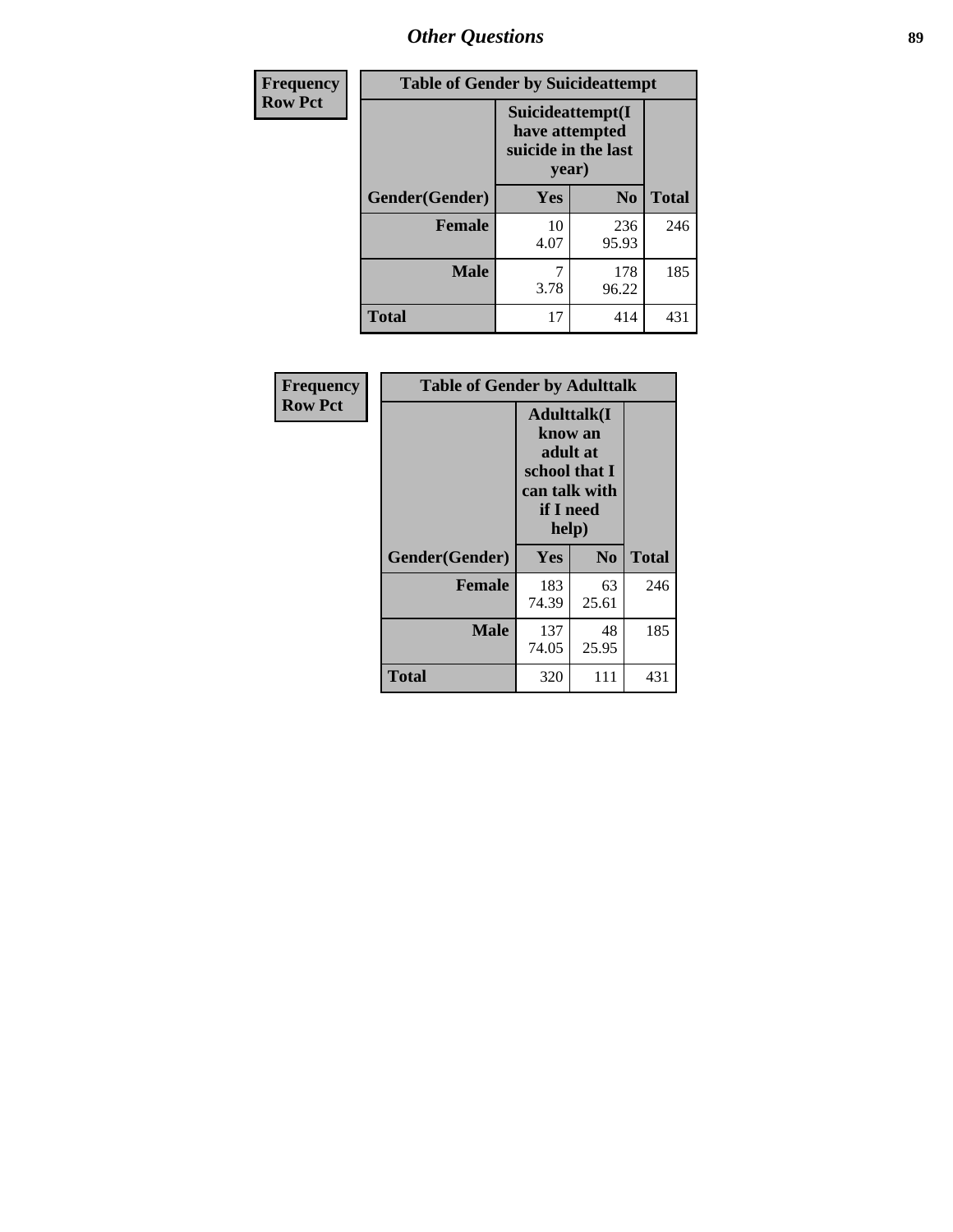| Frequency<br>Row Pct | Table of Gender by Suicideattempt | | |
|---|---|---|---|
| | Suicideattempt(I have attempted suicide in the last year) | | |
| Gender(Gender) | Yes | No | Total |
| Female | 10<br>4.07 | 236<br>95.93 | 246 |
| Male | 7<br>3.78 | 178<br>96.22 | 185 |
| Total | 17 | 414 | 431 |

| Frequency<br>Row Pct | Table of Gender by Adulttalk | | |
|---|---|---|---|
| | Adulttalk(I know an adult at school that I can talk with if I need help) | | |
| Gender(Gender) | Yes | No | Total |
| Female | 183<br>74.39 | 63<br>25.61 | 246 |
| Male | 137<br>74.05 | 48<br>25.95 | 185 |
| Total | 320 | 111 | 431 |